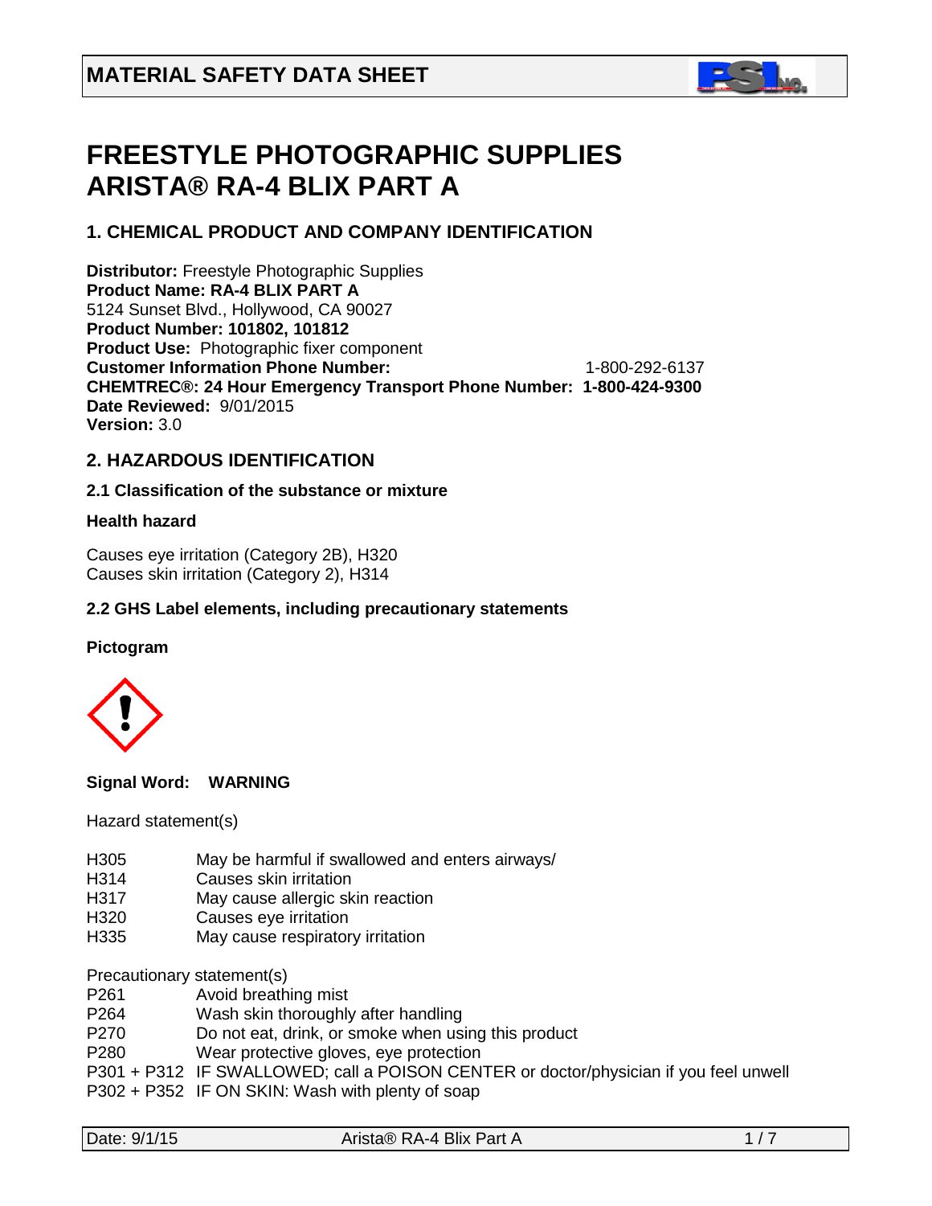# MATERIAL SAFETY DATA SHEET

# FREESTYLE PHOTOGRAPHIC SUPPLIES ARISTA® RA-4 BLIX PART A

## 1. CHEMICAL PRODUCT AND COMPANY IDENTIFICATION

**Distributor:** Freestyle Photographic Supplies
**Product Name: RA-4 BLIX PART A**
5124 Sunset Blvd., Hollywood, CA 90027
**Product Number: 101802, 101812**
**Product Use:** Photographic fixer component
**Customer Information Phone Number:** 1-800-292-6137
**CHEMTREC®: 24 Hour Emergency Transport Phone Number: 1-800-424-9300**
**Date Reviewed:** 9/01/2015
**Version:** 3.0

## 2. HAZARDOUS IDENTIFICATION

### 2.1 Classification of the substance or mixture

**Health hazard**

Causes eye irritation (Category 2B), H320
Causes skin irritation (Category 2), H314

### 2.2 GHS Label elements, including precautionary statements

**Pictogram**

**Signal Word: WARNING**

Hazard statement(s)

| | |
|---|---|
| H305 | May be harmful if swallowed and enters airways/ |
| H314 | Causes skin irritation |
| H317 | May cause allergic skin reaction |
| H320 | Causes eye irritation |
| H335 | May cause respiratory irritation |

Precautionary statement(s)

| | |
|---|---|
| P261 | Avoid breathing mist |
| P264 | Wash skin thoroughly after handling |
| P270 | Do not eat, drink, or smoke when using this product |
| P280 | Wear protective gloves, eye protection |
| P301 + P312 | IF SWALLOWED; call a POISON CENTER or doctor/physician if you feel unwell |
| P302 + P352 | IF ON SKIN: Wash with plenty of soap |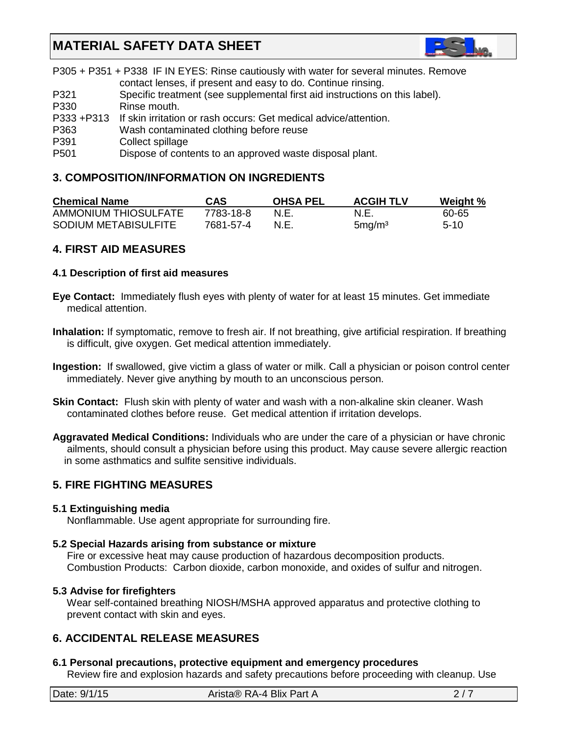P305 + P351 + P338 IF IN EYES: Rinse cautiously with water for several minutes. Remove contact lenses, if present and easy to do. Continue rinsing.

P321 Specific treatment (see supplemental first aid instructions on this label).

P330 Rinse mouth.

P333 +P313 If skin irritation or rash occurs: Get medical advice/attention.

P363 Wash contaminated clothing before reuse

P391 Collect spillage

P501 Dispose of contents to an approved waste disposal plant.

## 3. COMPOSITION/INFORMATION ON INGREDIENTS

| Chemical Name | CAS | OHSA PEL | ACGIH TLV | Weight % |
|---|---|---|---|---|
| AMMONIUM THIOSULFATE | 7783-18-8 | N.E. | N.E. | 60-65 |
| SODIUM METABISULFITE | 7681-57-4 | N.E. | 5mg/m³ | 5-10 |

## 4. FIRST AID MEASURES

### 4.1 Description of first aid measures

**Eye Contact:** Immediately flush eyes with plenty of water for at least 15 minutes. Get immediate medical attention.

**Inhalation:** If symptomatic, remove to fresh air. If not breathing, give artificial respiration. If breathing is difficult, give oxygen. Get medical attention immediately.

**Ingestion:** If swallowed, give victim a glass of water or milk. Call a physician or poison control center immediately. Never give anything by mouth to an unconscious person.

**Skin Contact:** Flush skin with plenty of water and wash with a non-alkaline skin cleaner. Wash contaminated clothes before reuse. Get medical attention if irritation develops.

**Aggravated Medical Conditions:** Individuals who are under the care of a physician or have chronic ailments, should consult a physician before using this product. May cause severe allergic reaction in some asthmatics and sulfite sensitive individuals.

## 5. FIRE FIGHTING MEASURES

### 5.1 Extinguishing media

Nonflammable. Use agent appropriate for surrounding fire.

### 5.2 Special Hazards arising from substance or mixture

Fire or excessive heat may cause production of hazardous decomposition products.
Combustion Products: Carbon dioxide, carbon monoxide, and oxides of sulfur and nitrogen.

### 5.3 Advise for firefighters

Wear self-contained breathing NIOSH/MSHA approved apparatus and protective clothing to prevent contact with skin and eyes.

## 6. ACCIDENTAL RELEASE MEASURES

### 6.1 Personal precautions, protective equipment and emergency procedures

Review fire and explosion hazards and safety precautions before proceeding with cleanup. Use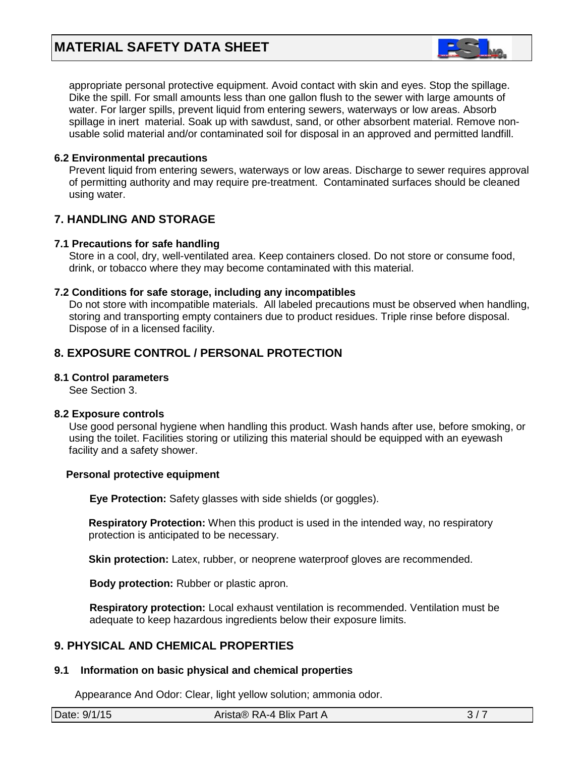appropriate personal protective equipment. Avoid contact with skin and eyes. Stop the spillage. Dike the spill. For small amounts less than one gallon flush to the sewer with large amounts of water. For larger spills, prevent liquid from entering sewers, waterways or low areas. Absorb spillage in inert material. Soak up with sawdust, sand, or other absorbent material. Remove non-usable solid material and/or contaminated soil for disposal in an approved and permitted landfill.

### 6.2 Environmental precautions

Prevent liquid from entering sewers, waterways or low areas. Discharge to sewer requires approval of permitting authority and may require pre-treatment. Contaminated surfaces should be cleaned using water.

## 7. HANDLING AND STORAGE

### 7.1 Precautions for safe handling

Store in a cool, dry, well-ventilated area. Keep containers closed. Do not store or consume food, drink, or tobacco where they may become contaminated with this material.

### 7.2 Conditions for safe storage, including any incompatibles

Do not store with incompatible materials. All labeled precautions must be observed when handling, storing and transporting empty containers due to product residues. Triple rinse before disposal. Dispose of in a licensed facility.

## 8. EXPOSURE CONTROL / PERSONAL PROTECTION

### 8.1 Control parameters

See Section 3.

### 8.2 Exposure controls

Use good personal hygiene when handling this product. Wash hands after use, before smoking, or using the toilet. Facilities storing or utilizing this material should be equipped with an eyewash facility and a safety shower.

**Personal protective equipment**

**Eye Protection:** Safety glasses with side shields (or goggles).

**Respiratory Protection:** When this product is used in the intended way, no respiratory protection is anticipated to be necessary.

**Skin protection:** Latex, rubber, or neoprene waterproof gloves are recommended.

**Body protection:** Rubber or plastic apron.

**Respiratory protection:** Local exhaust ventilation is recommended. Ventilation must be adequate to keep hazardous ingredients below their exposure limits.

## 9. PHYSICAL AND CHEMICAL PROPERTIES

### 9.1 Information on basic physical and chemical properties

Appearance And Odor: Clear, light yellow solution; ammonia odor.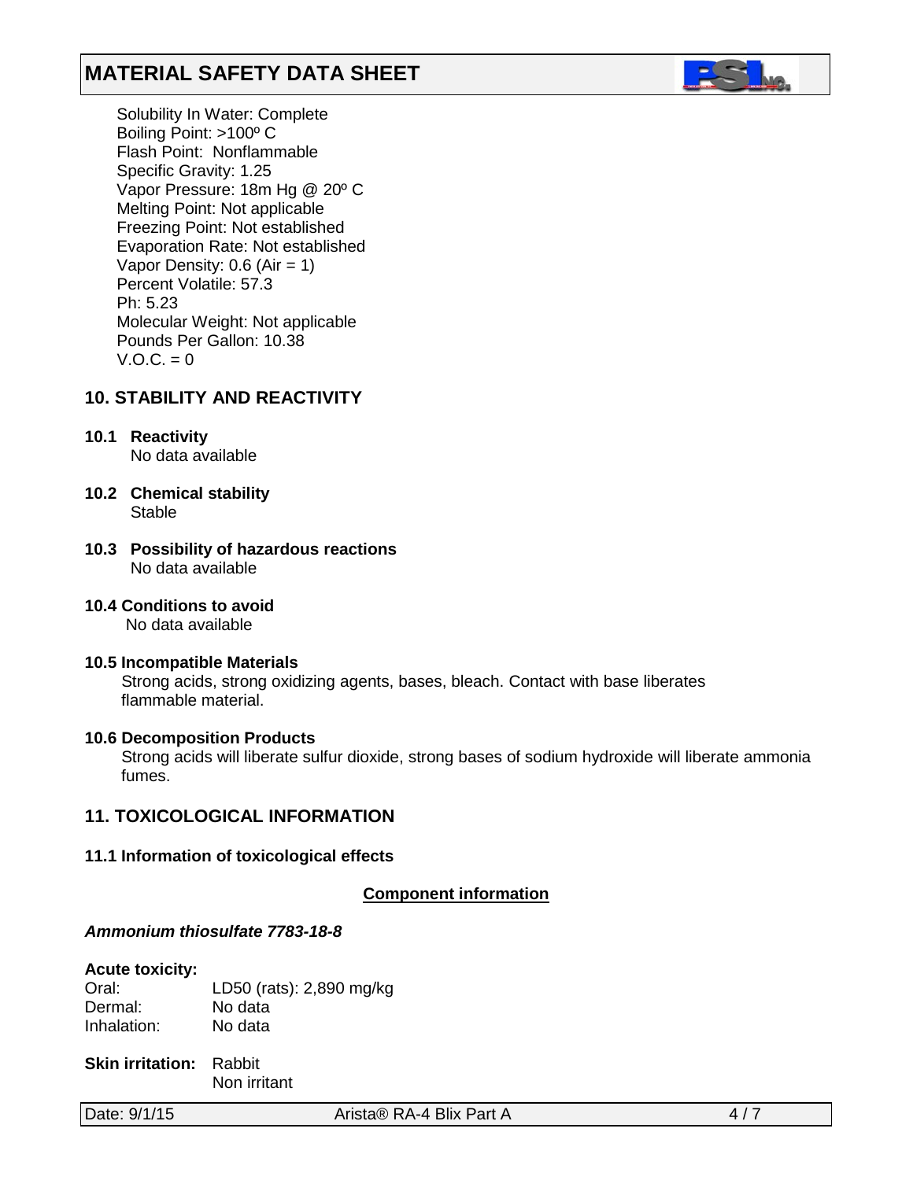Solubility In Water: Complete
Boiling Point: >100º C
Flash Point: Nonflammable
Specific Gravity: 1.25
Vapor Pressure: 18m Hg @ 20º C
Melting Point: Not applicable
Freezing Point: Not established
Evaporation Rate: Not established
Vapor Density: 0.6 (Air = 1)
Percent Volatile: 57.3
Ph: 5.23
Molecular Weight: Not applicable
Pounds Per Gallon: 10.38
V.O.C. = 0

## 10. STABILITY AND REACTIVITY

**10.1 Reactivity**
No data available

**10.2 Chemical stability**
Stable

**10.3 Possibility of hazardous reactions**
No data available

**10.4 Conditions to avoid**
No data available

**10.5 Incompatible Materials**
Strong acids, strong oxidizing agents, bases, bleach. Contact with base liberates flammable material.

**10.6 Decomposition Products**
Strong acids will liberate sulfur dioxide, strong bases of sodium hydroxide will liberate ammonia fumes.

## 11. TOXICOLOGICAL INFORMATION

**11.1 Information of toxicological effects**

**Component information**

***Ammonium thiosulfate 7783-18-8***

**Acute toxicity:**

| | |
|---|---|
| Oral: | LD50 (rats): 2,890 mg/kg |
| Dermal: | No data |
| Inhalation: | No data |

**Skin irritation:** Rabbit
Non irritant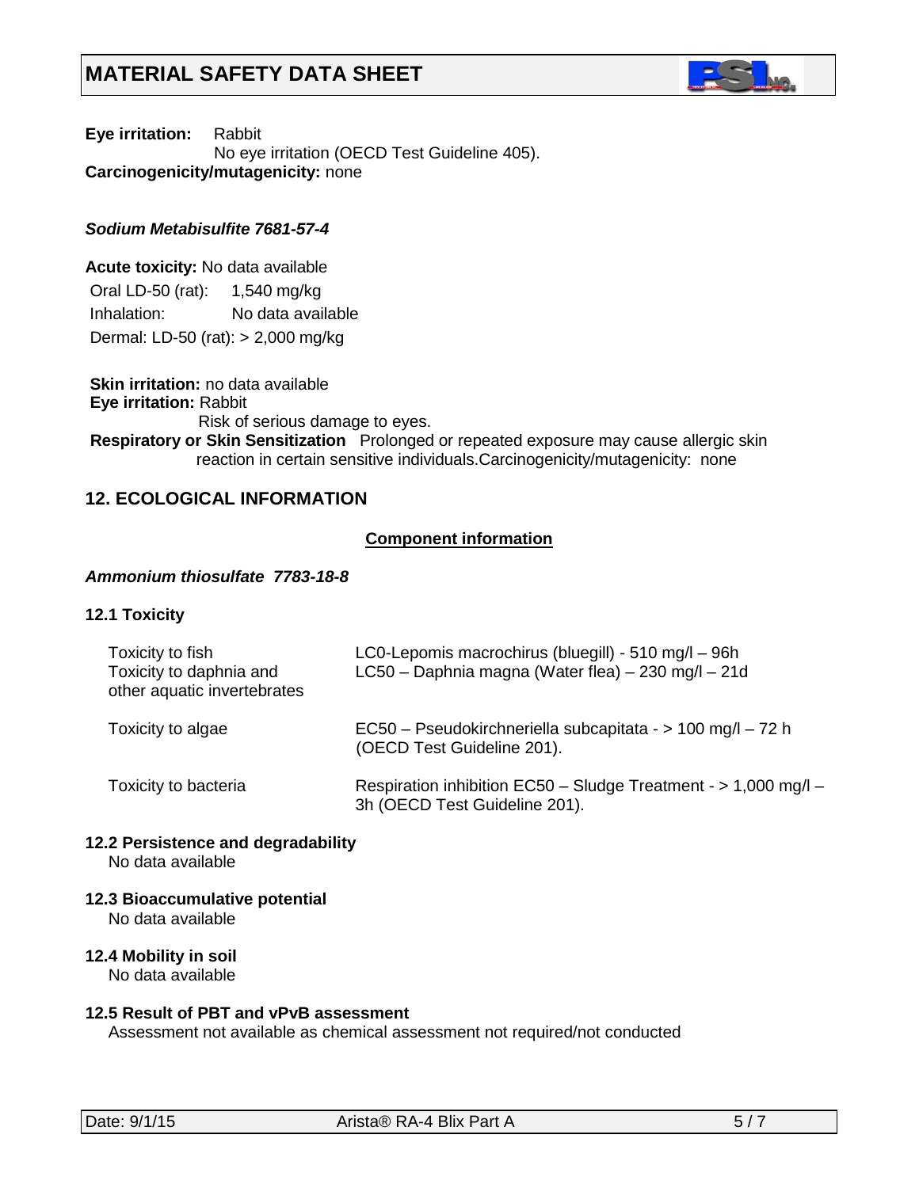**Eye irritation:** Rabbit
No eye irritation (OECD Test Guideline 405).
**Carcinogenicity/mutagenicity:** none

***Sodium Metabisulfite 7681-57-4***

**Acute toxicity:** No data available
Oral LD-50 (rat): 1,540 mg/kg
Inhalation: No data available
Dermal: LD-50 (rat): > 2,000 mg/kg

**Skin irritation:** no data available
**Eye irritation:** Rabbit
Risk of serious damage to eyes.
**Respiratory or Skin Sensitization** Prolonged or repeated exposure may cause allergic skin reaction in certain sensitive individuals.Carcinogenicity/mutagenicity: none

## 12. ECOLOGICAL INFORMATION

**Component information**

***Ammonium thiosulfate 7783-18-8***

### 12.1 Toxicity

| | |
|---|---|
| Toxicity to fish | LC0-Lepomis macrochirus (bluegill) - 510 mg/l – 96h |
| Toxicity to daphnia and other aquatic invertebrates | LC50 – Daphnia magna (Water flea) – 230 mg/l – 21d |
| Toxicity to algae | EC50 – Pseudokirchneriella subcapitata - > 100 mg/l – 72 h (OECD Test Guideline 201). |
| Toxicity to bacteria | Respiration inhibition EC50 – Sludge Treatment - > 1,000 mg/l – 3h (OECD Test Guideline 201). |

### 12.2 Persistence and degradability

No data available

### 12.3 Bioaccumulative potential

No data available

### 12.4 Mobility in soil

No data available

### 12.5 Result of PBT and vPvB assessment

Assessment not available as chemical assessment not required/not conducted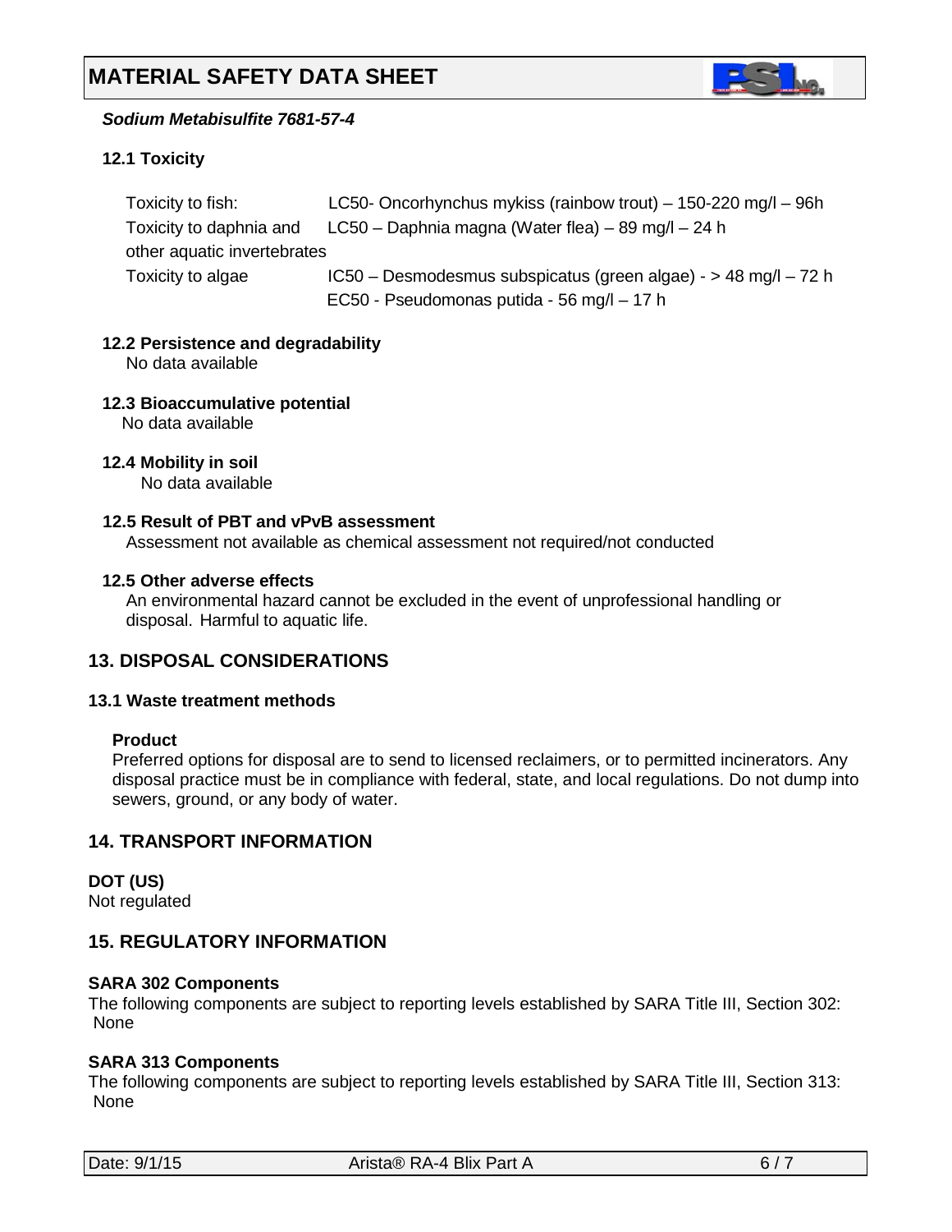*Sodium Metabisulfite 7681-57-4*

**12.1 Toxicity**

| | |
|---|---|
| Toxicity to fish: | LC50- Oncorhynchus mykiss (rainbow trout) – 150-220 mg/l – 96h |
| Toxicity to daphnia and other aquatic invertebrates | LC50 – Daphnia magna (Water flea) – 89 mg/l – 24 h |
| Toxicity to algae | IC50 – Desmodesmus subspicatus (green algae) - > 48 mg/l – 72 h |
| | EC50 - Pseudomonas putida - 56 mg/l – 17 h |

**12.2 Persistence and degradability**

No data available

**12.3 Bioaccumulative potential**

No data available

**12.4 Mobility in soil**

No data available

**12.5 Result of PBT and vPvB assessment**

Assessment not available as chemical assessment not required/not conducted

**12.5 Other adverse effects**

An environmental hazard cannot be excluded in the event of unprofessional handling or disposal. Harmful to aquatic life.

## 13. DISPOSAL CONSIDERATIONS

**13.1 Waste treatment methods**

**Product**

Preferred options for disposal are to send to licensed reclaimers, or to permitted incinerators. Any disposal practice must be in compliance with federal, state, and local regulations. Do not dump into sewers, ground, or any body of water.

## 14. TRANSPORT INFORMATION

**DOT (US)**

Not regulated

## 15. REGULATORY INFORMATION

**SARA 302 Components**

The following components are subject to reporting levels established by SARA Title III, Section 302:
None

**SARA 313 Components**

The following components are subject to reporting levels established by SARA Title III, Section 313:
None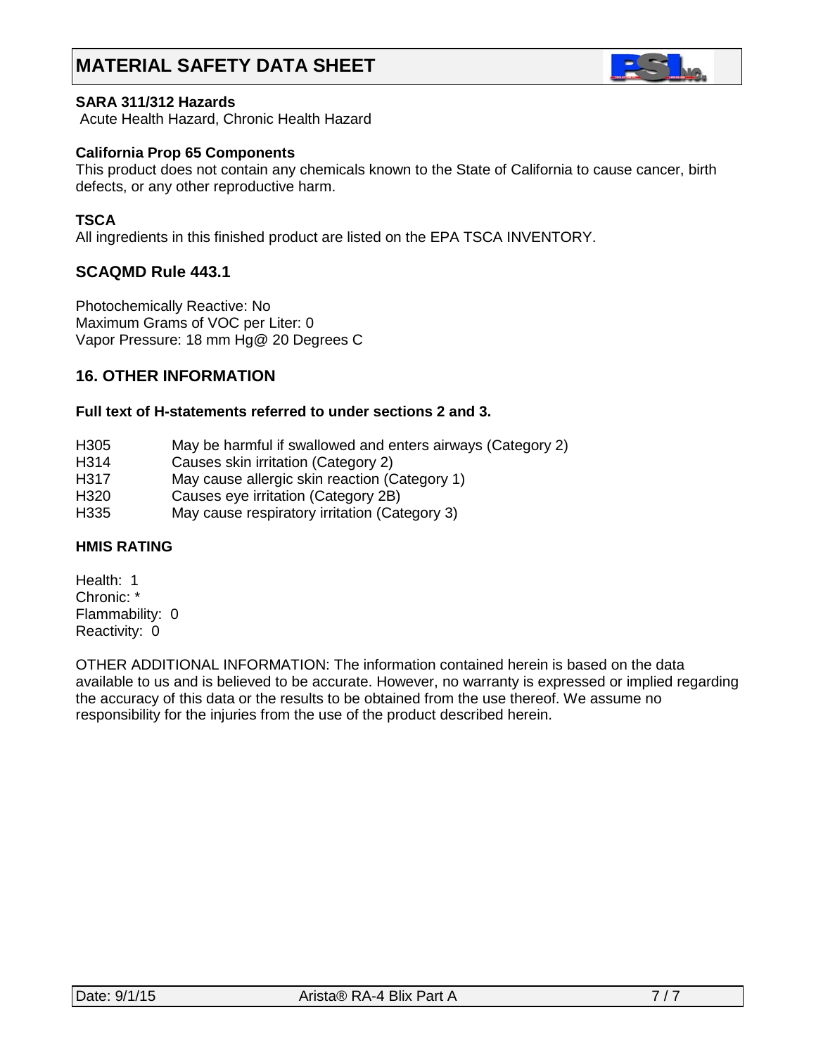# MATERIAL SAFETY DATA SHEET

**SARA 311/312 Hazards**
Acute Health Hazard, Chronic Health Hazard

**California Prop 65 Components**
This product does not contain any chemicals known to the State of California to cause cancer, birth defects, or any other reproductive harm.

**TSCA**
All ingredients in this finished product are listed on the EPA TSCA INVENTORY.

## SCAQMD Rule 443.1

Photochemically Reactive: No
Maximum Grams of VOC per Liter: 0
Vapor Pressure: 18 mm Hg@ 20 Degrees C

## 16. OTHER INFORMATION

**Full text of H-statements referred to under sections 2 and 3.**

| | |
|---|---|
| H305 | May be harmful if swallowed and enters airways (Category 2) |
| H314 | Causes skin irritation (Category 2) |
| H317 | May cause allergic skin reaction (Category 1) |
| H320 | Causes eye irritation (Category 2B) |
| H335 | May cause respiratory irritation (Category 3) |

**HMIS RATING**

Health: 1
Chronic: *
Flammability: 0
Reactivity: 0

OTHER ADDITIONAL INFORMATION: The information contained herein is based on the data available to us and is believed to be accurate. However, no warranty is expressed or implied regarding the accuracy of this data or the results to be obtained from the use thereof. We assume no responsibility for the injuries from the use of the product described herein.

Date: 9/1/15 Arista® RA-4 Blix Part A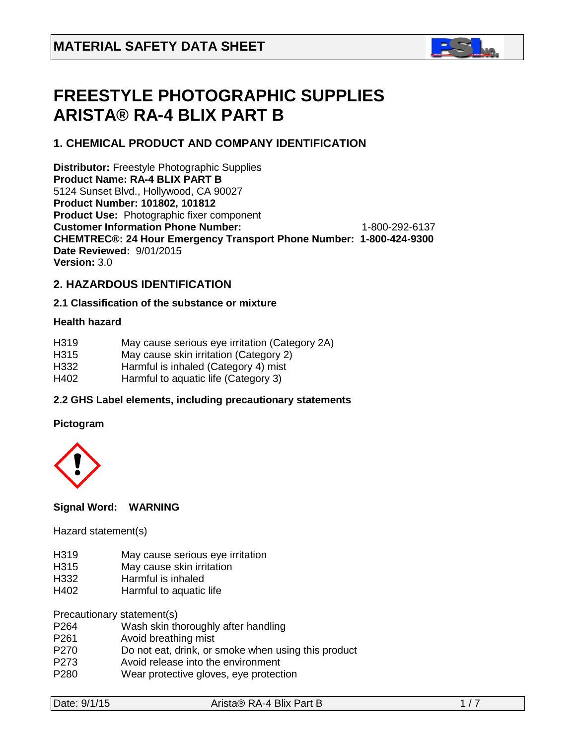## MATERIAL SAFETY DATA SHEET

# FREESTYLE PHOTOGRAPHIC SUPPLIES ARISTA® RA-4 BLIX PART B

## 1. CHEMICAL PRODUCT AND COMPANY IDENTIFICATION

**Distributor:** Freestyle Photographic Supplies
**Product Name: RA-4 BLIX PART B**
5124 Sunset Blvd., Hollywood, CA 90027
**Product Number: 101802, 101812**
**Product Use:** Photographic fixer component
**Customer Information Phone Number:** 1-800-292-6137
**CHEMTREC®: 24 Hour Emergency Transport Phone Number: 1-800-424-9300**
**Date Reviewed:** 9/01/2015
**Version:** 3.0

## 2. HAZARDOUS IDENTIFICATION

### 2.1 Classification of the substance or mixture

**Health hazard**

| | |
|---|---|
| H319 | May cause serious eye irritation (Category 2A) |
| H315 | May cause skin irritation (Category 2) |
| H332 | Harmful is inhaled (Category 4) mist |
| H402 | Harmful to aquatic life (Category 3) |

### 2.2 GHS Label elements, including precautionary statements

**Pictogram**

**Signal Word: WARNING**

Hazard statement(s)

| | |
|---|---|
| H319 | May cause serious eye irritation |
| H315 | May cause skin irritation |
| H332 | Harmful is inhaled |
| H402 | Harmful to aquatic life |

Precautionary statement(s)

| | |
|---|---|
| P264 | Wash skin thoroughly after handling |
| P261 | Avoid breathing mist |
| P270 | Do not eat, drink, or smoke when using this product |
| P273 | Avoid release into the environment |
| P280 | Wear protective gloves, eye protection |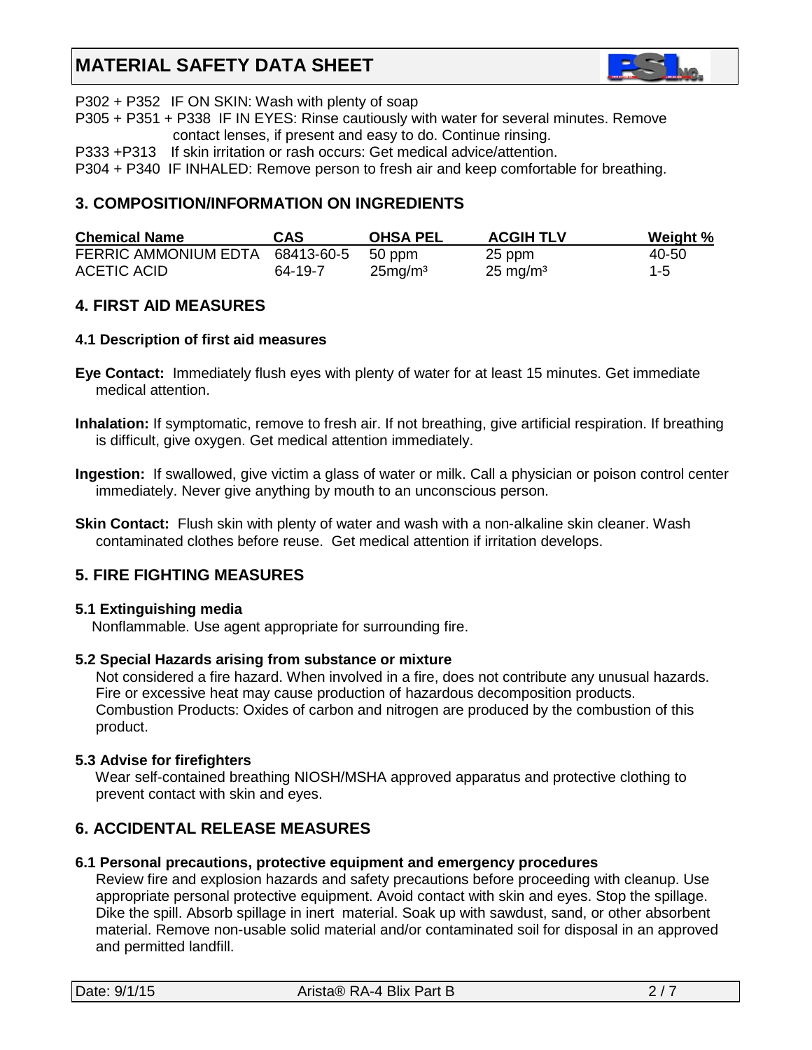P302 + P352 IF ON SKIN: Wash with plenty of soap

P305 + P351 + P338 IF IN EYES: Rinse cautiously with water for several minutes. Remove contact lenses, if present and easy to do. Continue rinsing.

P333 +P313 If skin irritation or rash occurs: Get medical advice/attention.

P304 + P340 IF INHALED: Remove person to fresh air and keep comfortable for breathing.

## 3. COMPOSITION/INFORMATION ON INGREDIENTS

| Chemical Name | CAS | OHSA PEL | ACGIH TLV | Weight % |
|---|---|---|---|---|
| FERRIC AMMONIUM EDTA | 68413-60-5 | 50 ppm | 25 ppm | 40-50 |
| ACETIC ACID | 64-19-7 | $25 mg/m^3$ | $25 mg/m^3$ | 1-5 |

## 4. FIRST AID MEASURES

### 4.1 Description of first aid measures

**Eye Contact:** Immediately flush eyes with plenty of water for at least 15 minutes. Get immediate medical attention.

**Inhalation:** If symptomatic, remove to fresh air. If not breathing, give artificial respiration. If breathing is difficult, give oxygen. Get medical attention immediately.

**Ingestion:** If swallowed, give victim a glass of water or milk. Call a physician or poison control center immediately. Never give anything by mouth to an unconscious person.

**Skin Contact:** Flush skin with plenty of water and wash with a non-alkaline skin cleaner. Wash contaminated clothes before reuse. Get medical attention if irritation develops.

## 5. FIRE FIGHTING MEASURES

### 5.1 Extinguishing media

Nonflammable. Use agent appropriate for surrounding fire.

### 5.2 Special Hazards arising from substance or mixture

Not considered a fire hazard. When involved in a fire, does not contribute any unusual hazards. Fire or excessive heat may cause production of hazardous decomposition products. Combustion Products: Oxides of carbon and nitrogen are produced by the combustion of this product.

### 5.3 Advise for firefighters

Wear self-contained breathing NIOSH/MSHA approved apparatus and protective clothing to prevent contact with skin and eyes.

## 6. ACCIDENTAL RELEASE MEASURES

### 6.1 Personal precautions, protective equipment and emergency procedures

Review fire and explosion hazards and safety precautions before proceeding with cleanup. Use appropriate personal protective equipment. Avoid contact with skin and eyes. Stop the spillage. Dike the spill. Absorb spillage in inert material. Soak up with sawdust, sand, or other absorbent material. Remove non-usable solid material and/or contaminated soil for disposal in an approved and permitted landfill.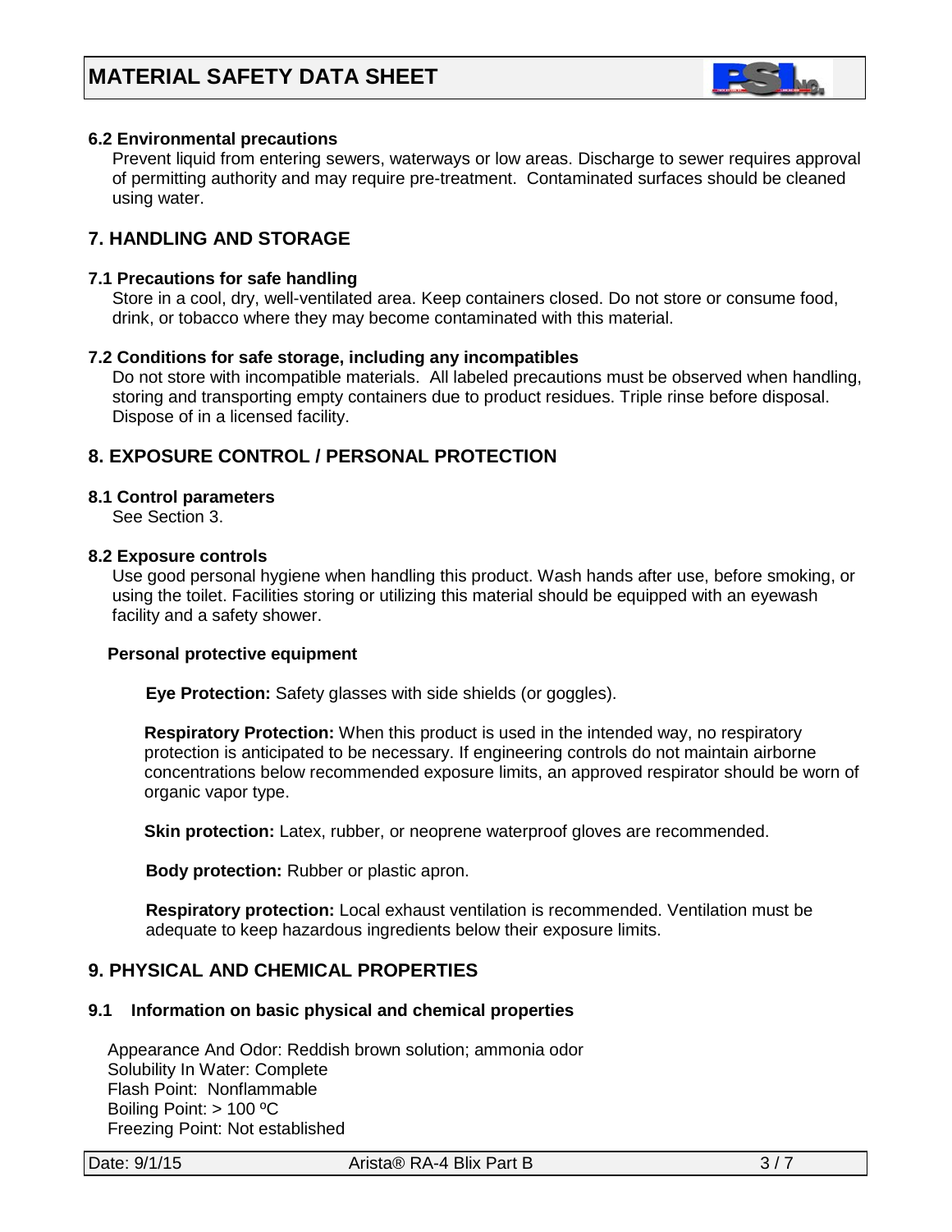### 6.2 Environmental precautions

Prevent liquid from entering sewers, waterways or low areas. Discharge to sewer requires approval of permitting authority and may require pre-treatment. Contaminated surfaces should be cleaned using water.

## 7. HANDLING AND STORAGE

### 7.1 Precautions for safe handling

Store in a cool, dry, well-ventilated area. Keep containers closed. Do not store or consume food, drink, or tobacco where they may become contaminated with this material.

### 7.2 Conditions for safe storage, including any incompatibles

Do not store with incompatible materials. All labeled precautions must be observed when handling, storing and transporting empty containers due to product residues. Triple rinse before disposal. Dispose of in a licensed facility.

## 8. EXPOSURE CONTROL / PERSONAL PROTECTION

### 8.1 Control parameters

See Section 3.

### 8.2 Exposure controls

Use good personal hygiene when handling this product. Wash hands after use, before smoking, or using the toilet. Facilities storing or utilizing this material should be equipped with an eyewash facility and a safety shower.

**Personal protective equipment**

**Eye Protection:** Safety glasses with side shields (or goggles).

**Respiratory Protection:** When this product is used in the intended way, no respiratory protection is anticipated to be necessary. If engineering controls do not maintain airborne concentrations below recommended exposure limits, an approved respirator should be worn of organic vapor type.

**Skin protection:** Latex, rubber, or neoprene waterproof gloves are recommended.

**Body protection:** Rubber or plastic apron.

**Respiratory protection:** Local exhaust ventilation is recommended. Ventilation must be adequate to keep hazardous ingredients below their exposure limits.

## 9. PHYSICAL AND CHEMICAL PROPERTIES

### 9.1 Information on basic physical and chemical properties

Appearance And Odor: Reddish brown solution; ammonia odor
Solubility In Water: Complete
Flash Point: Nonflammable
Boiling Point: > 100 ºC
Freezing Point: Not established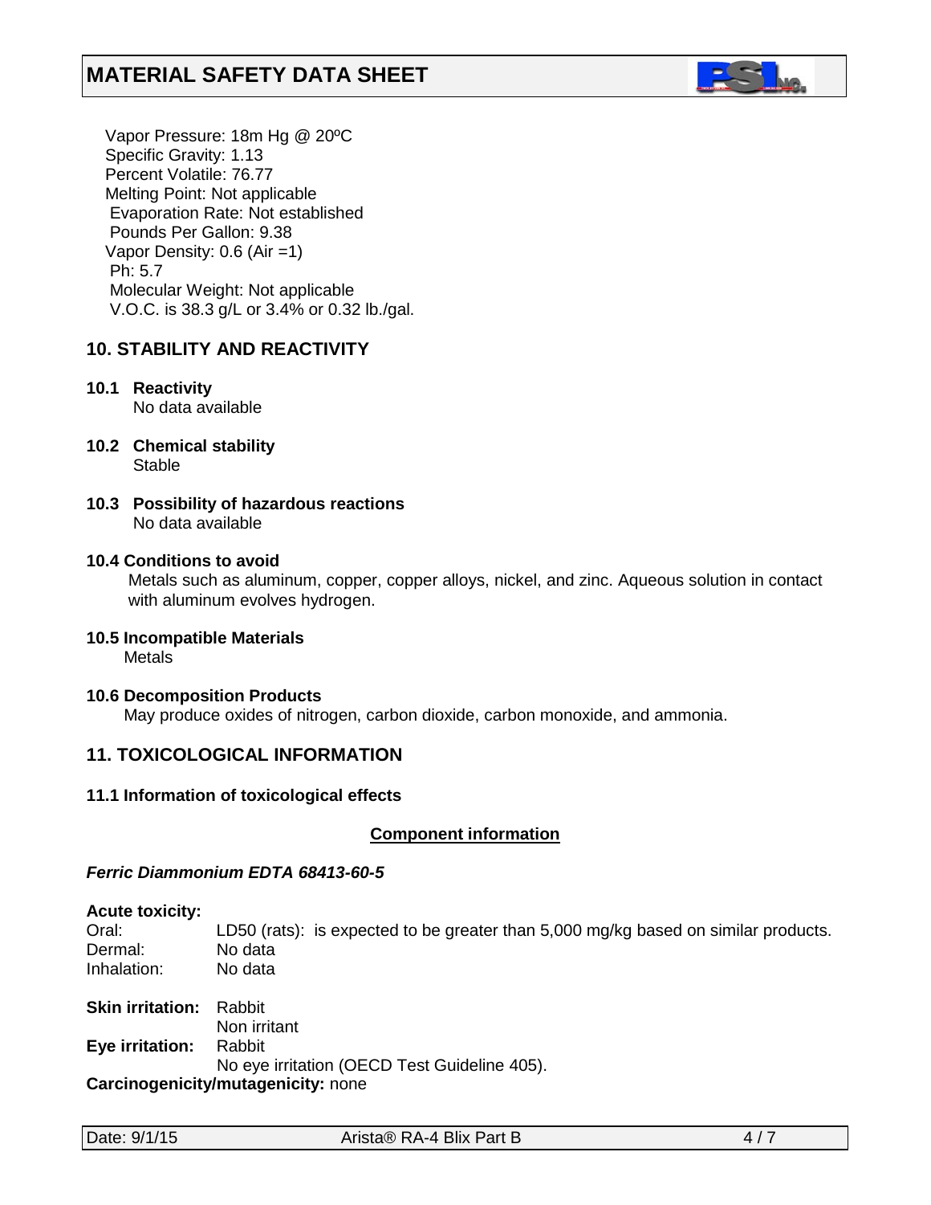Vapor Pressure: 18m Hg @ 20ºC
Specific Gravity: 1.13
Percent Volatile: 76.77
Melting Point: Not applicable
Evaporation Rate: Not established
Pounds Per Gallon: 9.38
Vapor Density: 0.6 (Air =1)
Ph: 5.7
Molecular Weight: Not applicable
V.O.C. is 38.3 g/L or 3.4% or 0.32 lb./gal.

## 10. STABILITY AND REACTIVITY

**10.1 Reactivity**
No data available

**10.2 Chemical stability**
Stable

**10.3 Possibility of hazardous reactions**
No data available

**10.4 Conditions to avoid**
Metals such as aluminum, copper, copper alloys, nickel, and zinc. Aqueous solution in contact with aluminum evolves hydrogen.

**10.5 Incompatible Materials**
Metals

**10.6 Decomposition Products**
May produce oxides of nitrogen, carbon dioxide, carbon monoxide, and ammonia.

## 11. TOXICOLOGICAL INFORMATION

**11.1 Information of toxicological effects**

**Component information**

***Ferric Diammonium EDTA 68413-60-5***

**Acute toxicity:**

Oral: LD50 (rats): is expected to be greater than 5,000 mg/kg based on similar products.
Dermal: No data
Inhalation: No data

**Skin irritation:** Rabbit
Non irritant

**Eye irritation:** Rabbit
No eye irritation (OECD Test Guideline 405).

**Carcinogenicity/mutagenicity:** none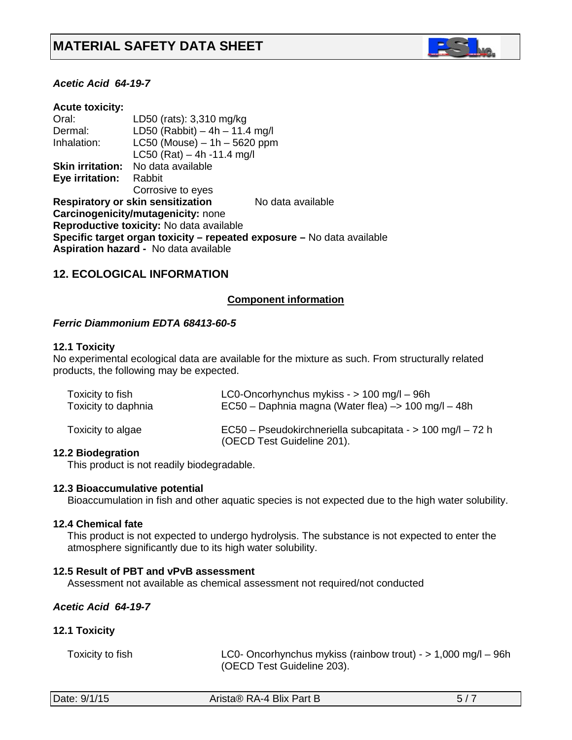***Acetic Acid 64-19-7***

**Acute toxicity:**

| | |
|---|---|
| Oral: | LD50 (rats): 3,310 mg/kg |
| Dermal: | LD50 (Rabbit) – 4h – 11.4 mg/l |
| Inhalation: | LC50 (Mouse) – 1h – 5620 ppm |
| | LC50 (Rat) – 4h -11.4 mg/l |
| **Skin irritation:** | No data available |
| **Eye irritation:** | Rabbit |
| | Corrosive to eyes |

**Respiratory or skin sensitization** No data available
**Carcinogenicity/mutagenicity:** none
**Reproductive toxicity:** No data available
**Specific target organ toxicity – repeated exposure –** No data available
**Aspiration hazard -** No data available

## 12. ECOLOGICAL INFORMATION

**Component information**

***Ferric Diammonium EDTA 68413-60-5***

**12.1 Toxicity**
No experimental ecological data are available for the mixture as such. From structurally related products, the following may be expected.

| | |
|---|---|
| Toxicity to fish | LC0-Oncorhynchus mykiss - > 100 mg/l – 96h |
| Toxicity to daphnia | EC50 – Daphnia magna (Water flea) –> 100 mg/l – 48h |
| Toxicity to algae | EC50 – Pseudokirchneriella subcapitata - > 100 mg/l – 72 h (OECD Test Guideline 201). |

**12.2 Biodegration**
This product is not readily biodegradable.

**12.3 Bioaccumulative potential**
Bioaccumulation in fish and other aquatic species is not expected due to the high water solubility.

**12.4 Chemical fate**
This product is not expected to undergo hydrolysis. The substance is not expected to enter the atmosphere significantly due to its high water solubility.

**12.5 Result of PBT and vPvB assessment**
Assessment not available as chemical assessment not required/not conducted

***Acetic Acid 64-19-7***

**12.1 Toxicity**

| | |
|---|---|
| Toxicity to fish | LC0- Oncorhynchus mykiss (rainbow trout) - > 1,000 mg/l – 96h (OECD Test Guideline 203). |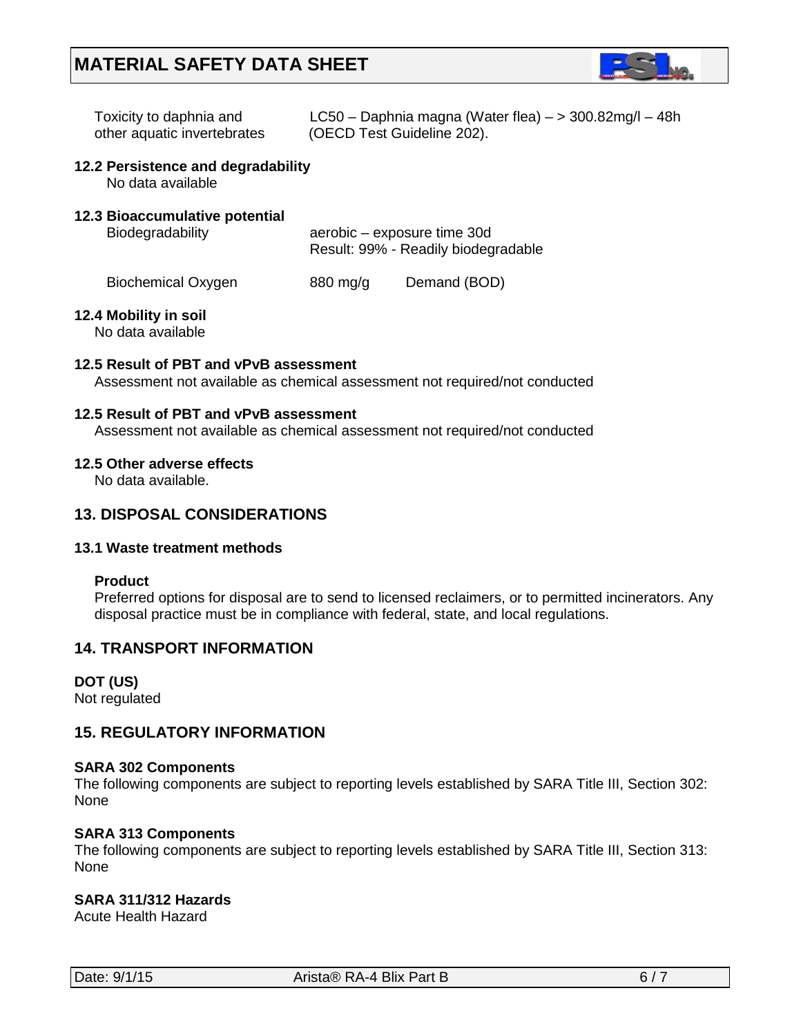| | |
|---|---|
| Toxicity to daphnia and other aquatic invertebrates | LC50 – Daphnia magna (Water flea) – > 300.82mg/l – 48h (OECD Test Guideline 202). |

**12.2 Persistence and degradability**

No data available

**12.3 Bioaccumulative potential**

| | | |
|---|---|---|
| Biodegradability | aerobic – exposure time 30d<br>Result: 99% - Readily biodegradable | |
| Biochemical Oxygen | 880 mg/g | Demand (BOD) |

**12.4 Mobility in soil**

No data available

**12.5 Result of PBT and vPvB assessment**

Assessment not available as chemical assessment not required/not conducted

**12.5 Result of PBT and vPvB assessment**

Assessment not available as chemical assessment not required/not conducted

**12.5 Other adverse effects**

No data available.

## 13. DISPOSAL CONSIDERATIONS

**13.1 Waste treatment methods**

**Product**

Preferred options for disposal are to send to licensed reclaimers, or to permitted incinerators. Any disposal practice must be in compliance with federal, state, and local regulations.

## 14. TRANSPORT INFORMATION

**DOT (US)**

Not regulated

## 15. REGULATORY INFORMATION

**SARA 302 Components**

The following components are subject to reporting levels established by SARA Title III, Section 302: None

**SARA 313 Components**

The following components are subject to reporting levels established by SARA Title III, Section 313: None

**SARA 311/312 Hazards**

Acute Health Hazard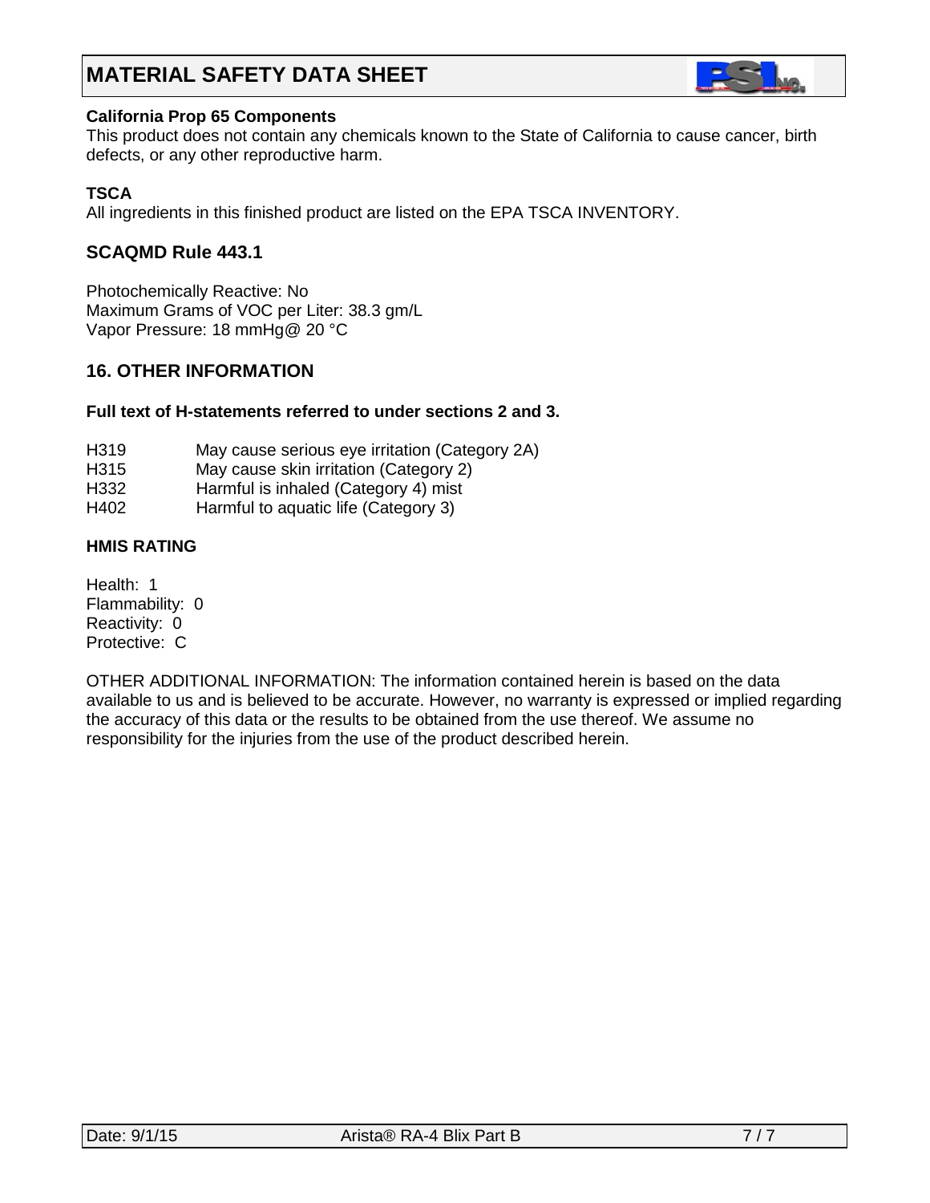# MATERIAL SAFETY DATA SHEET

**California Prop 65 Components**
This product does not contain any chemicals known to the State of California to cause cancer, birth defects, or any other reproductive harm.

**TSCA**
All ingredients in this finished product are listed on the EPA TSCA INVENTORY.

### SCAQMD Rule 443.1

Photochemically Reactive: No
Maximum Grams of VOC per Liter: 38.3 gm/L
Vapor Pressure: 18 mmHg@ 20 °C

## 16. OTHER INFORMATION

**Full text of H-statements referred to under sections 2 and 3.**

H319 May cause serious eye irritation (Category 2A)
H315 May cause skin irritation (Category 2)
H332 Harmful is inhaled (Category 4) mist
H402 Harmful to aquatic life (Category 3)

**HMIS RATING**

Health: 1
Flammability: 0
Reactivity: 0
Protective: C

OTHER ADDITIONAL INFORMATION: The information contained herein is based on the data available to us and is believed to be accurate. However, no warranty is expressed or implied regarding the accuracy of this data or the results to be obtained from the use thereof. We assume no responsibility for the injuries from the use of the product described herein.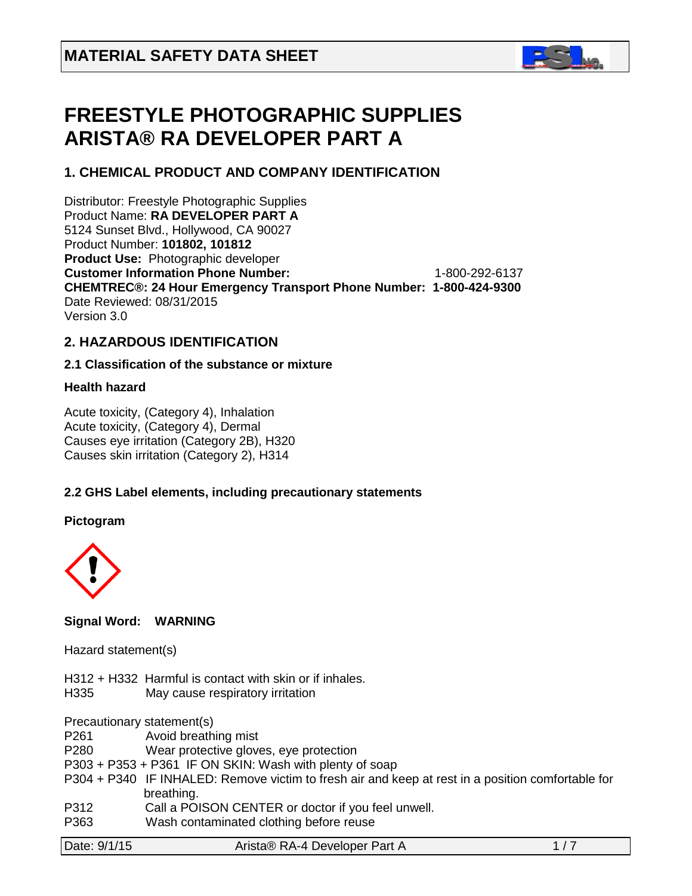# MATERIAL SAFETY DATA SHEET

# FREESTYLE PHOTOGRAPHIC SUPPLIES ARISTA® RA DEVELOPER PART A

## 1. CHEMICAL PRODUCT AND COMPANY IDENTIFICATION

Distributor: Freestyle Photographic Supplies
Product Name: **RA DEVELOPER PART A**
5124 Sunset Blvd., Hollywood, CA 90027
Product Number: **101802, 101812**
**Product Use:** Photographic developer
**Customer Information Phone Number:** 1-800-292-6137
**CHEMTREC®: 24 Hour Emergency Transport Phone Number: 1-800-424-9300**
Date Reviewed: 08/31/2015
Version 3.0

## 2. HAZARDOUS IDENTIFICATION

### 2.1 Classification of the substance or mixture

**Health hazard**

Acute toxicity, (Category 4), Inhalation
Acute toxicity, (Category 4), Dermal
Causes eye irritation (Category 2B), H320
Causes skin irritation (Category 2), H314

### 2.2 GHS Label elements, including precautionary statements

**Pictogram**

**Signal Word: WARNING**

Hazard statement(s)

H312 + H332 Harmful is contact with skin or if inhales.
H335 May cause respiratory irritation

Precautionary statement(s)
P261 Avoid breathing mist
P280 Wear protective gloves, eye protection
P303 + P353 + P361 IF ON SKIN: Wash with plenty of soap
P304 + P340 IF INHALED: Remove victim to fresh air and keep at rest in a position comfortable for breathing.
P312 Call a POISON CENTER or doctor if you feel unwell.
P363 Wash contaminated clothing before reuse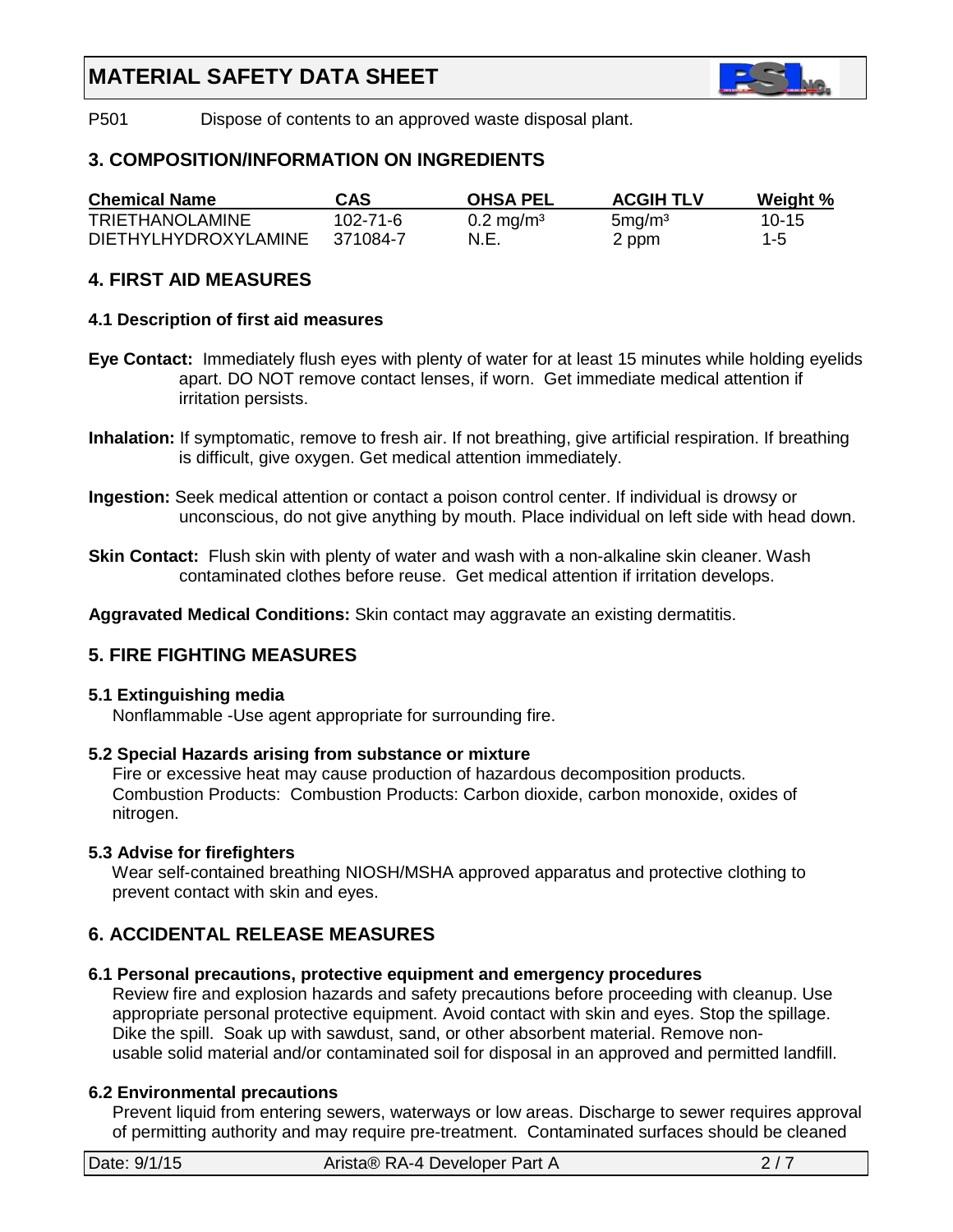P501 Dispose of contents to an approved waste disposal plant.

## 3. COMPOSITION/INFORMATION ON INGREDIENTS

| Chemical Name | CAS | OHSA PEL | ACGIH TLV | Weight % |
|---|---|---|---|---|
| TRIETHANOLAMINE | 102-71-6 | 0.2 mg/m³ | 5mg/m³ | 10-15 |
| DIETHYLHYDROXYLAMINE | 371084-7 | N.E. | 2 ppm | 1-5 |

## 4. FIRST AID MEASURES

### 4.1 Description of first aid measures

**Eye Contact:** Immediately flush eyes with plenty of water for at least 15 minutes while holding eyelids apart. DO NOT remove contact lenses, if worn. Get immediate medical attention if irritation persists.

**Inhalation:** If symptomatic, remove to fresh air. If not breathing, give artificial respiration. If breathing is difficult, give oxygen. Get medical attention immediately.

**Ingestion:** Seek medical attention or contact a poison control center. If individual is drowsy or unconscious, do not give anything by mouth. Place individual on left side with head down.

**Skin Contact:** Flush skin with plenty of water and wash with a non-alkaline skin cleaner. Wash contaminated clothes before reuse. Get medical attention if irritation develops.

**Aggravated Medical Conditions:** Skin contact may aggravate an existing dermatitis.

## 5. FIRE FIGHTING MEASURES

### 5.1 Extinguishing media

Nonflammable -Use agent appropriate for surrounding fire.

### 5.2 Special Hazards arising from substance or mixture

Fire or excessive heat may cause production of hazardous decomposition products. Combustion Products: Combustion Products: Carbon dioxide, carbon monoxide, oxides of nitrogen.

### 5.3 Advise for firefighters

Wear self-contained breathing NIOSH/MSHA approved apparatus and protective clothing to prevent contact with skin and eyes.

## 6. ACCIDENTAL RELEASE MEASURES

### 6.1 Personal precautions, protective equipment and emergency procedures

Review fire and explosion hazards and safety precautions before proceeding with cleanup. Use appropriate personal protective equipment. Avoid contact with skin and eyes. Stop the spillage. Dike the spill. Soak up with sawdust, sand, or other absorbent material. Remove non-usable solid material and/or contaminated soil for disposal in an approved and permitted landfill.

### 6.2 Environmental precautions

Prevent liquid from entering sewers, waterways or low areas. Discharge to sewer requires approval of permitting authority and may require pre-treatment. Contaminated surfaces should be cleaned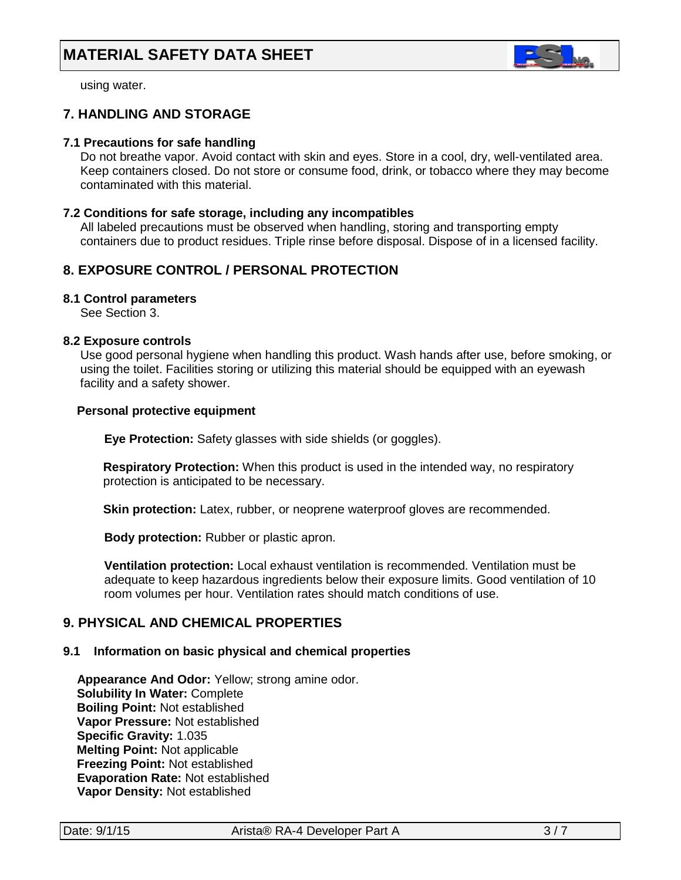using water.

## 7. HANDLING AND STORAGE

### 7.1 Precautions for safe handling

Do not breathe vapor. Avoid contact with skin and eyes. Store in a cool, dry, well-ventilated area. Keep containers closed. Do not store or consume food, drink, or tobacco where they may become contaminated with this material.

### 7.2 Conditions for safe storage, including any incompatibles

All labeled precautions must be observed when handling, storing and transporting empty containers due to product residues. Triple rinse before disposal. Dispose of in a licensed facility.

## 8. EXPOSURE CONTROL / PERSONAL PROTECTION

### 8.1 Control parameters

See Section 3.

### 8.2 Exposure controls

Use good personal hygiene when handling this product. Wash hands after use, before smoking, or using the toilet. Facilities storing or utilizing this material should be equipped with an eyewash facility and a safety shower.

**Personal protective equipment**

**Eye Protection:** Safety glasses with side shields (or goggles).

**Respiratory Protection:** When this product is used in the intended way, no respiratory protection is anticipated to be necessary.

**Skin protection:** Latex, rubber, or neoprene waterproof gloves are recommended.

**Body protection:** Rubber or plastic apron.

**Ventilation protection:** Local exhaust ventilation is recommended. Ventilation must be adequate to keep hazardous ingredients below their exposure limits. Good ventilation of 10 room volumes per hour. Ventilation rates should match conditions of use.

## 9. PHYSICAL AND CHEMICAL PROPERTIES

### 9.1 Information on basic physical and chemical properties

**Appearance And Odor:** Yellow; strong amine odor.
**Solubility In Water:** Complete
**Boiling Point:** Not established
**Vapor Pressure:** Not established
**Specific Gravity:** 1.035
**Melting Point:** Not applicable
**Freezing Point:** Not established
**Evaporation Rate:** Not established
**Vapor Density:** Not established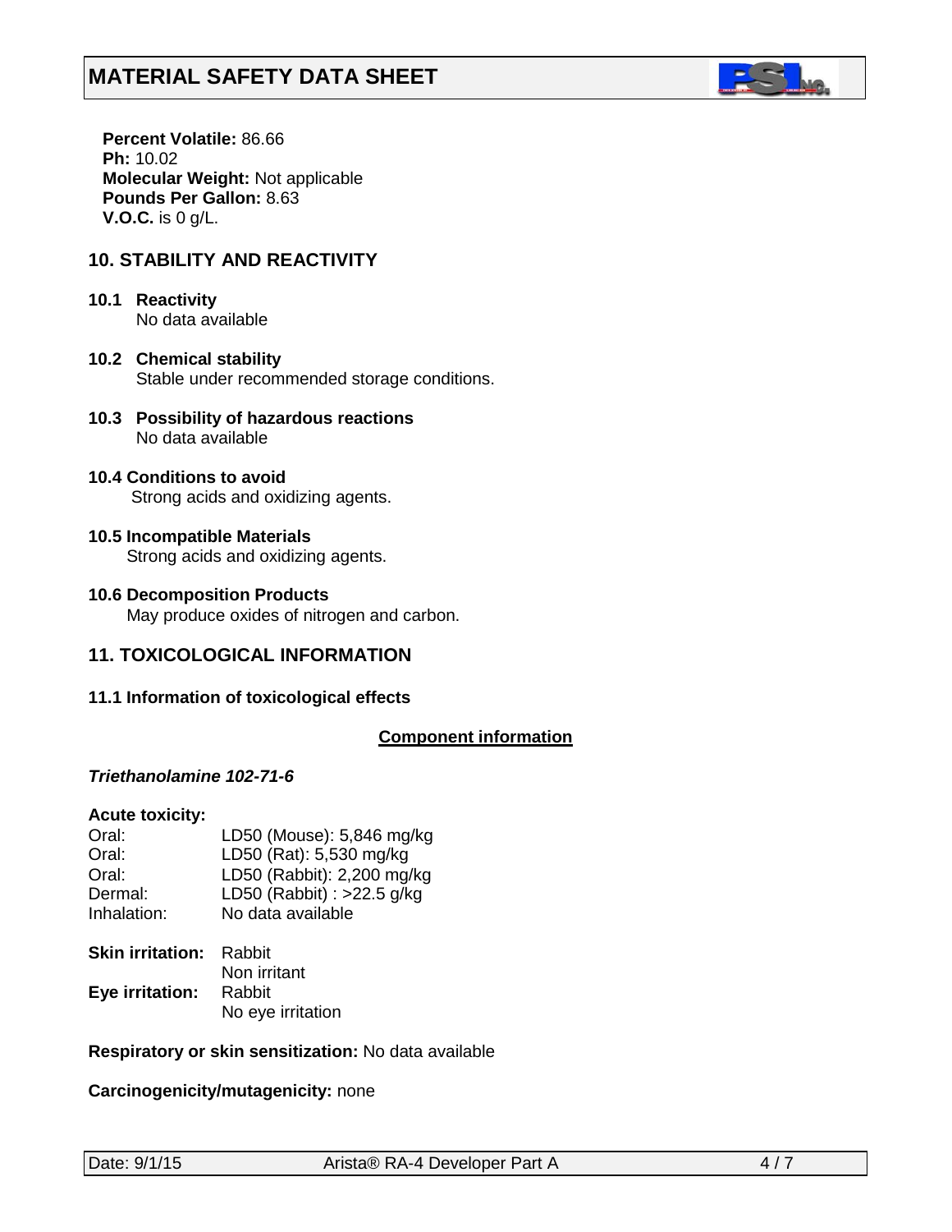**Percent Volatile:** 86.66
**Ph:** 10.02
**Molecular Weight:** Not applicable
**Pounds Per Gallon:** 8.63
**V.O.C.** is 0 g/L.

## 10. STABILITY AND REACTIVITY

**10.1 Reactivity**
No data available

**10.2 Chemical stability**
Stable under recommended storage conditions.

**10.3 Possibility of hazardous reactions**
No data available

**10.4 Conditions to avoid**
Strong acids and oxidizing agents.

**10.5 Incompatible Materials**
Strong acids and oxidizing agents.

**10.6 Decomposition Products**
May produce oxides of nitrogen and carbon.

## 11. TOXICOLOGICAL INFORMATION

**11.1 Information of toxicological effects**

**Component information**

***Triethanolamine 102-71-6***

**Acute toxicity:**

| | |
|---|---|
| Oral: | LD50 (Mouse): 5,846 mg/kg |
| Oral: | LD50 (Rat): 5,530 mg/kg |
| Oral: | LD50 (Rabbit): 2,200 mg/kg |
| Dermal: | LD50 (Rabbit) : >22.5 g/kg |
| Inhalation: | No data available |

**Skin irritation:** Rabbit
Non irritant

**Eye irritation:** Rabbit
No eye irritation

**Respiratory or skin sensitization:** No data available

**Carcinogenicity/mutagenicity:** none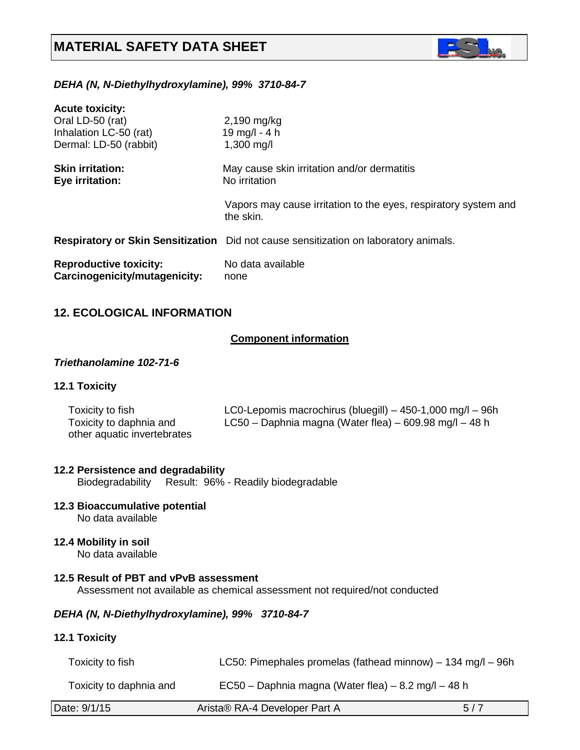*DEHA (N, N-Diethylhydroxylamine), 99%  3710-84-7*

**Acute toxicity:**

| | |
|---|---|
| Oral LD-50 (rat) | 2,190 mg/kg |
| Inhalation LC-50 (rat) | 19 mg/l - 4 h |
| Dermal: LD-50 (rabbit) | 1,300 mg/l |

**Skin irritation:** May cause skin irritation and/or dermatitis

**Eye irritation:** No irritation

Vapors may cause irritation to the eyes, respiratory system and the skin.

**Respiratory or Skin Sensitization** Did not cause sensitization on laboratory animals.

**Reproductive toxicity:** No data available

**Carcinogenicity/mutagenicity:** none

## 12. ECOLOGICAL INFORMATION

**Component information**

*Triethanolamine 102-71-6*

### 12.1 Toxicity

| | |
|---|---|
| Toxicity to fish | LC0-Lepomis macrochirus (bluegill) – 450-1,000 mg/l – 96h |
| Toxicity to daphnia and other aquatic invertebrates | LC50 – Daphnia magna (Water flea) – 609.98 mg/l – 48 h |

### 12.2 Persistence and degradability

Biodegradability Result: 96% - Readily biodegradable

### 12.3 Bioaccumulative potential

No data available

### 12.4 Mobility in soil

No data available

### 12.5 Result of PBT and vPvB assessment

Assessment not available as chemical assessment not required/not conducted

*DEHA (N, N-Diethylhydroxylamine), 99%  3710-84-7*

### 12.1 Toxicity

| | |
|---|---|
| Toxicity to fish | LC50: Pimephales promelas (fathead minnow) – 134 mg/l – 96h |
| Toxicity to daphnia and | EC50 – Daphnia magna (Water flea) – 8.2 mg/l – 48 h |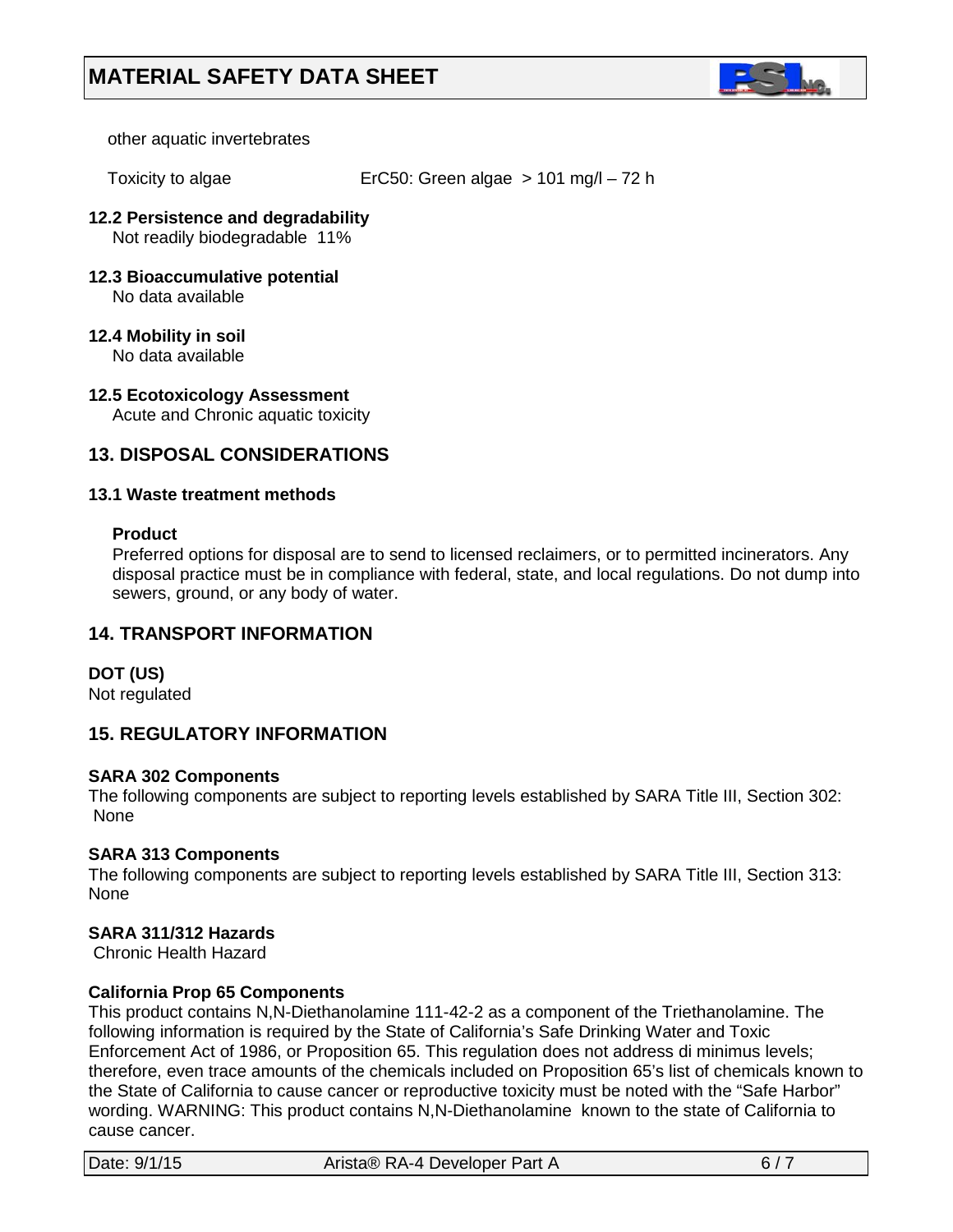other aquatic invertebrates

| Toxicity to algae | ErC50: Green algae > 101 mg/l – 72 h |
| --- | --- |

**12.2 Persistence and degradability**
Not readily biodegradable 11%

**12.3 Bioaccumulative potential**
No data available

**12.4 Mobility in soil**
No data available

**12.5 Ecotoxicology Assessment**
Acute and Chronic aquatic toxicity

## 13. DISPOSAL CONSIDERATIONS

### 13.1 Waste treatment methods

**Product**
Preferred options for disposal are to send to licensed reclaimers, or to permitted incinerators. Any disposal practice must be in compliance with federal, state, and local regulations. Do not dump into sewers, ground, or any body of water.

## 14. TRANSPORT INFORMATION

**DOT (US)**
Not regulated

## 15. REGULATORY INFORMATION

**SARA 302 Components**
The following components are subject to reporting levels established by SARA Title III, Section 302:
None

**SARA 313 Components**
The following components are subject to reporting levels established by SARA Title III, Section 313:
None

**SARA 311/312 Hazards**
Chronic Health Hazard

**California Prop 65 Components**
This product contains N,N-Diethanolamine 111-42-2 as a component of the Triethanolamine. The following information is required by the State of California's Safe Drinking Water and Toxic Enforcement Act of 1986, or Proposition 65. This regulation does not address di minimus levels; therefore, even trace amounts of the chemicals included on Proposition 65's list of chemicals known to the State of California to cause cancer or reproductive toxicity must be noted with the "Safe Harbor" wording. WARNING: This product contains N,N-Diethanolamine known to the state of California to cause cancer.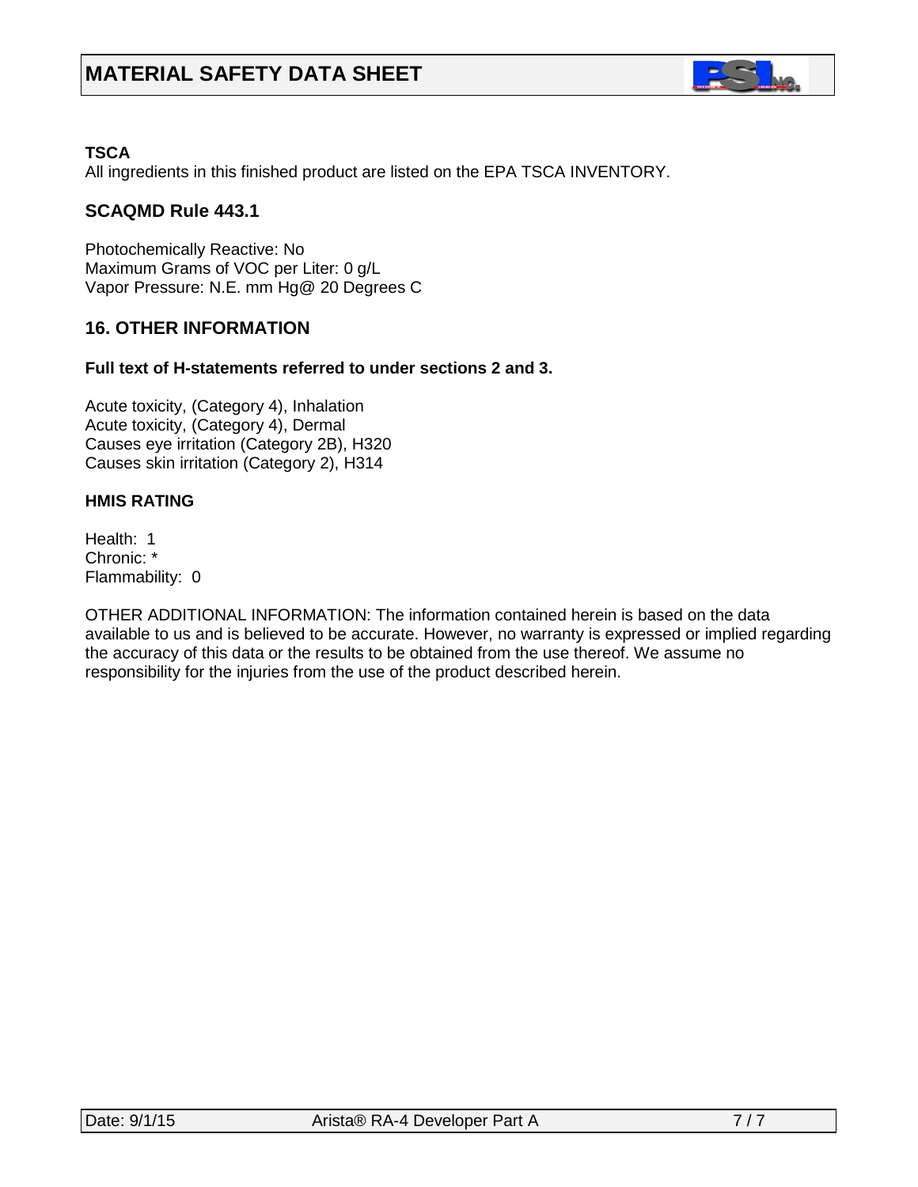**TSCA**
All ingredients in this finished product are listed on the EPA TSCA INVENTORY.

### SCAQMD Rule 443.1

Photochemically Reactive: No
Maximum Grams of VOC per Liter: 0 g/L
Vapor Pressure: N.E. mm Hg@ 20 Degrees C

## 16. OTHER INFORMATION

**Full text of H-statements referred to under sections 2 and 3.**

Acute toxicity, (Category 4), Inhalation
Acute toxicity, (Category 4), Dermal
Causes eye irritation (Category 2B), H320
Causes skin irritation (Category 2), H314

**HMIS RATING**

Health: 1
Chronic: *
Flammability: 0

OTHER ADDITIONAL INFORMATION: The information contained herein is based on the data available to us and is believed to be accurate. However, no warranty is expressed or implied regarding the accuracy of this data or the results to be obtained from the use thereof. We assume no responsibility for the injuries from the use of the product described herein.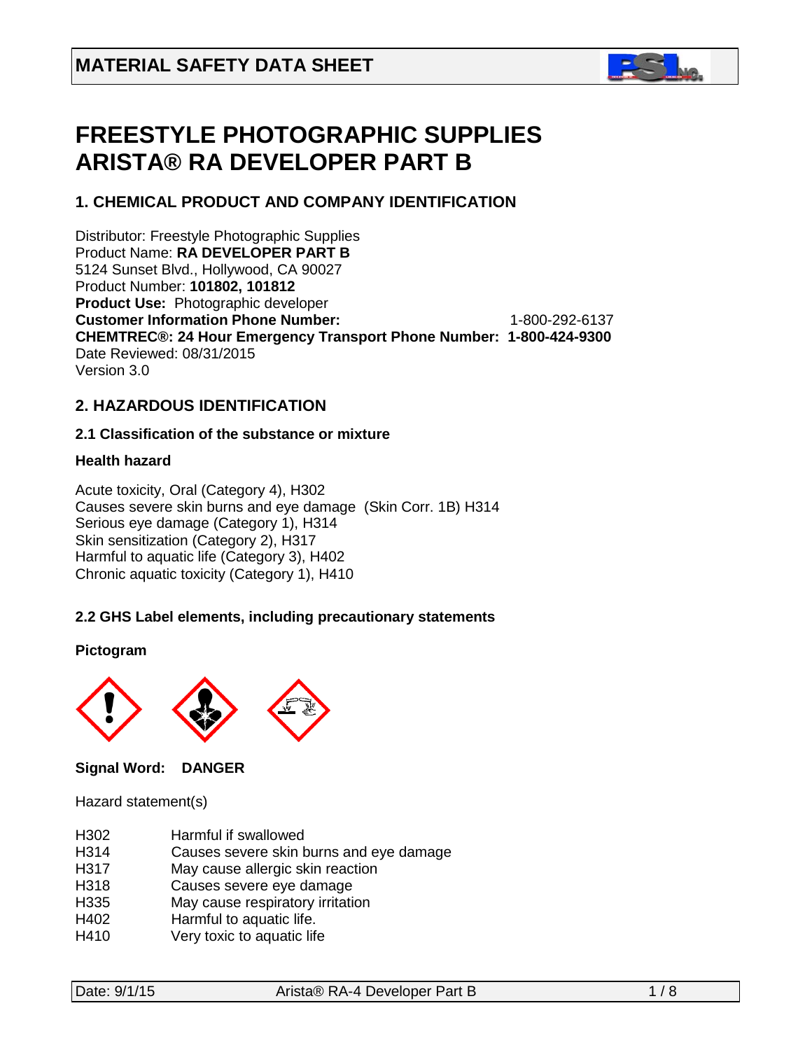## MATERIAL SAFETY DATA SHEET

# FREESTYLE PHOTOGRAPHIC SUPPLIES ARISTA® RA DEVELOPER PART B

## 1. CHEMICAL PRODUCT AND COMPANY IDENTIFICATION

Distributor: Freestyle Photographic Supplies
Product Name: **RA DEVELOPER PART B**
5124 Sunset Blvd., Hollywood, CA 90027
Product Number: **101802, 101812**
**Product Use:** Photographic developer
**Customer Information Phone Number:** 1-800-292-6137
**CHEMTREC®: 24 Hour Emergency Transport Phone Number: 1-800-424-9300**
Date Reviewed: 08/31/2015
Version 3.0

## 2. HAZARDOUS IDENTIFICATION

### 2.1 Classification of the substance or mixture

**Health hazard**

Acute toxicity, Oral (Category 4), H302
Causes severe skin burns and eye damage (Skin Corr. 1B) H314
Serious eye damage (Category 1), H314
Skin sensitization (Category 2), H317
Harmful to aquatic life (Category 3), H402
Chronic aquatic toxicity (Category 1), H410

### 2.2 GHS Label elements, including precautionary statements

**Pictogram**

**Signal Word: DANGER**

Hazard statement(s)

| | |
|---|---|
| H302 | Harmful if swallowed |
| H314 | Causes severe skin burns and eye damage |
| H317 | May cause allergic skin reaction |
| H318 | Causes severe eye damage |
| H335 | May cause respiratory irritation |
| H402 | Harmful to aquatic life. |
| H410 | Very toxic to aquatic life |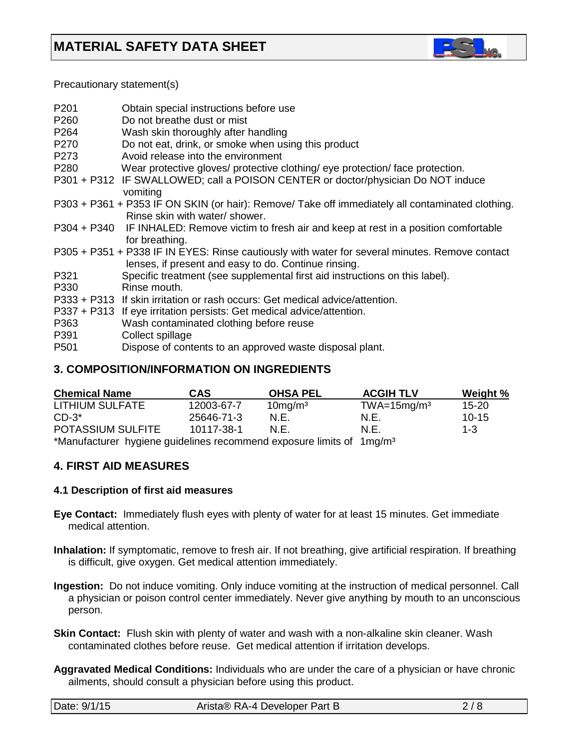# MATERIAL SAFETY DATA SHEET

Precautionary statement(s)

P201 Obtain special instructions before use
P260 Do not breathe dust or mist
P264 Wash skin thoroughly after handling
P270 Do not eat, drink, or smoke when using this product
P273 Avoid release into the environment
P280 Wear protective gloves/ protective clothing/ eye protection/ face protection.
P301 + P312 IF SWALLOWED; call a POISON CENTER or doctor/physician Do NOT induce vomiting
P303 + P361 + P353 IF ON SKIN (or hair): Remove/ Take off immediately all contaminated clothing. Rinse skin with water/ shower.
P304 + P340 IF INHALED: Remove victim to fresh air and keep at rest in a position comfortable for breathing.
P305 + P351 + P338 IF IN EYES: Rinse cautiously with water for several minutes. Remove contact lenses, if present and easy to do. Continue rinsing.
P321 Specific treatment (see supplemental first aid instructions on this label).
P330 Rinse mouth.
P333 + P313 If skin irritation or rash occurs: Get medical advice/attention.
P337 + P313 If eye irritation persists: Get medical advice/attention.
P363 Wash contaminated clothing before reuse
P391 Collect spillage
P501 Dispose of contents to an approved waste disposal plant.

## 3. COMPOSITION/INFORMATION ON INGREDIENTS

| Chemical Name | CAS | OHSA PEL | ACGIH TLV | Weight % |
|---|---|---|---|---|
| LITHIUM SULFATE | 12003-67-7 | 10mg/m³ | TWA=15mg/m³ | 15-20 |
| CD-3* | 25646-71-3 | N.E. | N.E. | 10-15 |
| POTASSIUM SULFITE | 10117-38-1 | N.E. | N.E. | 1-3 |

*Manufacturer hygiene guidelines recommend exposure limits of 1mg/m³

## 4. FIRST AID MEASURES

### 4.1 Description of first aid measures

**Eye Contact:** Immediately flush eyes with plenty of water for at least 15 minutes. Get immediate medical attention.

**Inhalation:** If symptomatic, remove to fresh air. If not breathing, give artificial respiration. If breathing is difficult, give oxygen. Get medical attention immediately.

**Ingestion:** Do not induce vomiting. Only induce vomiting at the instruction of medical personnel. Call a physician or poison control center immediately. Never give anything by mouth to an unconscious person.

**Skin Contact:** Flush skin with plenty of water and wash with a non-alkaline skin cleaner. Wash contaminated clothes before reuse. Get medical attention if irritation develops.

**Aggravated Medical Conditions:** Individuals who are under the care of a physician or have chronic ailments, should consult a physician before using this product.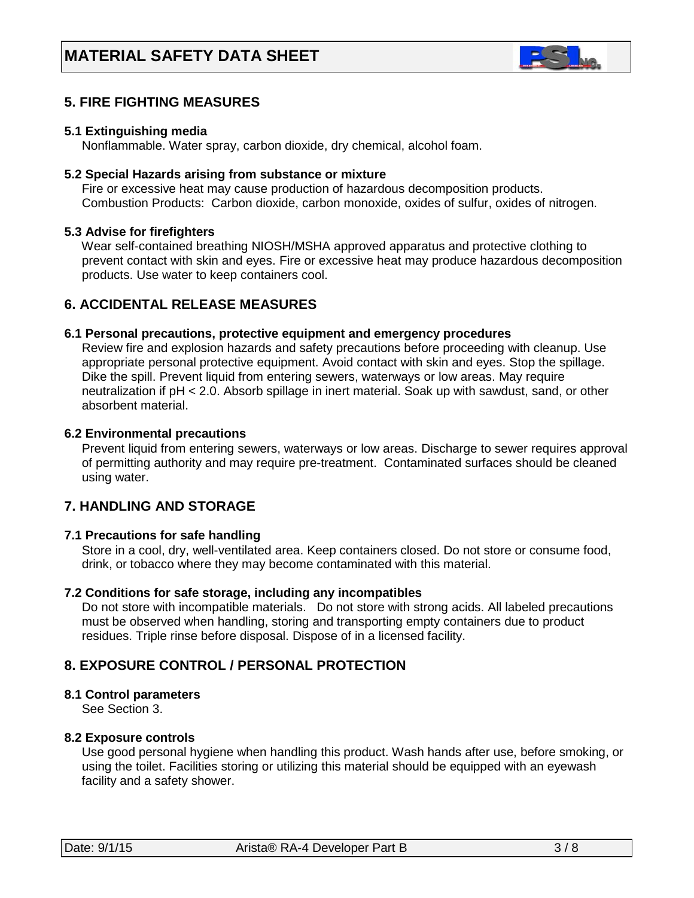# MATERIAL SAFETY DATA SHEET

## 5. FIRE FIGHTING MEASURES

### 5.1 Extinguishing media

Nonflammable. Water spray, carbon dioxide, dry chemical, alcohol foam.

### 5.2 Special Hazards arising from substance or mixture

Fire or excessive heat may cause production of hazardous decomposition products.
Combustion Products: Carbon dioxide, carbon monoxide, oxides of sulfur, oxides of nitrogen.

### 5.3 Advise for firefighters

Wear self-contained breathing NIOSH/MSHA approved apparatus and protective clothing to prevent contact with skin and eyes. Fire or excessive heat may produce hazardous decomposition products. Use water to keep containers cool.

## 6. ACCIDENTAL RELEASE MEASURES

### 6.1 Personal precautions, protective equipment and emergency procedures

Review fire and explosion hazards and safety precautions before proceeding with cleanup. Use appropriate personal protective equipment. Avoid contact with skin and eyes. Stop the spillage. Dike the spill. Prevent liquid from entering sewers, waterways or low areas. May require neutralization if pH < 2.0. Absorb spillage in inert material. Soak up with sawdust, sand, or other absorbent material.

### 6.2 Environmental precautions

Prevent liquid from entering sewers, waterways or low areas. Discharge to sewer requires approval of permitting authority and may require pre-treatment. Contaminated surfaces should be cleaned using water.

## 7. HANDLING AND STORAGE

### 7.1 Precautions for safe handling

Store in a cool, dry, well-ventilated area. Keep containers closed. Do not store or consume food, drink, or tobacco where they may become contaminated with this material.

### 7.2 Conditions for safe storage, including any incompatibles

Do not store with incompatible materials. Do not store with strong acids. All labeled precautions must be observed when handling, storing and transporting empty containers due to product residues. Triple rinse before disposal. Dispose of in a licensed facility.

## 8. EXPOSURE CONTROL / PERSONAL PROTECTION

### 8.1 Control parameters

See Section 3.

### 8.2 Exposure controls

Use good personal hygiene when handling this product. Wash hands after use, before smoking, or using the toilet. Facilities storing or utilizing this material should be equipped with an eyewash facility and a safety shower.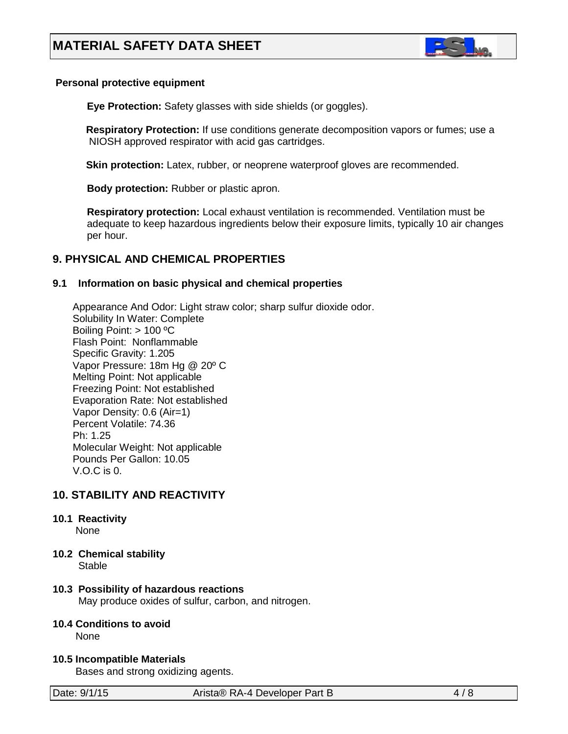**Personal protective equipment**

**Eye Protection:** Safety glasses with side shields (or goggles).

**Respiratory Protection:** If use conditions generate decomposition vapors or fumes; use a NIOSH approved respirator with acid gas cartridges.

**Skin protection:** Latex, rubber, or neoprene waterproof gloves are recommended.

**Body protection:** Rubber or plastic apron.

**Respiratory protection:** Local exhaust ventilation is recommended. Ventilation must be adequate to keep hazardous ingredients below their exposure limits, typically 10 air changes per hour.

## 9. PHYSICAL AND CHEMICAL PROPERTIES

### 9.1 Information on basic physical and chemical properties

Appearance And Odor: Light straw color; sharp sulfur dioxide odor.
Solubility In Water: Complete
Boiling Point: > 100 ºC
Flash Point: Nonflammable
Specific Gravity: 1.205
Vapor Pressure: 18m Hg @ 20º C
Melting Point: Not applicable
Freezing Point: Not established
Evaporation Rate: Not established
Vapor Density: 0.6 (Air=1)
Percent Volatile: 74.36
Ph: 1.25
Molecular Weight: Not applicable
Pounds Per Gallon: 10.05
V.O.C is 0.

## 10. STABILITY AND REACTIVITY

### 10.1 Reactivity

None

### 10.2 Chemical stability

Stable

### 10.3 Possibility of hazardous reactions

May produce oxides of sulfur, carbon, and nitrogen.

### 10.4 Conditions to avoid

None

### 10.5 Incompatible Materials

Bases and strong oxidizing agents.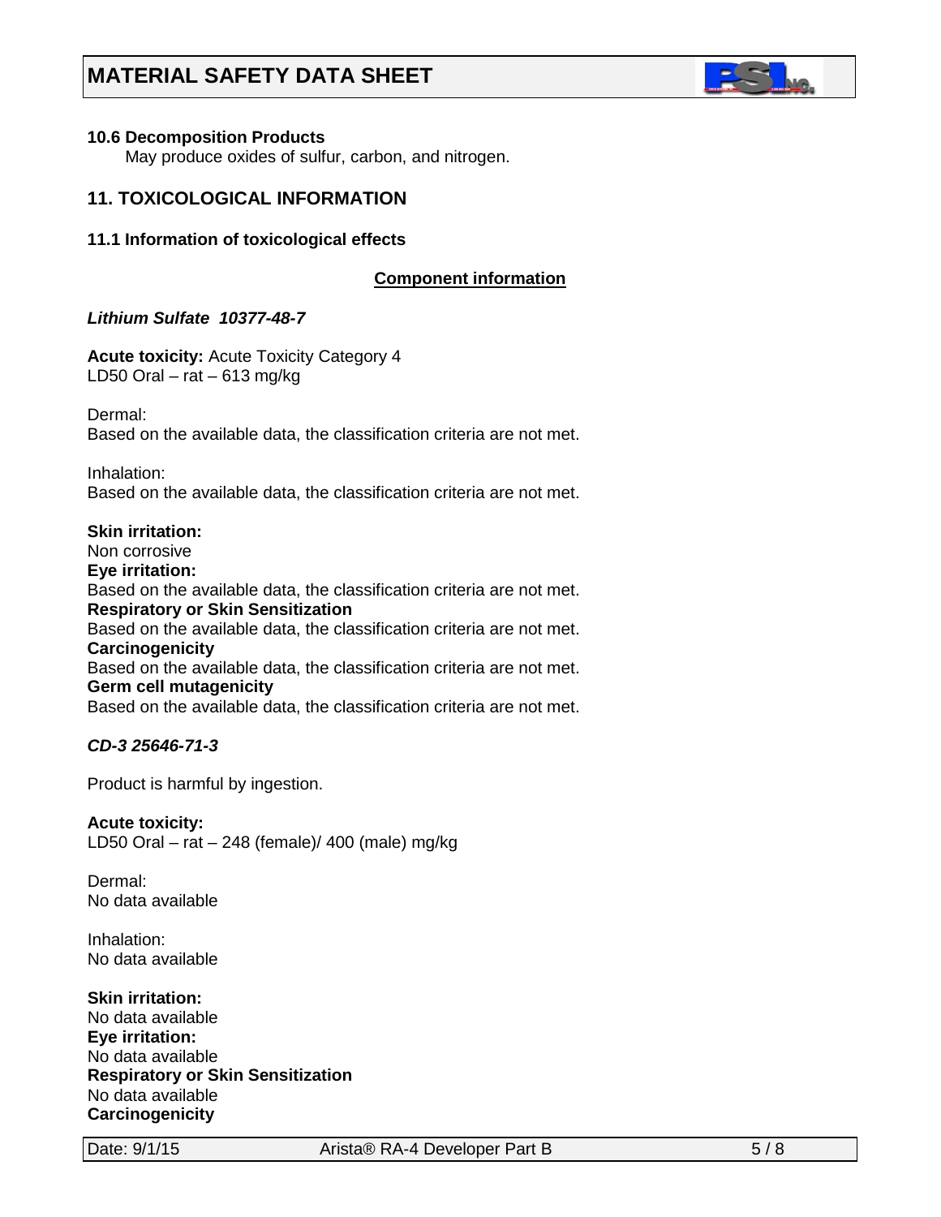**10.6 Decomposition Products**

May produce oxides of sulfur, carbon, and nitrogen.

## 11. TOXICOLOGICAL INFORMATION

**11.1 Information of toxicological effects**

**Component information**

***Lithium Sulfate 10377-48-7***

**Acute toxicity:** Acute Toxicity Category 4
LD50 Oral – rat – 613 mg/kg

Dermal:
Based on the available data, the classification criteria are not met.

Inhalation:
Based on the available data, the classification criteria are not met.

**Skin irritation:**
Non corrosive
**Eye irritation:**
Based on the available data, the classification criteria are not met.
**Respiratory or Skin Sensitization**
Based on the available data, the classification criteria are not met.
**Carcinogenicity**
Based on the available data, the classification criteria are not met.
**Germ cell mutagenicity**
Based on the available data, the classification criteria are not met.

***CD-3 25646-71-3***

Product is harmful by ingestion.

**Acute toxicity:**
LD50 Oral – rat – 248 (female)/ 400 (male) mg/kg

Dermal:
No data available

Inhalation:
No data available

**Skin irritation:**
No data available
**Eye irritation:**
No data available
**Respiratory or Skin Sensitization**
No data available
**Carcinogenicity**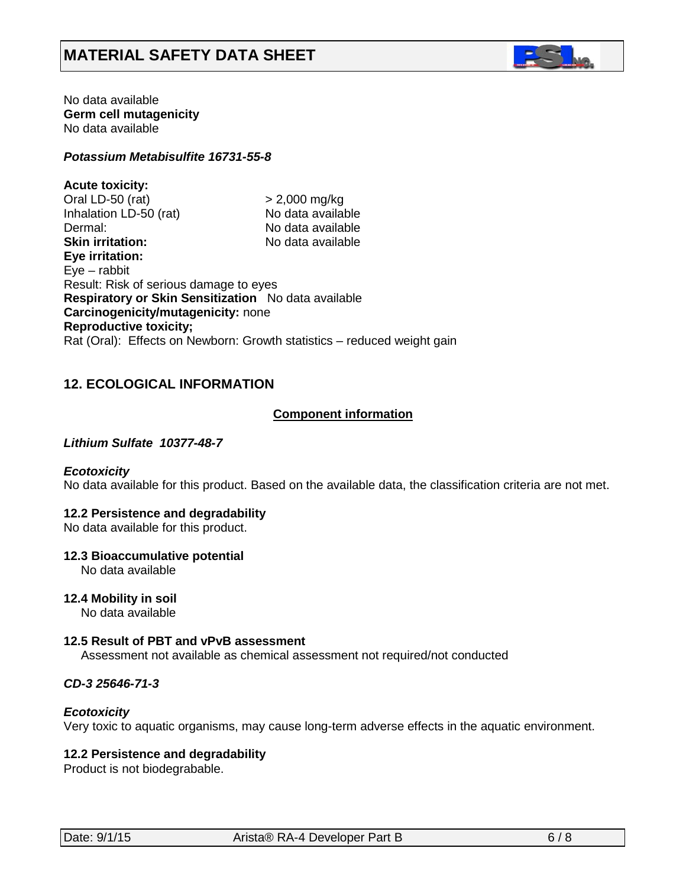No data available

**Germ cell mutagenicity**

No data available

***Potassium Metabisulfite 16731-55-8***

**Acute toxicity:**

| | |
|---|---|
| Oral LD-50 (rat) | > 2,000 mg/kg |
| Inhalation LD-50 (rat) | No data available |
| Dermal: | No data available |
| **Skin irritation:** | No data available |

**Eye irritation:**

Eye – rabbit

Result: Risk of serious damage to eyes

**Respiratory or Skin Sensitization** No data available

**Carcinogenicity/mutagenicity:** none

**Reproductive toxicity;**

Rat (Oral): Effects on Newborn: Growth statistics – reduced weight gain

## 12. ECOLOGICAL INFORMATION

**Component information**

***Lithium Sulfate 10377-48-7***

***Ecotoxicity***

No data available for this product. Based on the available data, the classification criteria are not met.

**12.2 Persistence and degradability**

No data available for this product.

**12.3 Bioaccumulative potential**

No data available

**12.4 Mobility in soil**

No data available

**12.5 Result of PBT and vPvB assessment**

Assessment not available as chemical assessment not required/not conducted

***CD-3 25646-71-3***

***Ecotoxicity***

Very toxic to aquatic organisms, may cause long-term adverse effects in the aquatic environment.

**12.2 Persistence and degradability**

Product is not biodegrabable.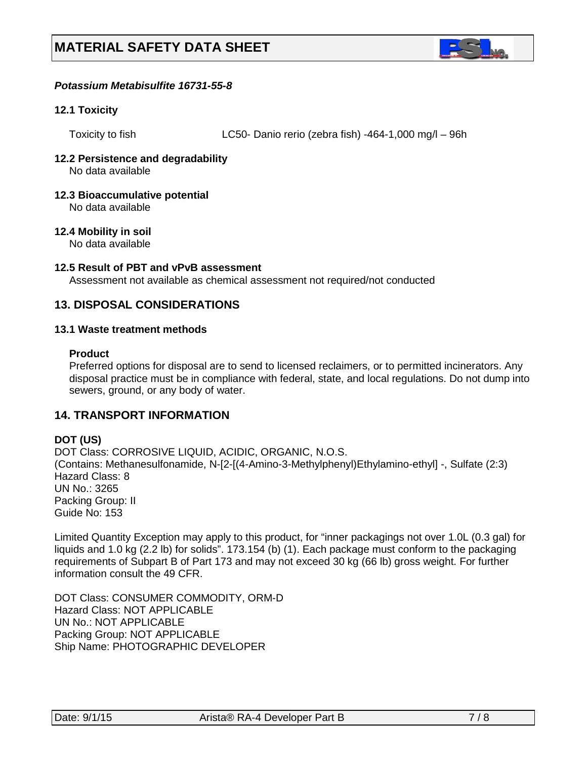*Potassium Metabisulfite 16731-55-8*

### 12.1 Toxicity

Toxicity to fish LC50- Danio rerio (zebra fish) -464-1,000 mg/l – 96h

### 12.2 Persistence and degradability

No data available

### 12.3 Bioaccumulative potential

No data available

### 12.4 Mobility in soil

No data available

### 12.5 Result of PBT and vPvB assessment

Assessment not available as chemical assessment not required/not conducted

## 13. DISPOSAL CONSIDERATIONS

### 13.1 Waste treatment methods

**Product**

Preferred options for disposal are to send to licensed reclaimers, or to permitted incinerators. Any disposal practice must be in compliance with federal, state, and local regulations. Do not dump into sewers, ground, or any body of water.

## 14. TRANSPORT INFORMATION

**DOT (US)**

DOT Class: CORROSIVE LIQUID, ACIDIC, ORGANIC, N.O.S.
(Contains: Methanesulfonamide, N-[2-[(4-Amino-3-Methylphenyl)Ethylamino-ethyl] -, Sulfate (2:3)
Hazard Class: 8
UN No.: 3265
Packing Group: II
Guide No: 153

Limited Quantity Exception may apply to this product, for "inner packagings not over 1.0L (0.3 gal) for liquids and 1.0 kg (2.2 lb) for solids". 173.154 (b) (1). Each package must conform to the packaging requirements of Subpart B of Part 173 and may not exceed 30 kg (66 lb) gross weight. For further information consult the 49 CFR.

DOT Class: CONSUMER COMMODITY, ORM-D
Hazard Class: NOT APPLICABLE
UN No.: NOT APPLICABLE
Packing Group: NOT APPLICABLE
Ship Name: PHOTOGRAPHIC DEVELOPER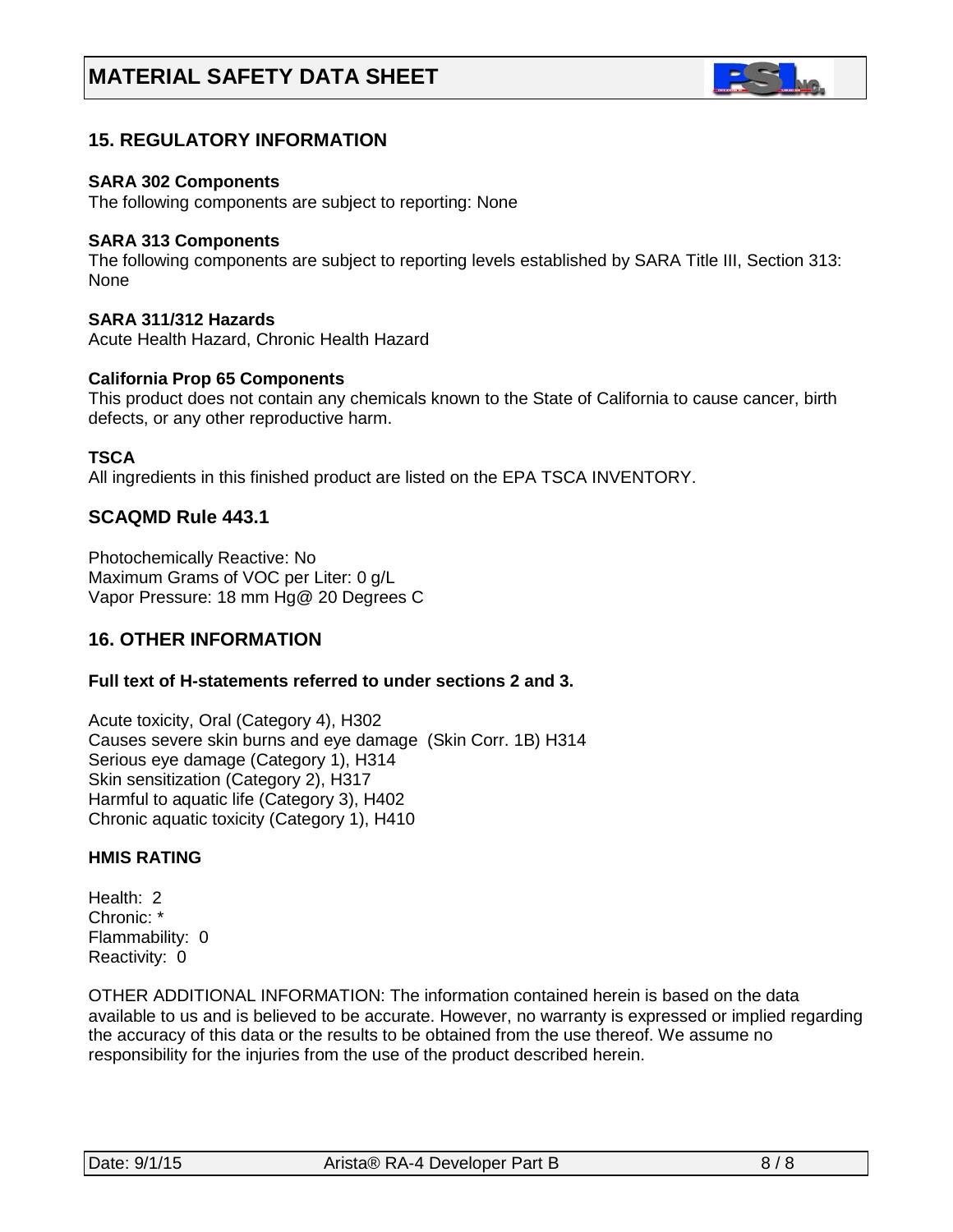## 15. REGULATORY INFORMATION

**SARA 302 Components**
The following components are subject to reporting: None

**SARA 313 Components**
The following components are subject to reporting levels established by SARA Title III, Section 313: None

**SARA 311/312 Hazards**
Acute Health Hazard, Chronic Health Hazard

**California Prop 65 Components**
This product does not contain any chemicals known to the State of California to cause cancer, birth defects, or any other reproductive harm.

**TSCA**
All ingredients in this finished product are listed on the EPA TSCA INVENTORY.

## SCAQMD Rule 443.1

Photochemically Reactive: No
Maximum Grams of VOC per Liter: 0 g/L
Vapor Pressure: 18 mm Hg@ 20 Degrees C

## 16. OTHER INFORMATION

**Full text of H-statements referred to under sections 2 and 3.**

Acute toxicity, Oral (Category 4), H302
Causes severe skin burns and eye damage (Skin Corr. 1B) H314
Serious eye damage (Category 1), H314
Skin sensitization (Category 2), H317
Harmful to aquatic life (Category 3), H402
Chronic aquatic toxicity (Category 1), H410

**HMIS RATING**

Health: 2
Chronic: *
Flammability: 0
Reactivity: 0

OTHER ADDITIONAL INFORMATION: The information contained herein is based on the data available to us and is believed to be accurate. However, no warranty is expressed or implied regarding the accuracy of this data or the results to be obtained from the use thereof. We assume no responsibility for the injuries from the use of the product described herein.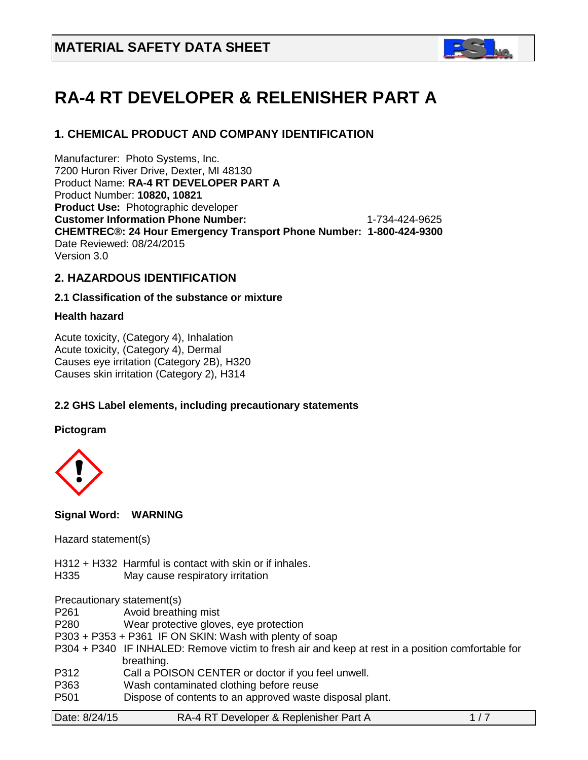# MATERIAL SAFETY DATA SHEET

# RA-4 RT DEVELOPER & RELENISHER PART A

## 1. CHEMICAL PRODUCT AND COMPANY IDENTIFICATION

Manufacturer: Photo Systems, Inc.
7200 Huron River Drive, Dexter, MI 48130
Product Name: **RA-4 RT DEVELOPER PART A**
Product Number: **10820, 10821**
**Product Use:** Photographic developer
**Customer Information Phone Number:** 1-734-424-9625
**CHEMTREC®: 24 Hour Emergency Transport Phone Number: 1-800-424-9300**
Date Reviewed: 08/24/2015
Version 3.0

## 2. HAZARDOUS IDENTIFICATION

### 2.1 Classification of the substance or mixture

**Health hazard**

Acute toxicity, (Category 4), Inhalation
Acute toxicity, (Category 4), Dermal
Causes eye irritation (Category 2B), H320
Causes skin irritation (Category 2), H314

### 2.2 GHS Label elements, including precautionary statements

**Pictogram**

**Signal Word: WARNING**

Hazard statement(s)

H312 + H332 Harmful is contact with skin or if inhales.
H335 May cause respiratory irritation

Precautionary statement(s)
P261 Avoid breathing mist
P280 Wear protective gloves, eye protection
P303 + P353 + P361 IF ON SKIN: Wash with plenty of soap
P304 + P340 IF INHALED: Remove victim to fresh air and keep at rest in a position comfortable for breathing.
P312 Call a POISON CENTER or doctor if you feel unwell.
P363 Wash contaminated clothing before reuse
P501 Dispose of contents to an approved waste disposal plant.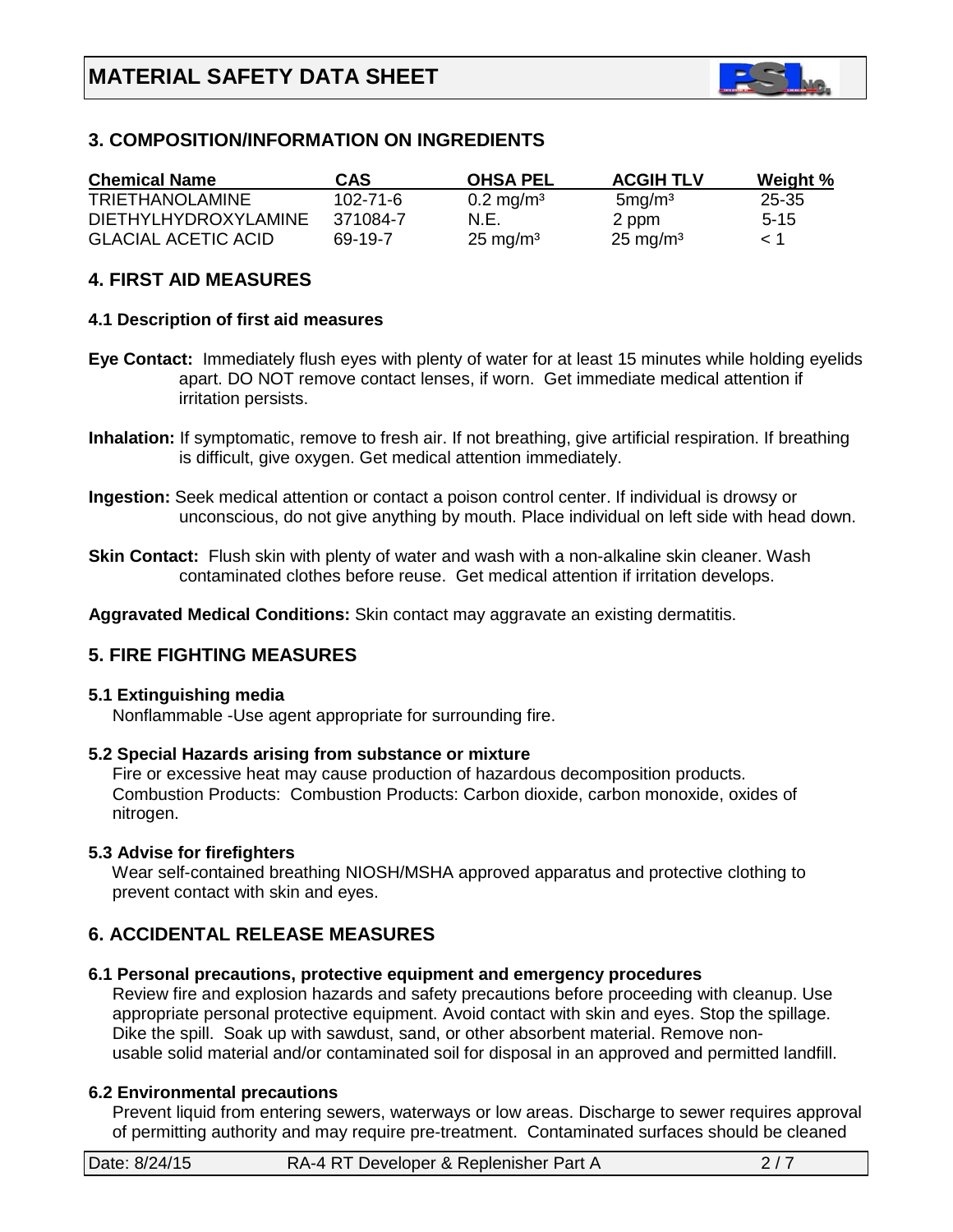# MATERIAL SAFETY DATA SHEET

## 3. COMPOSITION/INFORMATION ON INGREDIENTS

| Chemical Name | CAS | OHSA PEL | ACGIH TLV | Weight % |
|---|---|---|---|---|
| TRIETHANOLAMINE | 102-71-6 | 0.2 mg/m³ | 5mg/m³ | 25-35 |
| DIETHYLHYDROXYLAMINE | 371084-7 | N.E. | 2 ppm | 5-15 |
| GLACIAL ACETIC ACID | 69-19-7 | 25 mg/m³ | 25 mg/m³ | < 1 |

## 4. FIRST AID MEASURES

### 4.1 Description of first aid measures

**Eye Contact:** Immediately flush eyes with plenty of water for at least 15 minutes while holding eyelids apart. DO NOT remove contact lenses, if worn. Get immediate medical attention if irritation persists.

**Inhalation:** If symptomatic, remove to fresh air. If not breathing, give artificial respiration. If breathing is difficult, give oxygen. Get medical attention immediately.

**Ingestion:** Seek medical attention or contact a poison control center. If individual is drowsy or unconscious, do not give anything by mouth. Place individual on left side with head down.

**Skin Contact:** Flush skin with plenty of water and wash with a non-alkaline skin cleaner. Wash contaminated clothes before reuse. Get medical attention if irritation develops.

**Aggravated Medical Conditions:** Skin contact may aggravate an existing dermatitis.

## 5. FIRE FIGHTING MEASURES

### 5.1 Extinguishing media

Nonflammable -Use agent appropriate for surrounding fire.

### 5.2 Special Hazards arising from substance or mixture

Fire or excessive heat may cause production of hazardous decomposition products. Combustion Products: Combustion Products: Carbon dioxide, carbon monoxide, oxides of nitrogen.

### 5.3 Advise for firefighters

Wear self-contained breathing NIOSH/MSHA approved apparatus and protective clothing to prevent contact with skin and eyes.

## 6. ACCIDENTAL RELEASE MEASURES

### 6.1 Personal precautions, protective equipment and emergency procedures

Review fire and explosion hazards and safety precautions before proceeding with cleanup. Use appropriate personal protective equipment. Avoid contact with skin and eyes. Stop the spillage. Dike the spill. Soak up with sawdust, sand, or other absorbent material. Remove non-usable solid material and/or contaminated soil for disposal in an approved and permitted landfill.

### 6.2 Environmental precautions

Prevent liquid from entering sewers, waterways or low areas. Discharge to sewer requires approval of permitting authority and may require pre-treatment. Contaminated surfaces should be cleaned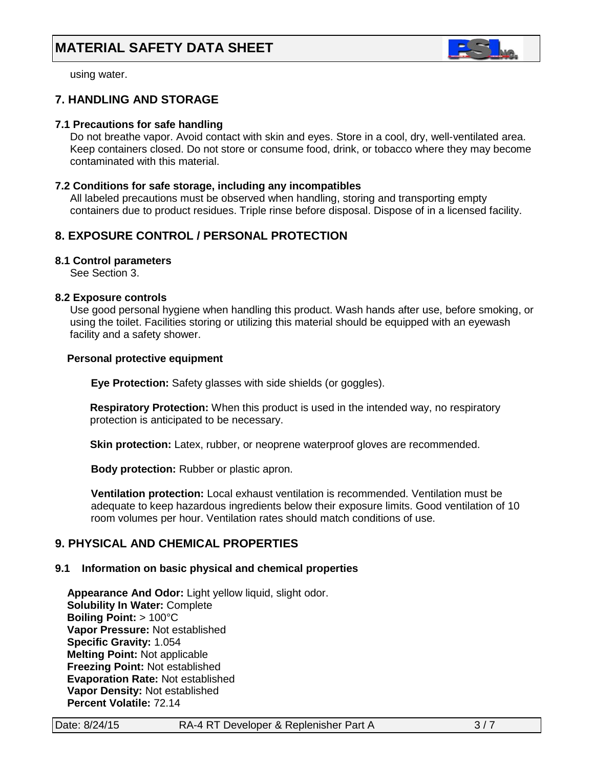using water.

## 7. HANDLING AND STORAGE

### 7.1 Precautions for safe handling

Do not breathe vapor. Avoid contact with skin and eyes. Store in a cool, dry, well-ventilated area. Keep containers closed. Do not store or consume food, drink, or tobacco where they may become contaminated with this material.

### 7.2 Conditions for safe storage, including any incompatibles

All labeled precautions must be observed when handling, storing and transporting empty containers due to product residues. Triple rinse before disposal. Dispose of in a licensed facility.

## 8. EXPOSURE CONTROL / PERSONAL PROTECTION

### 8.1 Control parameters

See Section 3.

### 8.2 Exposure controls

Use good personal hygiene when handling this product. Wash hands after use, before smoking, or using the toilet. Facilities storing or utilizing this material should be equipped with an eyewash facility and a safety shower.

**Personal protective equipment**

**Eye Protection:** Safety glasses with side shields (or goggles).

**Respiratory Protection:** When this product is used in the intended way, no respiratory protection is anticipated to be necessary.

**Skin protection:** Latex, rubber, or neoprene waterproof gloves are recommended.

**Body protection:** Rubber or plastic apron.

**Ventilation protection:** Local exhaust ventilation is recommended. Ventilation must be adequate to keep hazardous ingredients below their exposure limits. Good ventilation of 10 room volumes per hour. Ventilation rates should match conditions of use.

## 9. PHYSICAL AND CHEMICAL PROPERTIES

### 9.1 Information on basic physical and chemical properties

**Appearance And Odor:** Light yellow liquid, slight odor.
**Solubility In Water:** Complete
**Boiling Point:** > 100°C
**Vapor Pressure:** Not established
**Specific Gravity:** 1.054
**Melting Point:** Not applicable
**Freezing Point:** Not established
**Evaporation Rate:** Not established
**Vapor Density:** Not established
**Percent Volatile:** 72.14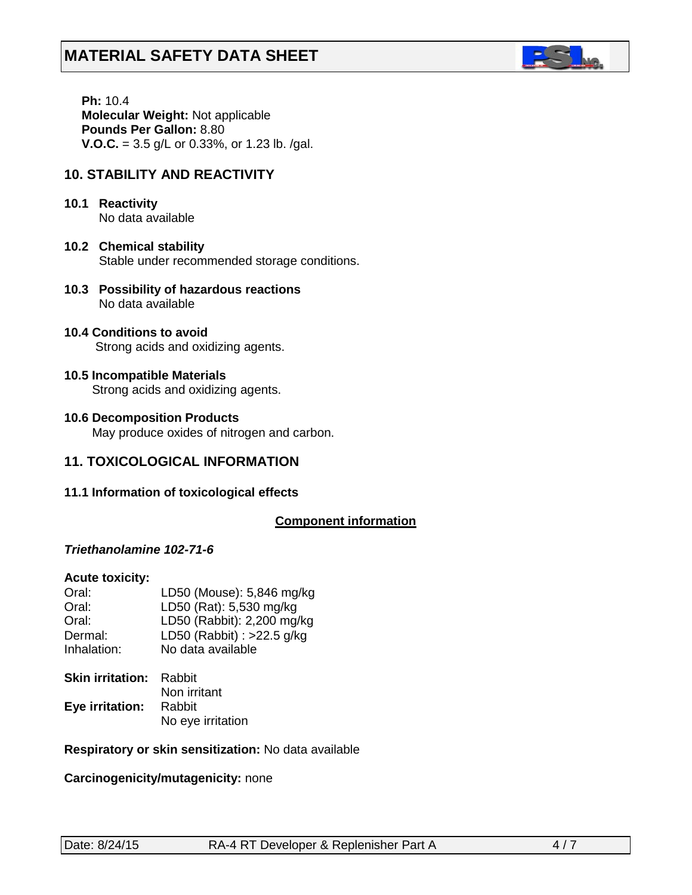**Ph:** 10.4
**Molecular Weight:** Not applicable
**Pounds Per Gallon:** 8.80
**V.O.C.** = 3.5 g/L or 0.33%, or 1.23 lb. /gal.

## 10. STABILITY AND REACTIVITY

**10.1 Reactivity**
No data available

**10.2 Chemical stability**
Stable under recommended storage conditions.

**10.3 Possibility of hazardous reactions**
No data available

**10.4 Conditions to avoid**
Strong acids and oxidizing agents.

**10.5 Incompatible Materials**
Strong acids and oxidizing agents.

**10.6 Decomposition Products**
May produce oxides of nitrogen and carbon.

## 11. TOXICOLOGICAL INFORMATION

**11.1 Information of toxicological effects**

**Component information**

***Triethanolamine 102-71-6***

**Acute toxicity:**

| | |
|---|---|
| Oral: | LD50 (Mouse): 5,846 mg/kg |
| Oral: | LD50 (Rat): 5,530 mg/kg |
| Oral: | LD50 (Rabbit): 2,200 mg/kg |
| Dermal: | LD50 (Rabbit) : >22.5 g/kg |
| Inhalation: | No data available |

**Skin irritation:** Rabbit
Non irritant

**Eye irritation:** Rabbit
No eye irritation

**Respiratory or skin sensitization:** No data available

**Carcinogenicity/mutagenicity:** none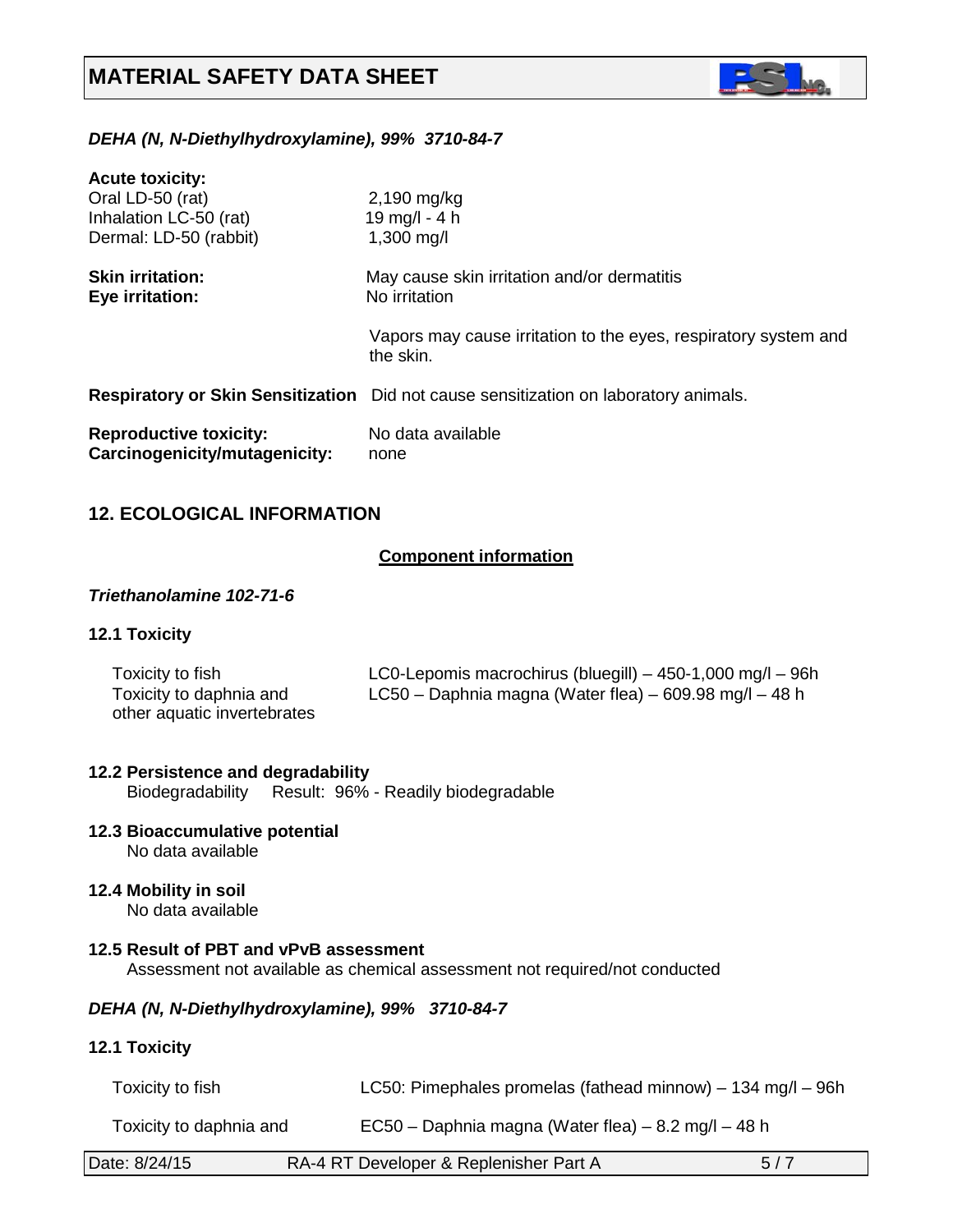*DEHA (N, N-Diethylhydroxylamine), 99% 3710-84-7*

**Acute toxicity:**

| | |
|---|---|
| Oral LD-50 (rat) | 2,190 mg/kg |
| Inhalation LC-50 (rat) | 19 mg/l - 4 h |
| Dermal: LD-50 (rabbit) | 1,300 mg/l |

**Skin irritation:** May cause skin irritation and/or dermatitis

**Eye irritation:** No irritation

Vapors may cause irritation to the eyes, respiratory system and the skin.

**Respiratory or Skin Sensitization** Did not cause sensitization on laboratory animals.

**Reproductive toxicity:** No data available

**Carcinogenicity/mutagenicity:** none

## 12. ECOLOGICAL INFORMATION

**Component information**

*Triethanolamine 102-71-6*

### 12.1 Toxicity

| | |
|---|---|
| Toxicity to fish | LC0-Lepomis macrochirus (bluegill) – 450-1,000 mg/l – 96h |
| Toxicity to daphnia and other aquatic invertebrates | LC50 – Daphnia magna (Water flea) – 609.98 mg/l – 48 h |

### 12.2 Persistence and degradability

Biodegradability Result: 96% - Readily biodegradable

### 12.3 Bioaccumulative potential

No data available

### 12.4 Mobility in soil

No data available

### 12.5 Result of PBT and vPvB assessment

Assessment not available as chemical assessment not required/not conducted

*DEHA (N, N-Diethylhydroxylamine), 99% 3710-84-7*

### 12.1 Toxicity

| | |
|---|---|
| Toxicity to fish | LC50: Pimephales promelas (fathead minnow) – 134 mg/l – 96h |
| Toxicity to daphnia and | EC50 – Daphnia magna (Water flea) – 8.2 mg/l – 48 h |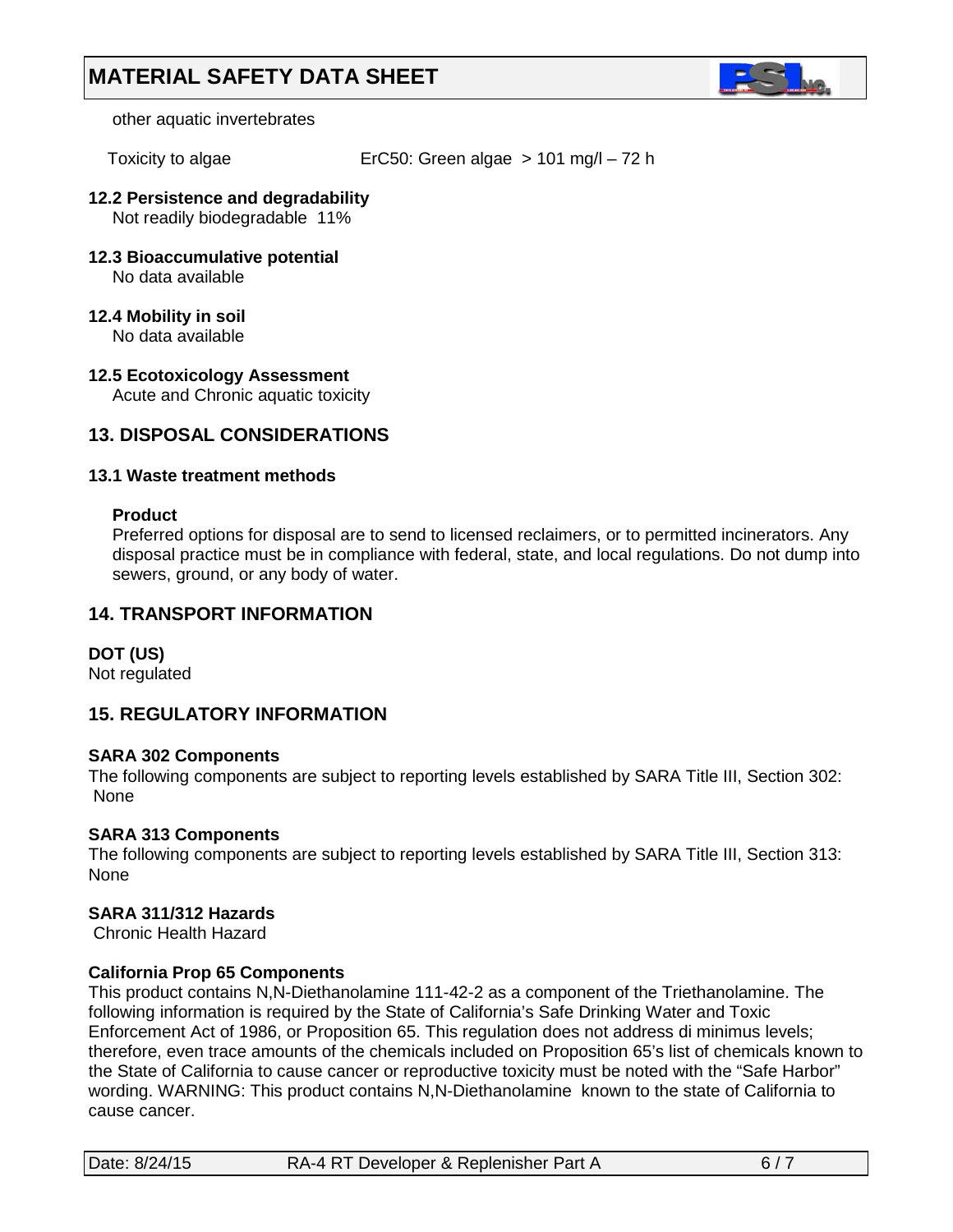other aquatic invertebrates

Toxicity to algae ErC50: Green algae > 101 mg/l – 72 h

**12.2 Persistence and degradability**
Not readily biodegradable 11%

**12.3 Bioaccumulative potential**
No data available

**12.4 Mobility in soil**
No data available

**12.5 Ecotoxicology Assessment**
Acute and Chronic aquatic toxicity

## 13. DISPOSAL CONSIDERATIONS

**13.1 Waste treatment methods**

**Product**
Preferred options for disposal are to send to licensed reclaimers, or to permitted incinerators. Any disposal practice must be in compliance with federal, state, and local regulations. Do not dump into sewers, ground, or any body of water.

## 14. TRANSPORT INFORMATION

**DOT (US)**
Not regulated

## 15. REGULATORY INFORMATION

**SARA 302 Components**
The following components are subject to reporting levels established by SARA Title III, Section 302:
None

**SARA 313 Components**
The following components are subject to reporting levels established by SARA Title III, Section 313:
None

**SARA 311/312 Hazards**
Chronic Health Hazard

**California Prop 65 Components**
This product contains N,N-Diethanolamine 111-42-2 as a component of the Triethanolamine. The following information is required by the State of California's Safe Drinking Water and Toxic Enforcement Act of 1986, or Proposition 65. This regulation does not address di minimus levels; therefore, even trace amounts of the chemicals included on Proposition 65's list of chemicals known to the State of California to cause cancer or reproductive toxicity must be noted with the "Safe Harbor" wording. WARNING: This product contains N,N-Diethanolamine known to the state of California to cause cancer.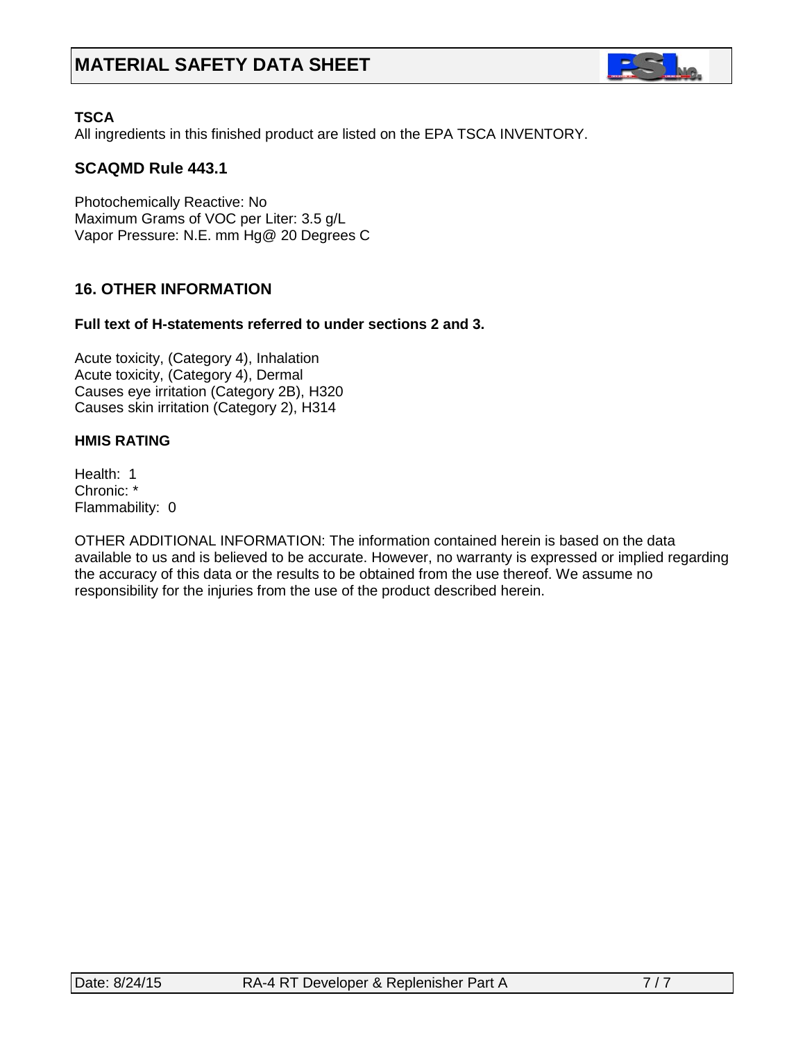**TSCA**

All ingredients in this finished product are listed on the EPA TSCA INVENTORY.

### SCAQMD Rule 443.1

Photochemically Reactive: No
Maximum Grams of VOC per Liter: 3.5 g/L
Vapor Pressure: N.E. mm Hg@ 20 Degrees C

## 16. OTHER INFORMATION

**Full text of H-statements referred to under sections 2 and 3.**

Acute toxicity, (Category 4), Inhalation
Acute toxicity, (Category 4), Dermal
Causes eye irritation (Category 2B), H320
Causes skin irritation (Category 2), H314

**HMIS RATING**

Health: 1
Chronic: *
Flammability: 0

OTHER ADDITIONAL INFORMATION: The information contained herein is based on the data available to us and is believed to be accurate. However, no warranty is expressed or implied regarding the accuracy of this data or the results to be obtained from the use thereof. We assume no responsibility for the injuries from the use of the product described herein.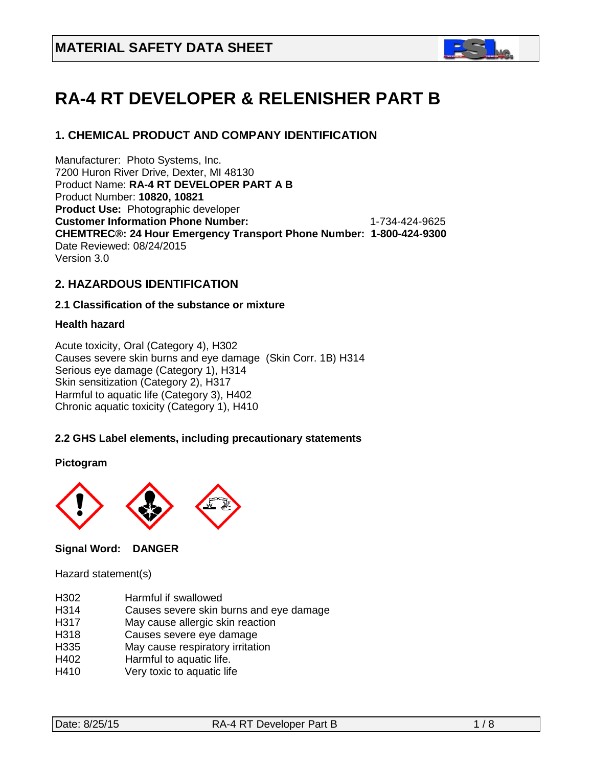# MATERIAL SAFETY DATA SHEET

# RA-4 RT DEVELOPER & RELENISHER PART B

## 1. CHEMICAL PRODUCT AND COMPANY IDENTIFICATION

Manufacturer: Photo Systems, Inc.
7200 Huron River Drive, Dexter, MI 48130
Product Name: **RA-4 RT DEVELOPER PART A B**
Product Number: **10820, 10821**
**Product Use:** Photographic developer
**Customer Information Phone Number:** 1-734-424-9625
**CHEMTREC®: 24 Hour Emergency Transport Phone Number: 1-800-424-9300**
Date Reviewed: 08/24/2015
Version 3.0

## 2. HAZARDOUS IDENTIFICATION

### 2.1 Classification of the substance or mixture

**Health hazard**

Acute toxicity, Oral (Category 4), H302
Causes severe skin burns and eye damage (Skin Corr. 1B) H314
Serious eye damage (Category 1), H314
Skin sensitization (Category 2), H317
Harmful to aquatic life (Category 3), H402
Chronic aquatic toxicity (Category 1), H410

### 2.2 GHS Label elements, including precautionary statements

**Pictogram**

**Signal Word: DANGER**

Hazard statement(s)

| | |
|---|---|
| H302 | Harmful if swallowed |
| H314 | Causes severe skin burns and eye damage |
| H317 | May cause allergic skin reaction |
| H318 | Causes severe eye damage |
| H335 | May cause respiratory irritation |
| H402 | Harmful to aquatic life. |
| H410 | Very toxic to aquatic life |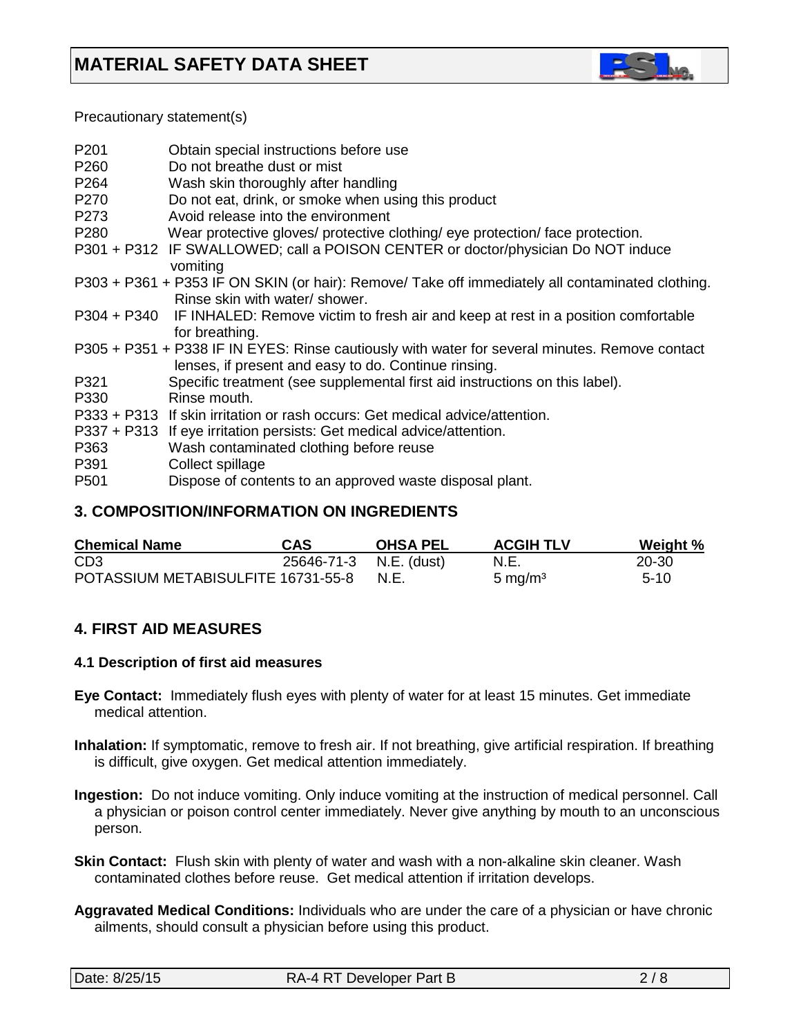# MATERIAL SAFETY DATA SHEET

Precautionary statement(s)

| | |
|---|---|
| P201 | Obtain special instructions before use |
| P260 | Do not breathe dust or mist |
| P264 | Wash skin thoroughly after handling |
| P270 | Do not eat, drink, or smoke when using this product |
| P273 | Avoid release into the environment |
| P280 | Wear protective gloves/ protective clothing/ eye protection/ face protection. |
| P301 + P312 | IF SWALLOWED; call a POISON CENTER or doctor/physician Do NOT induce vomiting |
| P303 + P361 + P353 | IF ON SKIN (or hair): Remove/ Take off immediately all contaminated clothing. Rinse skin with water/ shower. |
| P304 + P340 | IF INHALED: Remove victim to fresh air and keep at rest in a position comfortable for breathing. |
| P305 + P351 + P338 | IF IN EYES: Rinse cautiously with water for several minutes. Remove contact lenses, if present and easy to do. Continue rinsing. |
| P321 | Specific treatment (see supplemental first aid instructions on this label). |
| P330 | Rinse mouth. |
| P333 + P313 | If skin irritation or rash occurs: Get medical advice/attention. |
| P337 + P313 | If eye irritation persists: Get medical advice/attention. |
| P363 | Wash contaminated clothing before reuse |
| P391 | Collect spillage |
| P501 | Dispose of contents to an approved waste disposal plant. |

## 3. COMPOSITION/INFORMATION ON INGREDIENTS

| Chemical Name | CAS | OHSA PEL | ACGIH TLV | Weight % |
|---|---|---|---|---|
| CD3 | 25646-71-3 | N.E. (dust) | N.E. | 20-30 |
| POTASSIUM METABISULFITE | 16731-55-8 | N.E. | 5 mg/m³ | 5-10 |

## 4. FIRST AID MEASURES

### 4.1 Description of first aid measures

**Eye Contact:** Immediately flush eyes with plenty of water for at least 15 minutes. Get immediate medical attention.

**Inhalation:** If symptomatic, remove to fresh air. If not breathing, give artificial respiration. If breathing is difficult, give oxygen. Get medical attention immediately.

**Ingestion:** Do not induce vomiting. Only induce vomiting at the instruction of medical personnel. Call a physician or poison control center immediately. Never give anything by mouth to an unconscious person.

**Skin Contact:** Flush skin with plenty of water and wash with a non-alkaline skin cleaner. Wash contaminated clothes before reuse. Get medical attention if irritation develops.

**Aggravated Medical Conditions:** Individuals who are under the care of a physician or have chronic ailments, should consult a physician before using this product.

Date: 8/25/15 RA-4 RT Developer Part B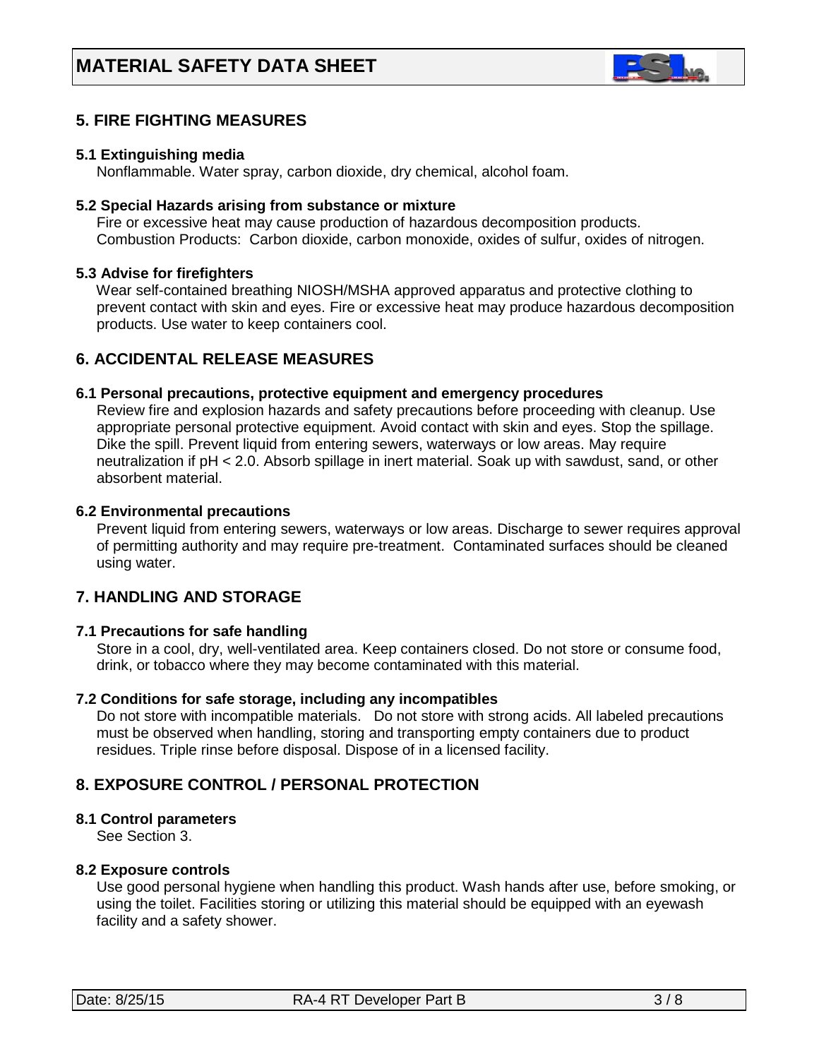# MATERIAL SAFETY DATA SHEET

## 5. FIRE FIGHTING MEASURES

### 5.1 Extinguishing media

Nonflammable. Water spray, carbon dioxide, dry chemical, alcohol foam.

### 5.2 Special Hazards arising from substance or mixture

Fire or excessive heat may cause production of hazardous decomposition products.
Combustion Products: Carbon dioxide, carbon monoxide, oxides of sulfur, oxides of nitrogen.

### 5.3 Advise for firefighters

Wear self-contained breathing NIOSH/MSHA approved apparatus and protective clothing to prevent contact with skin and eyes. Fire or excessive heat may produce hazardous decomposition products. Use water to keep containers cool.

## 6. ACCIDENTAL RELEASE MEASURES

### 6.1 Personal precautions, protective equipment and emergency procedures

Review fire and explosion hazards and safety precautions before proceeding with cleanup. Use appropriate personal protective equipment. Avoid contact with skin and eyes. Stop the spillage. Dike the spill. Prevent liquid from entering sewers, waterways or low areas. May require neutralization if pH < 2.0. Absorb spillage in inert material. Soak up with sawdust, sand, or other absorbent material.

### 6.2 Environmental precautions

Prevent liquid from entering sewers, waterways or low areas. Discharge to sewer requires approval of permitting authority and may require pre-treatment. Contaminated surfaces should be cleaned using water.

## 7. HANDLING AND STORAGE

### 7.1 Precautions for safe handling

Store in a cool, dry, well-ventilated area. Keep containers closed. Do not store or consume food, drink, or tobacco where they may become contaminated with this material.

### 7.2 Conditions for safe storage, including any incompatibles

Do not store with incompatible materials. Do not store with strong acids. All labeled precautions must be observed when handling, storing and transporting empty containers due to product residues. Triple rinse before disposal. Dispose of in a licensed facility.

## 8. EXPOSURE CONTROL / PERSONAL PROTECTION

### 8.1 Control parameters

See Section 3.

### 8.2 Exposure controls

Use good personal hygiene when handling this product. Wash hands after use, before smoking, or using the toilet. Facilities storing or utilizing this material should be equipped with an eyewash facility and a safety shower.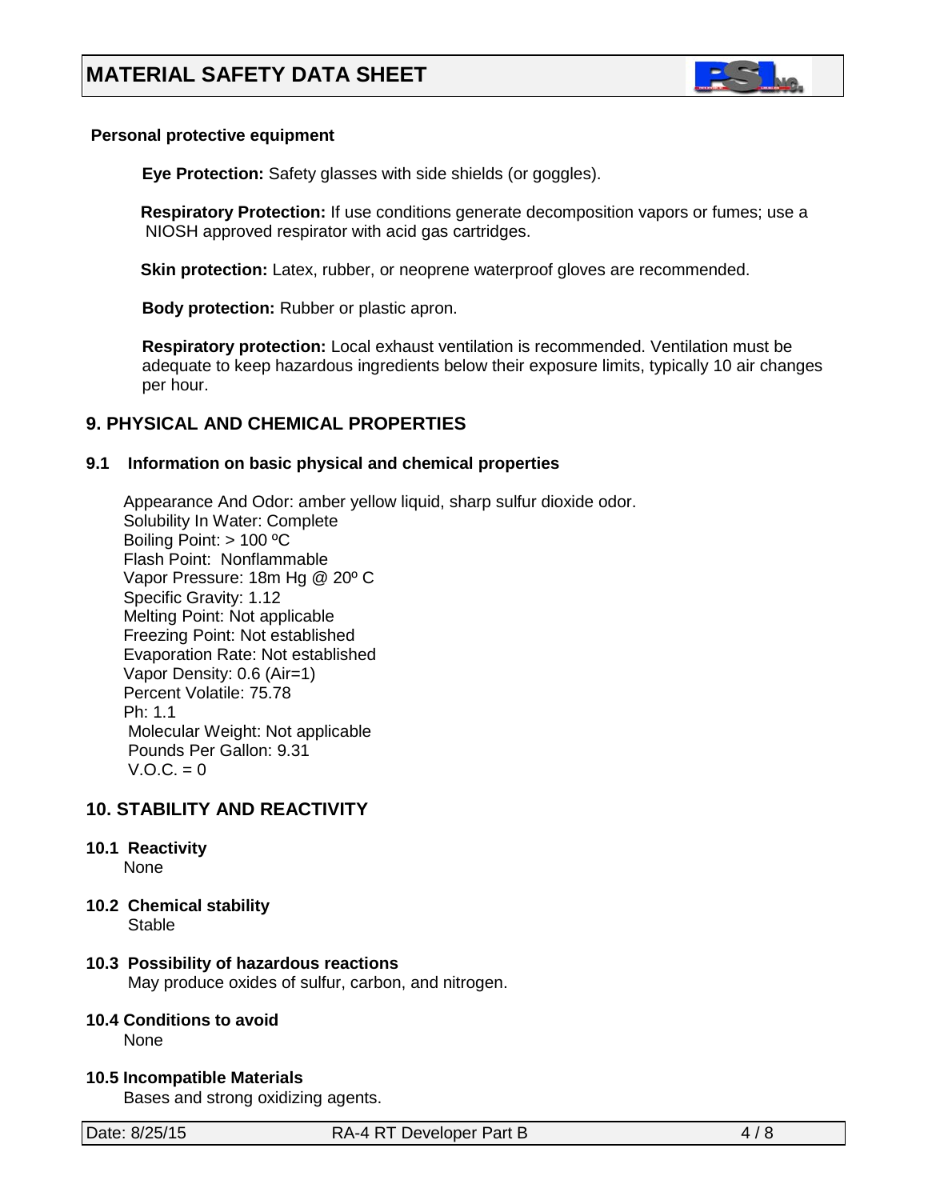**Personal protective equipment**

**Eye Protection:** Safety glasses with side shields (or goggles).

**Respiratory Protection:** If use conditions generate decomposition vapors or fumes; use a NIOSH approved respirator with acid gas cartridges.

**Skin protection:** Latex, rubber, or neoprene waterproof gloves are recommended.

**Body protection:** Rubber or plastic apron.

**Respiratory protection:** Local exhaust ventilation is recommended. Ventilation must be adequate to keep hazardous ingredients below their exposure limits, typically 10 air changes per hour.

## 9. PHYSICAL AND CHEMICAL PROPERTIES

### 9.1 Information on basic physical and chemical properties

Appearance And Odor: amber yellow liquid, sharp sulfur dioxide odor.
Solubility In Water: Complete
Boiling Point: > 100 ºC
Flash Point: Nonflammable
Vapor Pressure: 18m Hg @ 20º C
Specific Gravity: 1.12
Melting Point: Not applicable
Freezing Point: Not established
Evaporation Rate: Not established
Vapor Density: 0.6 (Air=1)
Percent Volatile: 75.78
Ph: 1.1
Molecular Weight: Not applicable
Pounds Per Gallon: 9.31
V.O.C. = 0

## 10. STABILITY AND REACTIVITY

### 10.1 Reactivity

None

### 10.2 Chemical stability

Stable

### 10.3 Possibility of hazardous reactions

May produce oxides of sulfur, carbon, and nitrogen.

### 10.4 Conditions to avoid

None

### 10.5 Incompatible Materials

Bases and strong oxidizing agents.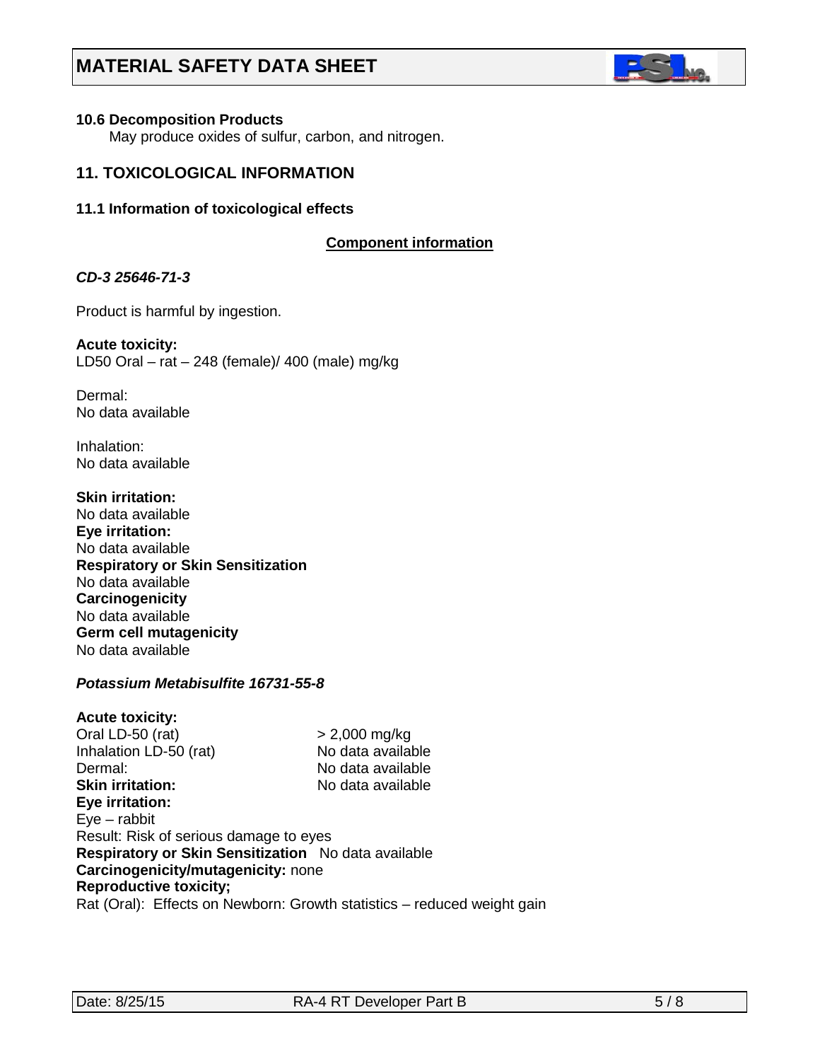**10.6 Decomposition Products**

May produce oxides of sulfur, carbon, and nitrogen.

## 11. TOXICOLOGICAL INFORMATION

**11.1 Information of toxicological effects**

**Component information**

***CD-3 25646-71-3***

Product is harmful by ingestion.

**Acute toxicity:**
LD50 Oral – rat – 248 (female)/ 400 (male) mg/kg

Dermal:
No data available

Inhalation:
No data available

**Skin irritation:**
No data available
**Eye irritation:**
No data available
**Respiratory or Skin Sensitization**
No data available
**Carcinogenicity**
No data available
**Germ cell mutagenicity**
No data available

***Potassium Metabisulfite 16731-55-8***

**Acute toxicity:**

| | |
|---|---|
| Oral LD-50 (rat) | > 2,000 mg/kg |
| Inhalation LD-50 (rat) | No data available |
| Dermal: | No data available |
| **Skin irritation:** | No data available |

**Eye irritation:**
Eye – rabbit
Result: Risk of serious damage to eyes
**Respiratory or Skin Sensitization** No data available
**Carcinogenicity/mutagenicity:** none
**Reproductive toxicity;**
Rat (Oral): Effects on Newborn: Growth statistics – reduced weight gain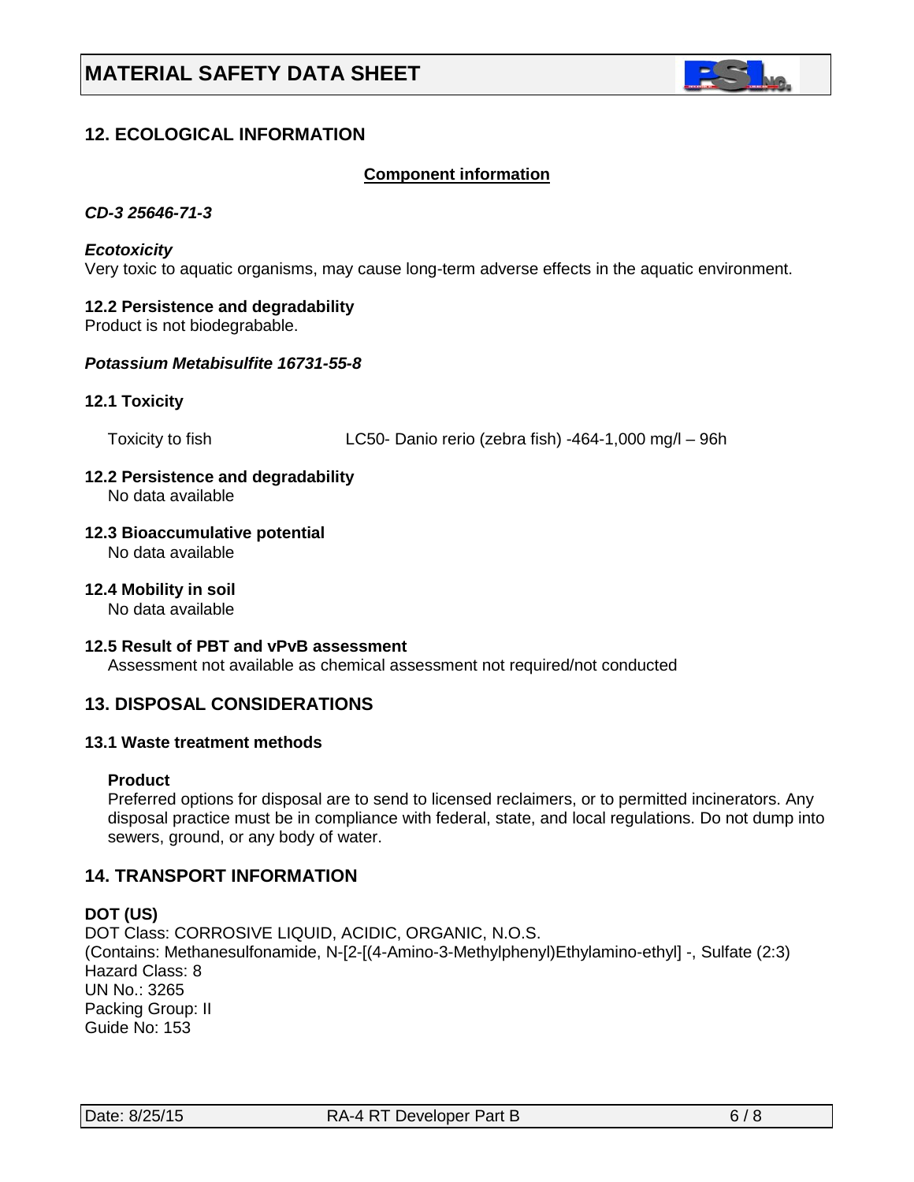## 12. ECOLOGICAL INFORMATION

**Component information**

***CD-3 25646-71-3***

***Ecotoxicity***

Very toxic to aquatic organisms, may cause long-term adverse effects in the aquatic environment.

**12.2 Persistence and degradability**

Product is not biodegrabable.

***Potassium Metabisulfite 16731-55-8***

**12.1 Toxicity**

Toxicity to fish LC50- Danio rerio (zebra fish) -464-1,000 mg/l – 96h

**12.2 Persistence and degradability**

No data available

**12.3 Bioaccumulative potential**

No data available

**12.4 Mobility in soil**

No data available

**12.5 Result of PBT and vPvB assessment**

Assessment not available as chemical assessment not required/not conducted

## 13. DISPOSAL CONSIDERATIONS

**13.1 Waste treatment methods**

**Product**

Preferred options for disposal are to send to licensed reclaimers, or to permitted incinerators. Any disposal practice must be in compliance with federal, state, and local regulations. Do not dump into sewers, ground, or any body of water.

## 14. TRANSPORT INFORMATION

**DOT (US)**

DOT Class: CORROSIVE LIQUID, ACIDIC, ORGANIC, N.O.S.
(Contains: Methanesulfonamide, N-[2-[(4-Amino-3-Methylphenyl)Ethylamino-ethyl] -, Sulfate (2:3)
Hazard Class: 8
UN No.: 3265
Packing Group: II
Guide No: 153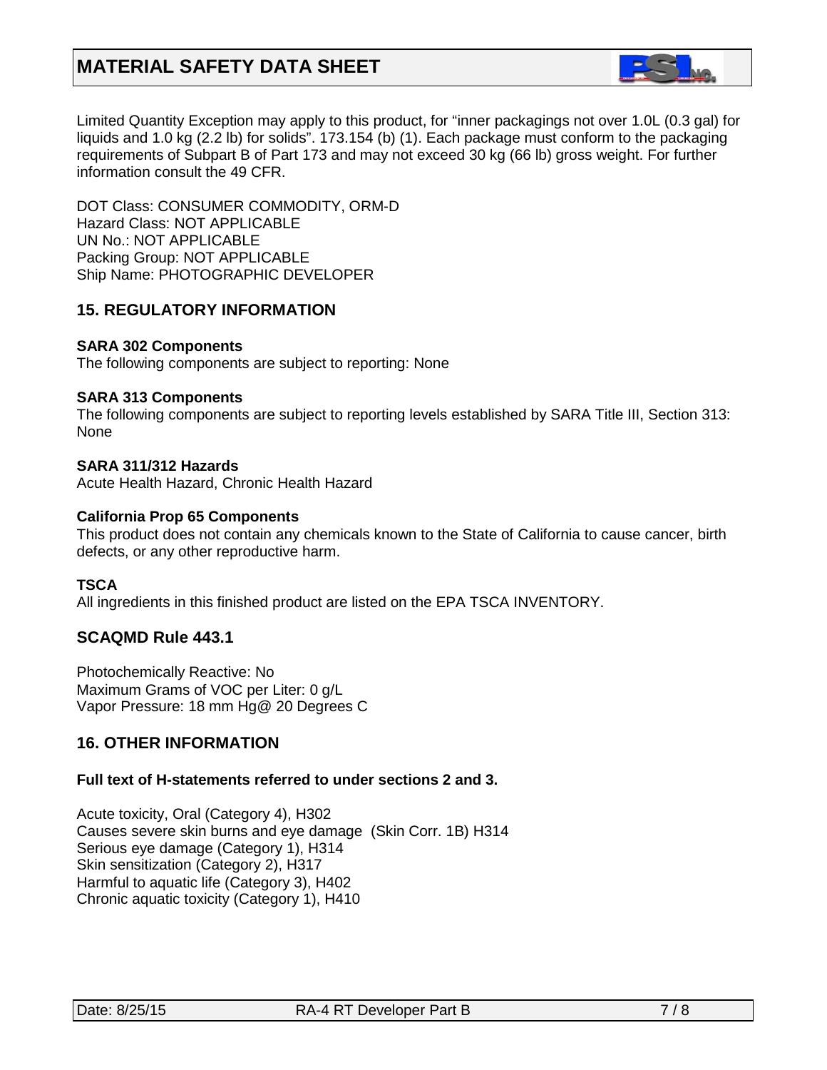Limited Quantity Exception may apply to this product, for "inner packagings not over 1.0L (0.3 gal) for liquids and 1.0 kg (2.2 lb) for solids". 173.154 (b) (1). Each package must conform to the packaging requirements of Subpart B of Part 173 and may not exceed 30 kg (66 lb) gross weight. For further information consult the 49 CFR.

DOT Class: CONSUMER COMMODITY, ORM-D
Hazard Class: NOT APPLICABLE
UN No.: NOT APPLICABLE
Packing Group: NOT APPLICABLE
Ship Name: PHOTOGRAPHIC DEVELOPER

## 15. REGULATORY INFORMATION

**SARA 302 Components**
The following components are subject to reporting: None

**SARA 313 Components**
The following components are subject to reporting levels established by SARA Title III, Section 313: None

**SARA 311/312 Hazards**
Acute Health Hazard, Chronic Health Hazard

**California Prop 65 Components**
This product does not contain any chemicals known to the State of California to cause cancer, birth defects, or any other reproductive harm.

**TSCA**
All ingredients in this finished product are listed on the EPA TSCA INVENTORY.

## SCAQMD Rule 443.1

Photochemically Reactive: No
Maximum Grams of VOC per Liter: 0 g/L
Vapor Pressure: 18 mm Hg@ 20 Degrees C

## 16. OTHER INFORMATION

**Full text of H-statements referred to under sections 2 and 3.**

Acute toxicity, Oral (Category 4), H302
Causes severe skin burns and eye damage (Skin Corr. 1B) H314
Serious eye damage (Category 1), H314
Skin sensitization (Category 2), H317
Harmful to aquatic life (Category 3), H402
Chronic aquatic toxicity (Category 1), H410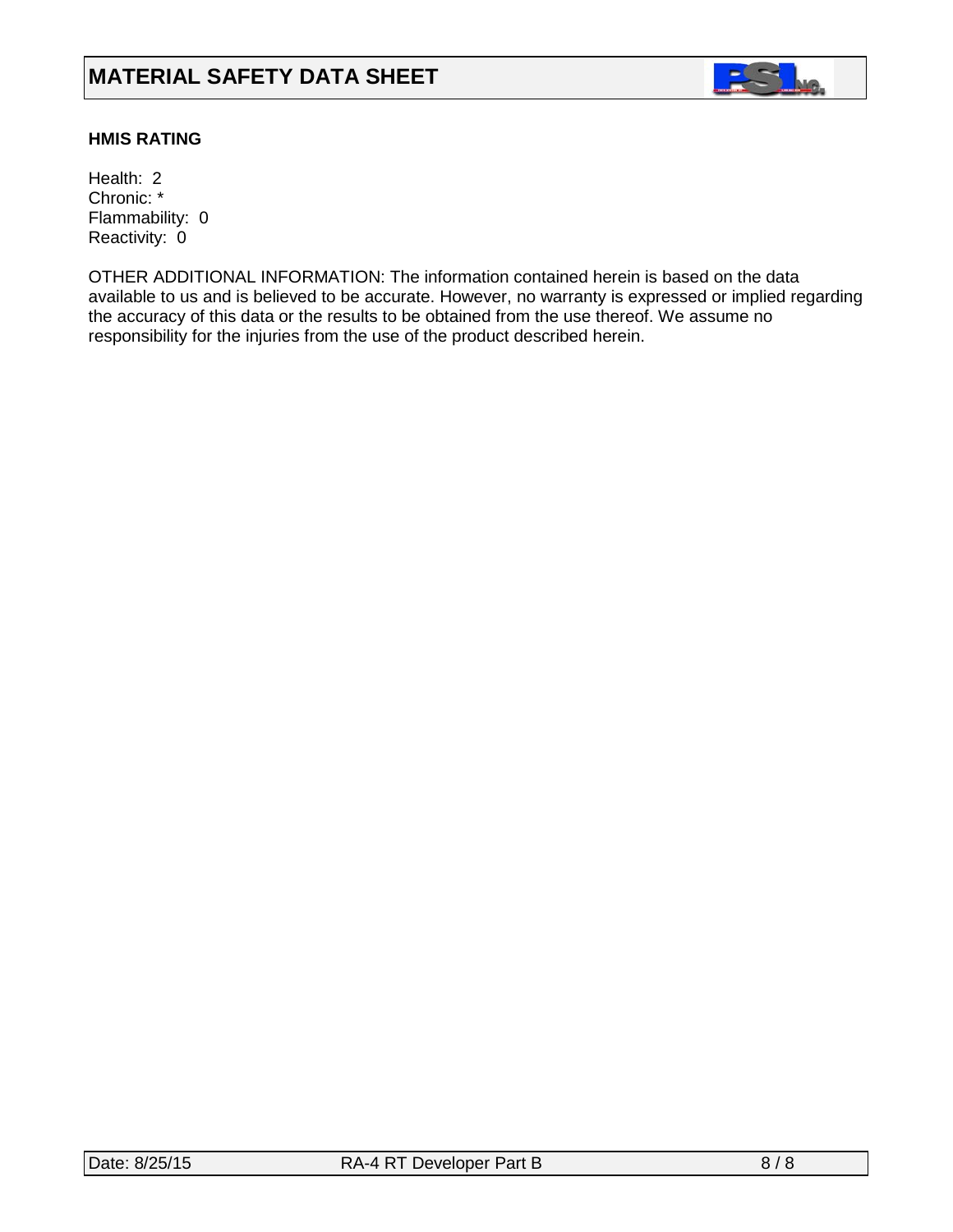**HMIS RATING**

Health: 2
Chronic: *
Flammability: 0
Reactivity: 0

OTHER ADDITIONAL INFORMATION: The information contained herein is based on the data available to us and is believed to be accurate. However, no warranty is expressed or implied regarding the accuracy of this data or the results to be obtained from the use thereof. We assume no responsibility for the injuries from the use of the product described herein.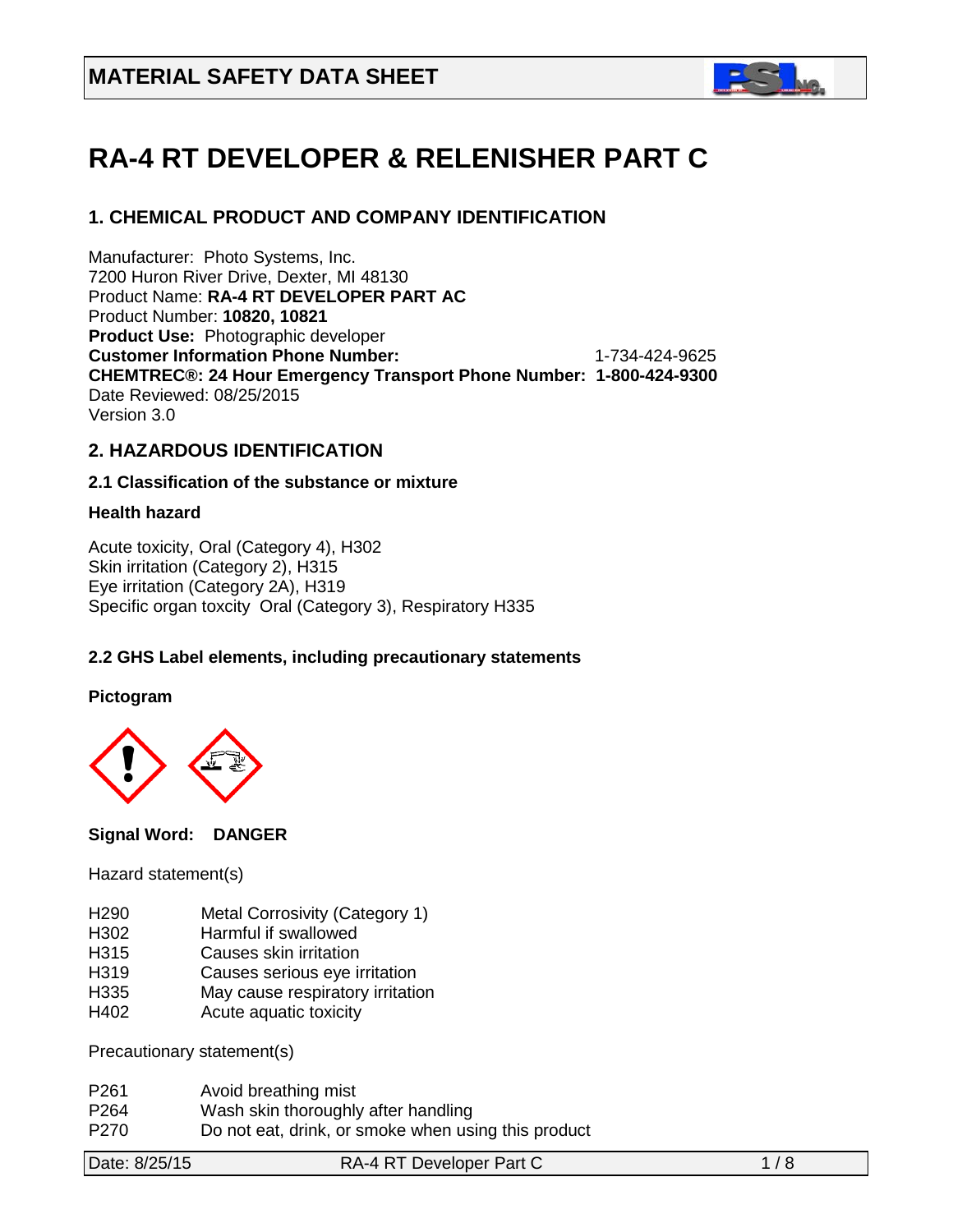## MATERIAL SAFETY DATA SHEET

# RA-4 RT DEVELOPER & RELENISHER PART C

## 1. CHEMICAL PRODUCT AND COMPANY IDENTIFICATION

Manufacturer: Photo Systems, Inc.
7200 Huron River Drive, Dexter, MI 48130
Product Name: **RA-4 RT DEVELOPER PART AC**
Product Number: **10820, 10821**
**Product Use:** Photographic developer
**Customer Information Phone Number:** 1-734-424-9625
**CHEMTREC®: 24 Hour Emergency Transport Phone Number: 1-800-424-9300**
Date Reviewed: 08/25/2015
Version 3.0

## 2. HAZARDOUS IDENTIFICATION

### 2.1 Classification of the substance or mixture

**Health hazard**

Acute toxicity, Oral (Category 4), H302
Skin irritation (Category 2), H315
Eye irritation (Category 2A), H319
Specific organ toxcity Oral (Category 3), Respiratory H335

### 2.2 GHS Label elements, including precautionary statements

**Pictogram**

**Signal Word: DANGER**

Hazard statement(s)

| | |
|---|---|
| H290 | Metal Corrosivity (Category 1) |
| H302 | Harmful if swallowed |
| H315 | Causes skin irritation |
| H319 | Causes serious eye irritation |
| H335 | May cause respiratory irritation |
| H402 | Acute aquatic toxicity |

Precautionary statement(s)

| | |
|---|---|
| P261 | Avoid breathing mist |
| P264 | Wash skin thoroughly after handling |
| P270 | Do not eat, drink, or smoke when using this product |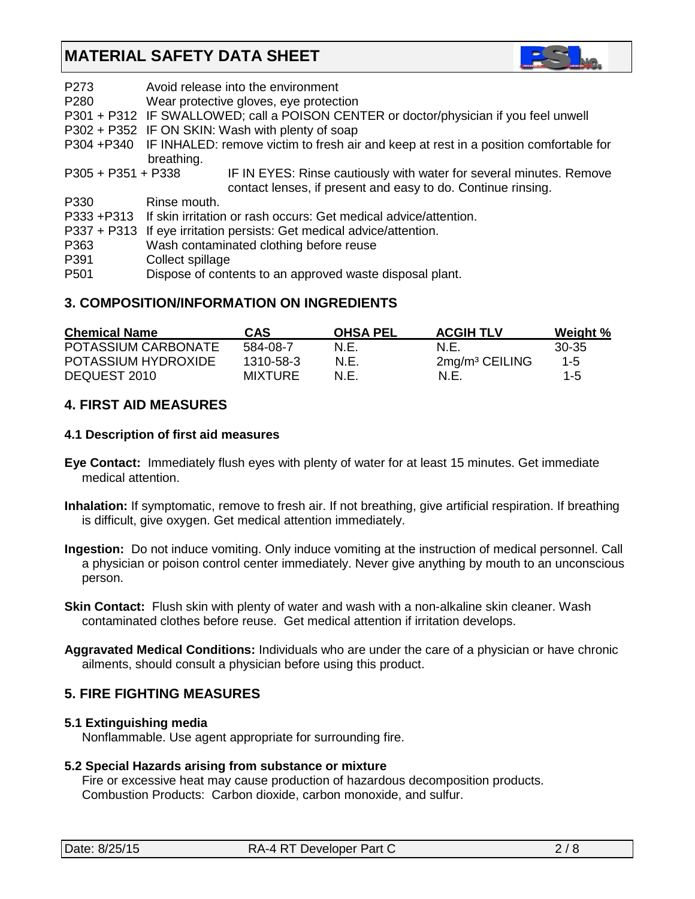# MATERIAL SAFETY DATA SHEET

P273 Avoid release into the environment

P280 Wear protective gloves, eye protection

P301 + P312 IF SWALLOWED; call a POISON CENTER or doctor/physician if you feel unwell

P302 + P352 IF ON SKIN: Wash with plenty of soap

P304 +P340 IF INHALED: remove victim to fresh air and keep at rest in a position comfortable for breathing.

P305 + P351 + P338 IF IN EYES: Rinse cautiously with water for several minutes. Remove contact lenses, if present and easy to do. Continue rinsing.

P330 Rinse mouth.

P333 +P313 If skin irritation or rash occurs: Get medical advice/attention.

P337 + P313 If eye irritation persists: Get medical advice/attention.

P363 Wash contaminated clothing before reuse

P391 Collect spillage

P501 Dispose of contents to an approved waste disposal plant.

## 3. COMPOSITION/INFORMATION ON INGREDIENTS

| Chemical Name | CAS | OHSA PEL | ACGIH TLV | Weight % |
|---|---|---|---|---|
| POTASSIUM CARBONATE | 584-08-7 | N.E. | N.E. | 30-35 |
| POTASSIUM HYDROXIDE | 1310-58-3 | N.E. | 2mg/m³ CEILING | 1-5 |
| DEQUEST 2010 | MIXTURE | N.E. | N.E. | 1-5 |

## 4. FIRST AID MEASURES

### 4.1 Description of first aid measures

**Eye Contact:** Immediately flush eyes with plenty of water for at least 15 minutes. Get immediate medical attention.

**Inhalation:** If symptomatic, remove to fresh air. If not breathing, give artificial respiration. If breathing is difficult, give oxygen. Get medical attention immediately.

**Ingestion:** Do not induce vomiting. Only induce vomiting at the instruction of medical personnel. Call a physician or poison control center immediately. Never give anything by mouth to an unconscious person.

**Skin Contact:** Flush skin with plenty of water and wash with a non-alkaline skin cleaner. Wash contaminated clothes before reuse. Get medical attention if irritation develops.

**Aggravated Medical Conditions:** Individuals who are under the care of a physician or have chronic ailments, should consult a physician before using this product.

## 5. FIRE FIGHTING MEASURES

### 5.1 Extinguishing media

Nonflammable. Use agent appropriate for surrounding fire.

### 5.2 Special Hazards arising from substance or mixture

Fire or excessive heat may cause production of hazardous decomposition products.
Combustion Products: Carbon dioxide, carbon monoxide, and sulfur.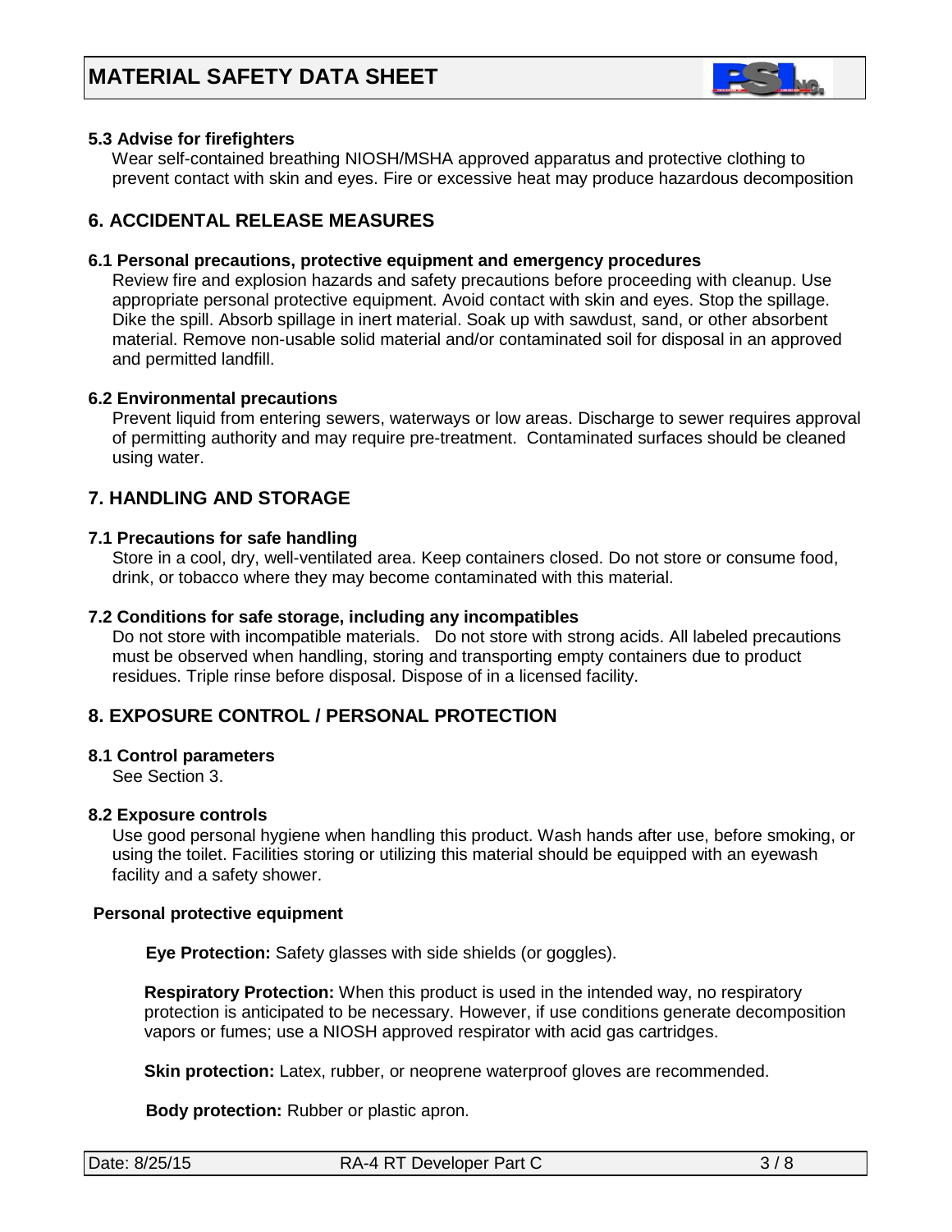### 5.3 Advise for firefighters

Wear self-contained breathing NIOSH/MSHA approved apparatus and protective clothing to prevent contact with skin and eyes. Fire or excessive heat may produce hazardous decomposition

## 6. ACCIDENTAL RELEASE MEASURES

### 6.1 Personal precautions, protective equipment and emergency procedures

Review fire and explosion hazards and safety precautions before proceeding with cleanup. Use appropriate personal protective equipment. Avoid contact with skin and eyes. Stop the spillage. Dike the spill. Absorb spillage in inert material. Soak up with sawdust, sand, or other absorbent material. Remove non-usable solid material and/or contaminated soil for disposal in an approved and permitted landfill.

### 6.2 Environmental precautions

Prevent liquid from entering sewers, waterways or low areas. Discharge to sewer requires approval of permitting authority and may require pre-treatment. Contaminated surfaces should be cleaned using water.

## 7. HANDLING AND STORAGE

### 7.1 Precautions for safe handling

Store in a cool, dry, well-ventilated area. Keep containers closed. Do not store or consume food, drink, or tobacco where they may become contaminated with this material.

### 7.2 Conditions for safe storage, including any incompatibles

Do not store with incompatible materials. Do not store with strong acids. All labeled precautions must be observed when handling, storing and transporting empty containers due to product residues. Triple rinse before disposal. Dispose of in a licensed facility.

## 8. EXPOSURE CONTROL / PERSONAL PROTECTION

### 8.1 Control parameters

See Section 3.

### 8.2 Exposure controls

Use good personal hygiene when handling this product. Wash hands after use, before smoking, or using the toilet. Facilities storing or utilizing this material should be equipped with an eyewash facility and a safety shower.

**Personal protective equipment**

**Eye Protection:** Safety glasses with side shields (or goggles).

**Respiratory Protection:** When this product is used in the intended way, no respiratory protection is anticipated to be necessary. However, if use conditions generate decomposition vapors or fumes; use a NIOSH approved respirator with acid gas cartridges.

**Skin protection:** Latex, rubber, or neoprene waterproof gloves are recommended.

**Body protection:** Rubber or plastic apron.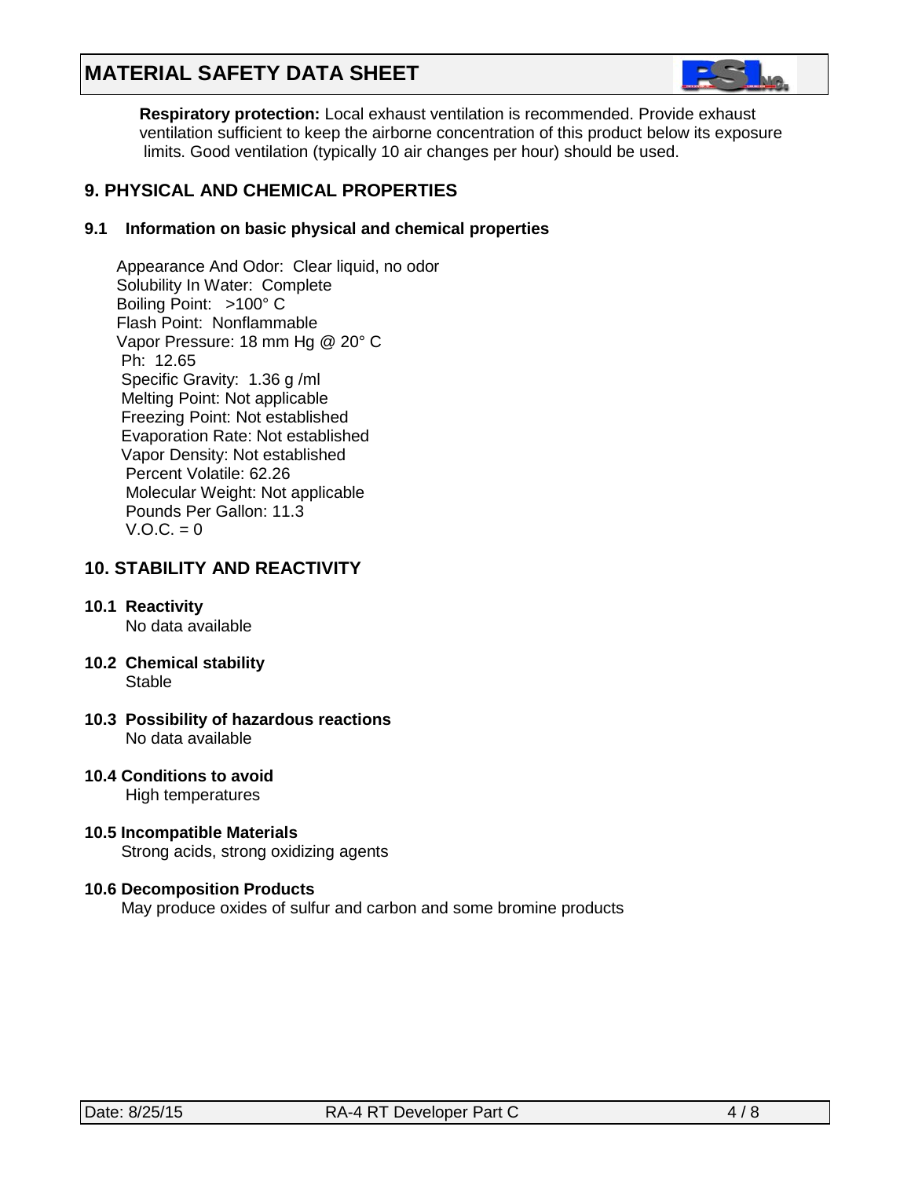**Respiratory protection:** Local exhaust ventilation is recommended. Provide exhaust ventilation sufficient to keep the airborne concentration of this product below its exposure limits. Good ventilation (typically 10 air changes per hour) should be used.

## 9. PHYSICAL AND CHEMICAL PROPERTIES

### 9.1 Information on basic physical and chemical properties

Appearance And Odor: Clear liquid, no odor
Solubility In Water: Complete
Boiling Point: >100° C
Flash Point: Nonflammable
Vapor Pressure: 18 mm Hg @ 20° C
Ph: 12.65
Specific Gravity: 1.36 g /ml
Melting Point: Not applicable
Freezing Point: Not established
Evaporation Rate: Not established
Vapor Density: Not established
Percent Volatile: 62.26
Molecular Weight: Not applicable
Pounds Per Gallon: 11.3
V.O.C. = 0

## 10. STABILITY AND REACTIVITY

**10.1 Reactivity**
No data available

**10.2 Chemical stability**
Stable

**10.3 Possibility of hazardous reactions**
No data available

**10.4 Conditions to avoid**
High temperatures

**10.5 Incompatible Materials**
Strong acids, strong oxidizing agents

**10.6 Decomposition Products**
May produce oxides of sulfur and carbon and some bromine products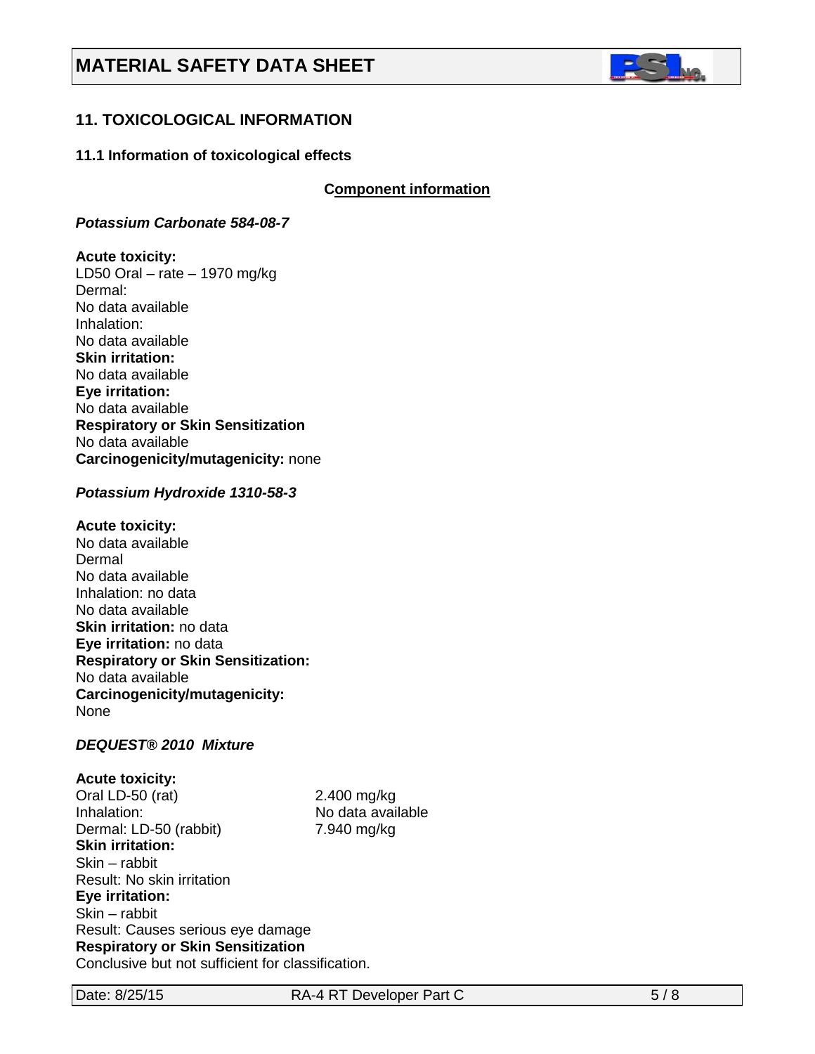# MATERIAL SAFETY DATA SHEET

## 11. TOXICOLOGICAL INFORMATION

### 11.1 Information of toxicological effects

**Component information**

***Potassium Carbonate 584-08-7***

**Acute toxicity:**
LD50 Oral – rate – 1970 mg/kg
Dermal:
No data available
Inhalation:
No data available
**Skin irritation:**
No data available
**Eye irritation:**
No data available
**Respiratory or Skin Sensitization**
No data available
**Carcinogenicity/mutagenicity:** none

***Potassium Hydroxide 1310-58-3***

**Acute toxicity:**
No data available
Dermal
No data available
Inhalation: no data
No data available
**Skin irritation:** no data
**Eye irritation:** no data
**Respiratory or Skin Sensitization:**
No data available
**Carcinogenicity/mutagenicity:**
None

***DEQUEST® 2010 Mixture***

**Acute toxicity:**

| | |
|---|---|
| Oral LD-50 (rat) | 2.400 mg/kg |
| Inhalation: | No data available |
| Dermal: LD-50 (rabbit) | 7.940 mg/kg |

**Skin irritation:**
Skin – rabbit
Result: No skin irritation
**Eye irritation:**
Skin – rabbit
Result: Causes serious eye damage
**Respiratory or Skin Sensitization**
Conclusive but not sufficient for classification.

Date: 8/25/15 RA-4 RT Developer Part C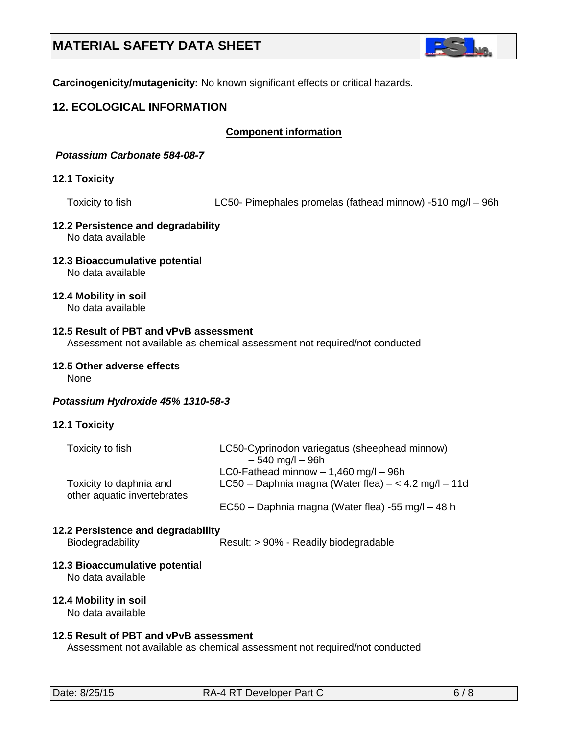**Carcinogenicity/mutagenicity:** No known significant effects or critical hazards.

## 12. ECOLOGICAL INFORMATION

**Component information**

***Potassium Carbonate 584-08-7***

**12.1 Toxicity**

Toxicity to fish LC50- Pimephales promelas (fathead minnow) -510 mg/l – 96h

**12.2 Persistence and degradability**
No data available

**12.3 Bioaccumulative potential**
No data available

**12.4 Mobility in soil**
No data available

**12.5 Result of PBT and vPvB assessment**
Assessment not available as chemical assessment not required/not conducted

**12.5 Other adverse effects**
None

***Potassium Hydroxide 45% 1310-58-3***

**12.1 Toxicity**

| | |
|---|---|
| Toxicity to fish | LC50-Cyprinodon variegatus (sheephead minnow) – 540 mg/l – 96h |
| | LC0-Fathead minnow – 1,460 mg/l – 96h |
| Toxicity to daphnia and other aquatic invertebrates | LC50 – Daphnia magna (Water flea) – < 4.2 mg/l – 11d |
| | EC50 – Daphnia magna (Water flea) -55 mg/l – 48 h |

**12.2 Persistence and degradability**
Biodegradability Result: > 90% - Readily biodegradable

**12.3 Bioaccumulative potential**
No data available

**12.4 Mobility in soil**
No data available

**12.5 Result of PBT and vPvB assessment**
Assessment not available as chemical assessment not required/not conducted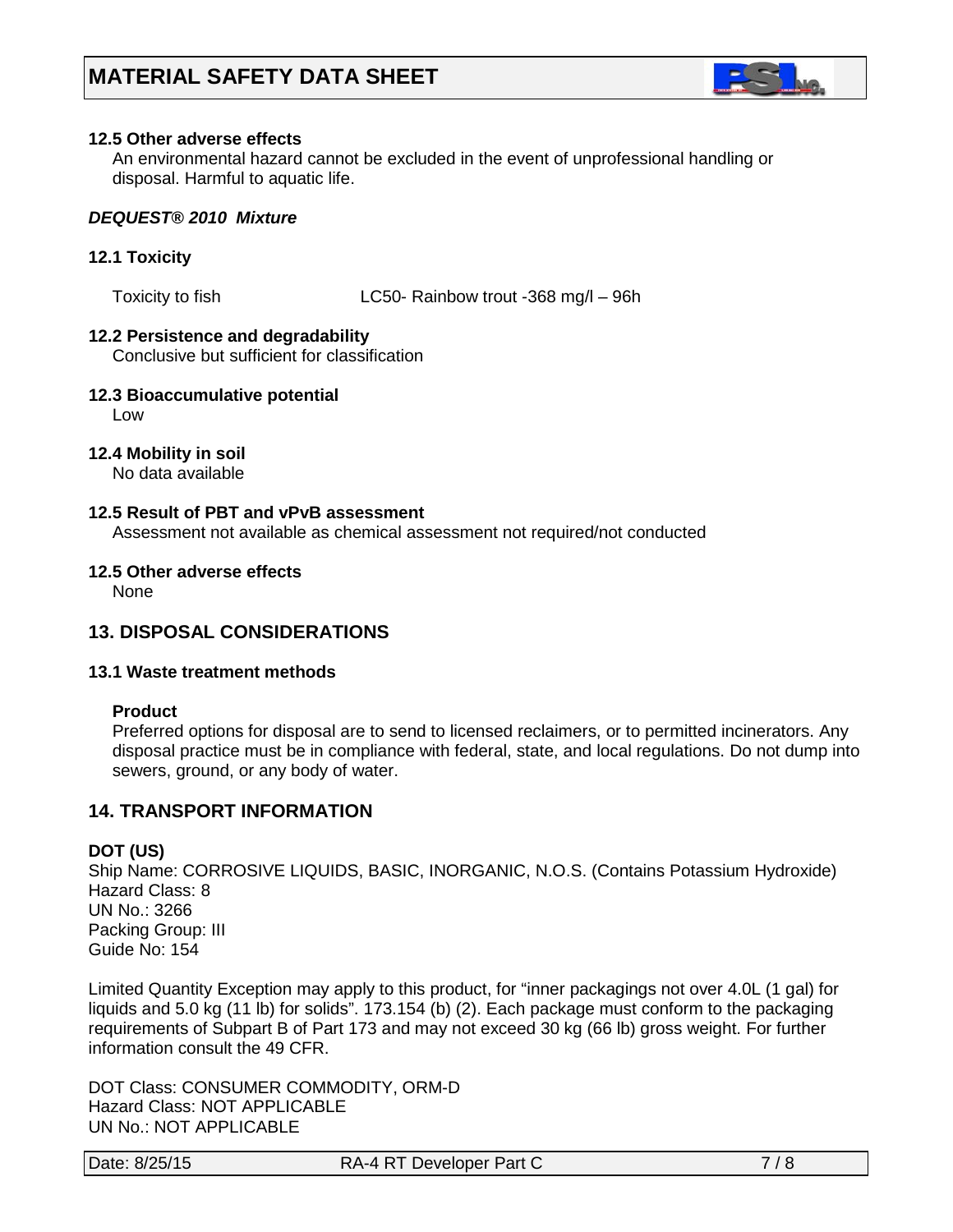#### 12.5 Other adverse effects

An environmental hazard cannot be excluded in the event of unprofessional handling or disposal. Harmful to aquatic life.

***DEQUEST® 2010 Mixture***

#### 12.1 Toxicity

Toxicity to fish LC50- Rainbow trout -368 mg/l – 96h

#### 12.2 Persistence and degradability

Conclusive but sufficient for classification

#### 12.3 Bioaccumulative potential

Low

#### 12.4 Mobility in soil

No data available

#### 12.5 Result of PBT and vPvB assessment

Assessment not available as chemical assessment not required/not conducted

#### 12.5 Other adverse effects

None

## 13. DISPOSAL CONSIDERATIONS

#### 13.1 Waste treatment methods

**Product**

Preferred options for disposal are to send to licensed reclaimers, or to permitted incinerators. Any disposal practice must be in compliance with federal, state, and local regulations. Do not dump into sewers, ground, or any body of water.

## 14. TRANSPORT INFORMATION

**DOT (US)**

Ship Name: CORROSIVE LIQUIDS, BASIC, INORGANIC, N.O.S. (Contains Potassium Hydroxide)
Hazard Class: 8
UN No.: 3266
Packing Group: III
Guide No: 154

Limited Quantity Exception may apply to this product, for "inner packagings not over 4.0L (1 gal) for liquids and 5.0 kg (11 lb) for solids". 173.154 (b) (2). Each package must conform to the packaging requirements of Subpart B of Part 173 and may not exceed 30 kg (66 lb) gross weight. For further information consult the 49 CFR.

DOT Class: CONSUMER COMMODITY, ORM-D
Hazard Class: NOT APPLICABLE
UN No.: NOT APPLICABLE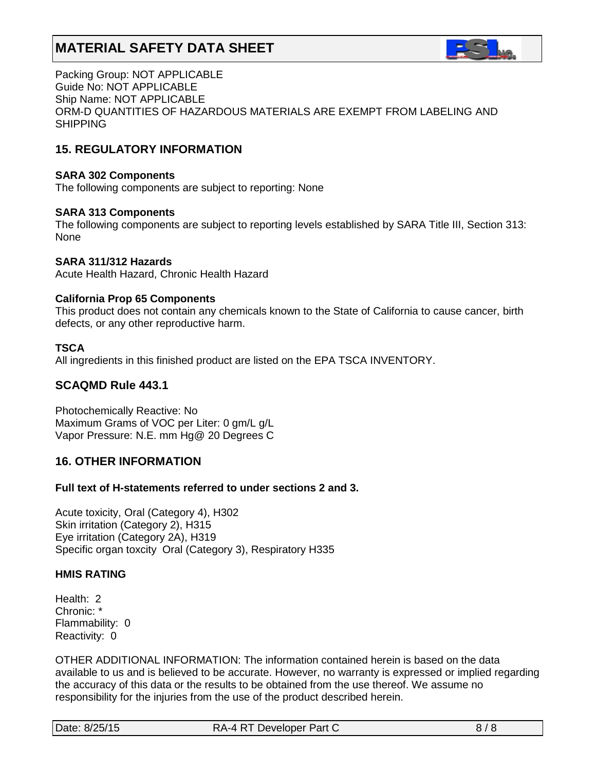Packing Group: NOT APPLICABLE
Guide No: NOT APPLICABLE
Ship Name: NOT APPLICABLE
ORM-D QUANTITIES OF HAZARDOUS MATERIALS ARE EXEMPT FROM LABELING AND SHIPPING

## 15. REGULATORY INFORMATION

**SARA 302 Components**
The following components are subject to reporting: None

**SARA 313 Components**
The following components are subject to reporting levels established by SARA Title III, Section 313: None

**SARA 311/312 Hazards**
Acute Health Hazard, Chronic Health Hazard

**California Prop 65 Components**
This product does not contain any chemicals known to the State of California to cause cancer, birth defects, or any other reproductive harm.

**TSCA**
All ingredients in this finished product are listed on the EPA TSCA INVENTORY.

## SCAQMD Rule 443.1

Photochemically Reactive: No
Maximum Grams of VOC per Liter: 0 gm/L g/L
Vapor Pressure: N.E. mm Hg@ 20 Degrees C

## 16. OTHER INFORMATION

**Full text of H-statements referred to under sections 2 and 3.**

Acute toxicity, Oral (Category 4), H302
Skin irritation (Category 2), H315
Eye irritation (Category 2A), H319
Specific organ toxcity Oral (Category 3), Respiratory H335

**HMIS RATING**

Health: 2
Chronic: *
Flammability: 0
Reactivity: 0

OTHER ADDITIONAL INFORMATION: The information contained herein is based on the data available to us and is believed to be accurate. However, no warranty is expressed or implied regarding the accuracy of this data or the results to be obtained from the use thereof. We assume no responsibility for the injuries from the use of the product described herein.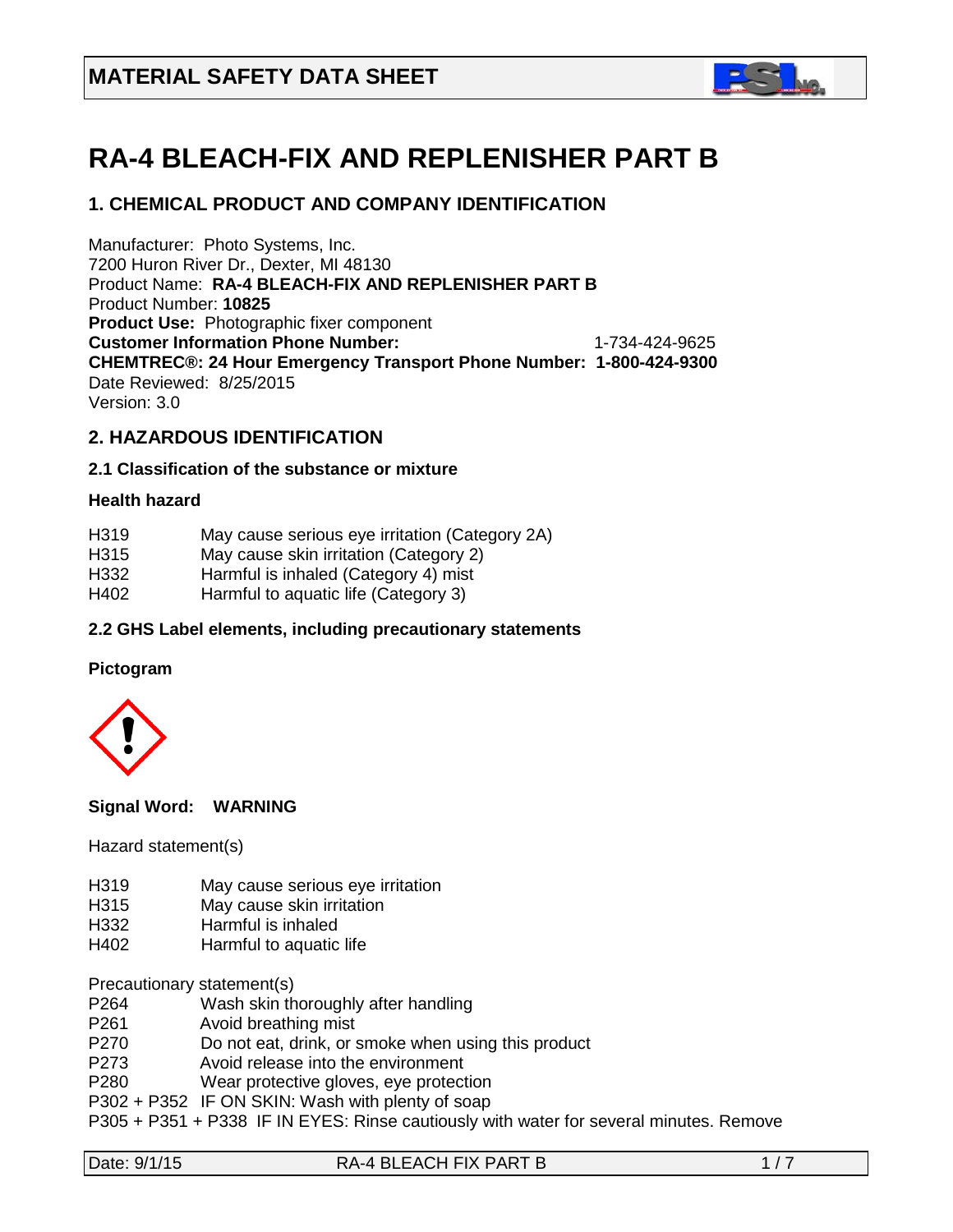# MATERIAL SAFETY DATA SHEET

# RA-4 BLEACH-FIX AND REPLENISHER PART B

## 1. CHEMICAL PRODUCT AND COMPANY IDENTIFICATION

Manufacturer: Photo Systems, Inc.
7200 Huron River Dr., Dexter, MI 48130
Product Name: **RA-4 BLEACH-FIX AND REPLENISHER PART B**
Product Number: **10825**
**Product Use:** Photographic fixer component
**Customer Information Phone Number:** 1-734-424-9625
**CHEMTREC®: 24 Hour Emergency Transport Phone Number: 1-800-424-9300**
Date Reviewed: 8/25/2015
Version: 3.0

## 2. HAZARDOUS IDENTIFICATION

### 2.1 Classification of the substance or mixture

**Health hazard**

| | |
|---|---|
| H319 | May cause serious eye irritation (Category 2A) |
| H315 | May cause skin irritation (Category 2) |
| H332 | Harmful is inhaled (Category 4) mist |
| H402 | Harmful to aquatic life (Category 3) |

### 2.2 GHS Label elements, including precautionary statements

**Pictogram**

**Signal Word: WARNING**

Hazard statement(s)

| | |
|---|---|
| H319 | May cause serious eye irritation |
| H315 | May cause skin irritation |
| H332 | Harmful is inhaled |
| H402 | Harmful to aquatic life |

Precautionary statement(s)

| | |
|---|---|
| P264 | Wash skin thoroughly after handling |
| P261 | Avoid breathing mist |
| P270 | Do not eat, drink, or smoke when using this product |
| P273 | Avoid release into the environment |
| P280 | Wear protective gloves, eye protection |

P302 + P352 IF ON SKIN: Wash with plenty of soap
P305 + P351 + P338 IF IN EYES: Rinse cautiously with water for several minutes. Remove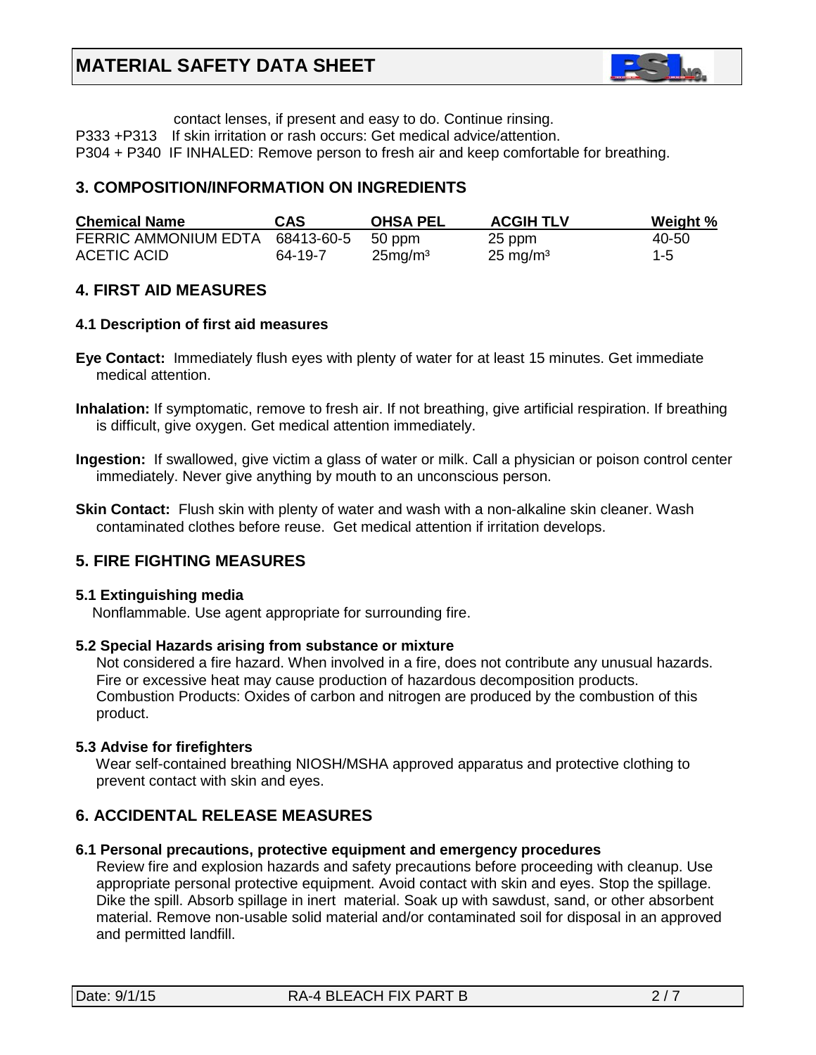contact lenses, if present and easy to do. Continue rinsing.

P333 +P313 If skin irritation or rash occurs: Get medical advice/attention.

P304 + P340 IF INHALED: Remove person to fresh air and keep comfortable for breathing.

## 3. COMPOSITION/INFORMATION ON INGREDIENTS

| Chemical Name | CAS | OHSA PEL | ACGIH TLV | Weight % |
|---|---|---|---|---|
| FERRIC AMMONIUM EDTA | 68413-60-5 | 50 ppm | 25 ppm | 40-50 |
| ACETIC ACID | 64-19-7 | 25mg/m³ | 25 mg/m³ | 1-5 |

## 4. FIRST AID MEASURES

### 4.1 Description of first aid measures

**Eye Contact:** Immediately flush eyes with plenty of water for at least 15 minutes. Get immediate medical attention.

**Inhalation:** If symptomatic, remove to fresh air. If not breathing, give artificial respiration. If breathing is difficult, give oxygen. Get medical attention immediately.

**Ingestion:** If swallowed, give victim a glass of water or milk. Call a physician or poison control center immediately. Never give anything by mouth to an unconscious person.

**Skin Contact:** Flush skin with plenty of water and wash with a non-alkaline skin cleaner. Wash contaminated clothes before reuse. Get medical attention if irritation develops.

## 5. FIRE FIGHTING MEASURES

### 5.1 Extinguishing media

Nonflammable. Use agent appropriate for surrounding fire.

### 5.2 Special Hazards arising from substance or mixture

Not considered a fire hazard. When involved in a fire, does not contribute any unusual hazards. Fire or excessive heat may cause production of hazardous decomposition products. Combustion Products: Oxides of carbon and nitrogen are produced by the combustion of this product.

### 5.3 Advise for firefighters

Wear self-contained breathing NIOSH/MSHA approved apparatus and protective clothing to prevent contact with skin and eyes.

## 6. ACCIDENTAL RELEASE MEASURES

### 6.1 Personal precautions, protective equipment and emergency procedures

Review fire and explosion hazards and safety precautions before proceeding with cleanup. Use appropriate personal protective equipment. Avoid contact with skin and eyes. Stop the spillage. Dike the spill. Absorb spillage in inert material. Soak up with sawdust, sand, or other absorbent material. Remove non-usable solid material and/or contaminated soil for disposal in an approved and permitted landfill.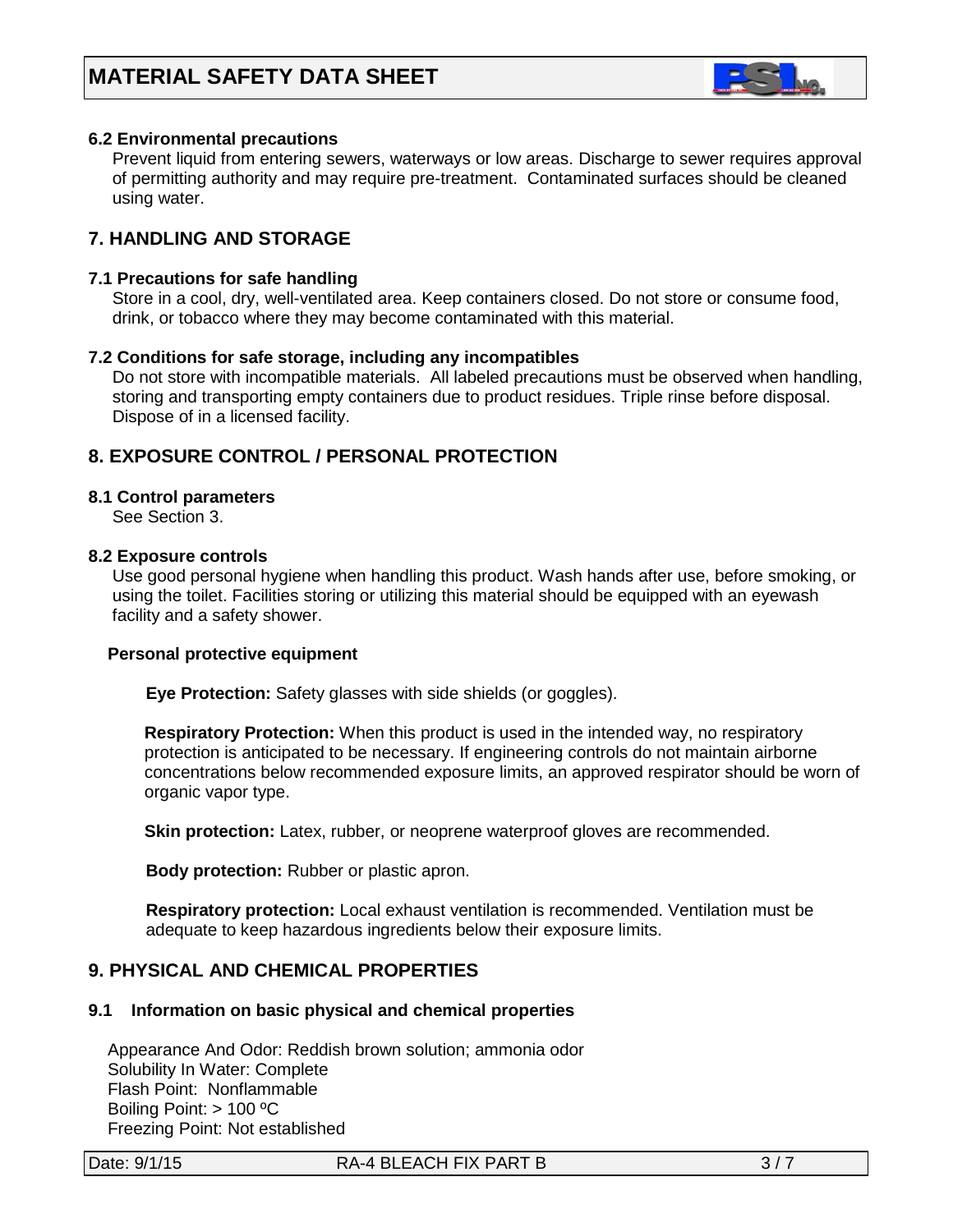### 6.2 Environmental precautions

Prevent liquid from entering sewers, waterways or low areas. Discharge to sewer requires approval of permitting authority and may require pre-treatment. Contaminated surfaces should be cleaned using water.

## 7. HANDLING AND STORAGE

### 7.1 Precautions for safe handling

Store in a cool, dry, well-ventilated area. Keep containers closed. Do not store or consume food, drink, or tobacco where they may become contaminated with this material.

### 7.2 Conditions for safe storage, including any incompatibles

Do not store with incompatible materials. All labeled precautions must be observed when handling, storing and transporting empty containers due to product residues. Triple rinse before disposal. Dispose of in a licensed facility.

## 8. EXPOSURE CONTROL / PERSONAL PROTECTION

### 8.1 Control parameters

See Section 3.

### 8.2 Exposure controls

Use good personal hygiene when handling this product. Wash hands after use, before smoking, or using the toilet. Facilities storing or utilizing this material should be equipped with an eyewash facility and a safety shower.

**Personal protective equipment**

**Eye Protection:** Safety glasses with side shields (or goggles).

**Respiratory Protection:** When this product is used in the intended way, no respiratory protection is anticipated to be necessary. If engineering controls do not maintain airborne concentrations below recommended exposure limits, an approved respirator should be worn of organic vapor type.

**Skin protection:** Latex, rubber, or neoprene waterproof gloves are recommended.

**Body protection:** Rubber or plastic apron.

**Respiratory protection:** Local exhaust ventilation is recommended. Ventilation must be adequate to keep hazardous ingredients below their exposure limits.

## 9. PHYSICAL AND CHEMICAL PROPERTIES

### 9.1 Information on basic physical and chemical properties

Appearance And Odor: Reddish brown solution; ammonia odor
Solubility In Water: Complete
Flash Point: Nonflammable
Boiling Point: > 100 ºC
Freezing Point: Not established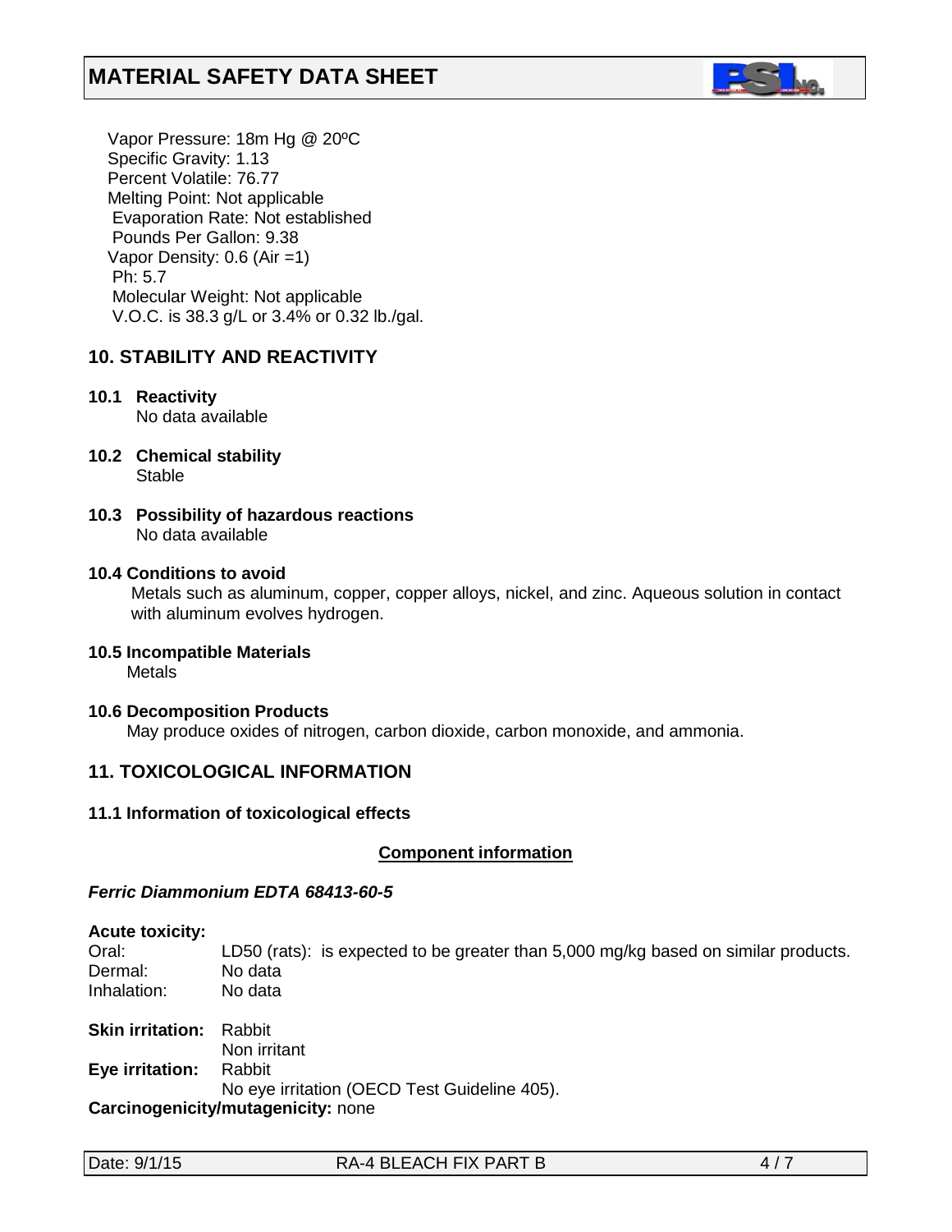Vapor Pressure: 18m Hg @ 20ºC
Specific Gravity: 1.13
Percent Volatile: 76.77
Melting Point: Not applicable
Evaporation Rate: Not established
Pounds Per Gallon: 9.38
Vapor Density: 0.6 (Air =1)
Ph: 5.7
Molecular Weight: Not applicable
V.O.C. is 38.3 g/L or 3.4% or 0.32 lb./gal.

## 10. STABILITY AND REACTIVITY

**10.1 Reactivity**
No data available

**10.2 Chemical stability**
Stable

**10.3 Possibility of hazardous reactions**
No data available

**10.4 Conditions to avoid**
Metals such as aluminum, copper, copper alloys, nickel, and zinc. Aqueous solution in contact with aluminum evolves hydrogen.

**10.5 Incompatible Materials**
Metals

**10.6 Decomposition Products**
May produce oxides of nitrogen, carbon dioxide, carbon monoxide, and ammonia.

## 11. TOXICOLOGICAL INFORMATION

**11.1 Information of toxicological effects**

**Component information**

***Ferric Diammonium EDTA 68413-60-5***

**Acute toxicity:**

| | |
|---|---|
| Oral: | LD50 (rats): is expected to be greater than 5,000 mg/kg based on similar products. |
| Dermal: | No data |
| Inhalation: | No data |

**Skin irritation:** Rabbit
Non irritant

**Eye irritation:** Rabbit
No eye irritation (OECD Test Guideline 405).

**Carcinogenicity/mutagenicity:** none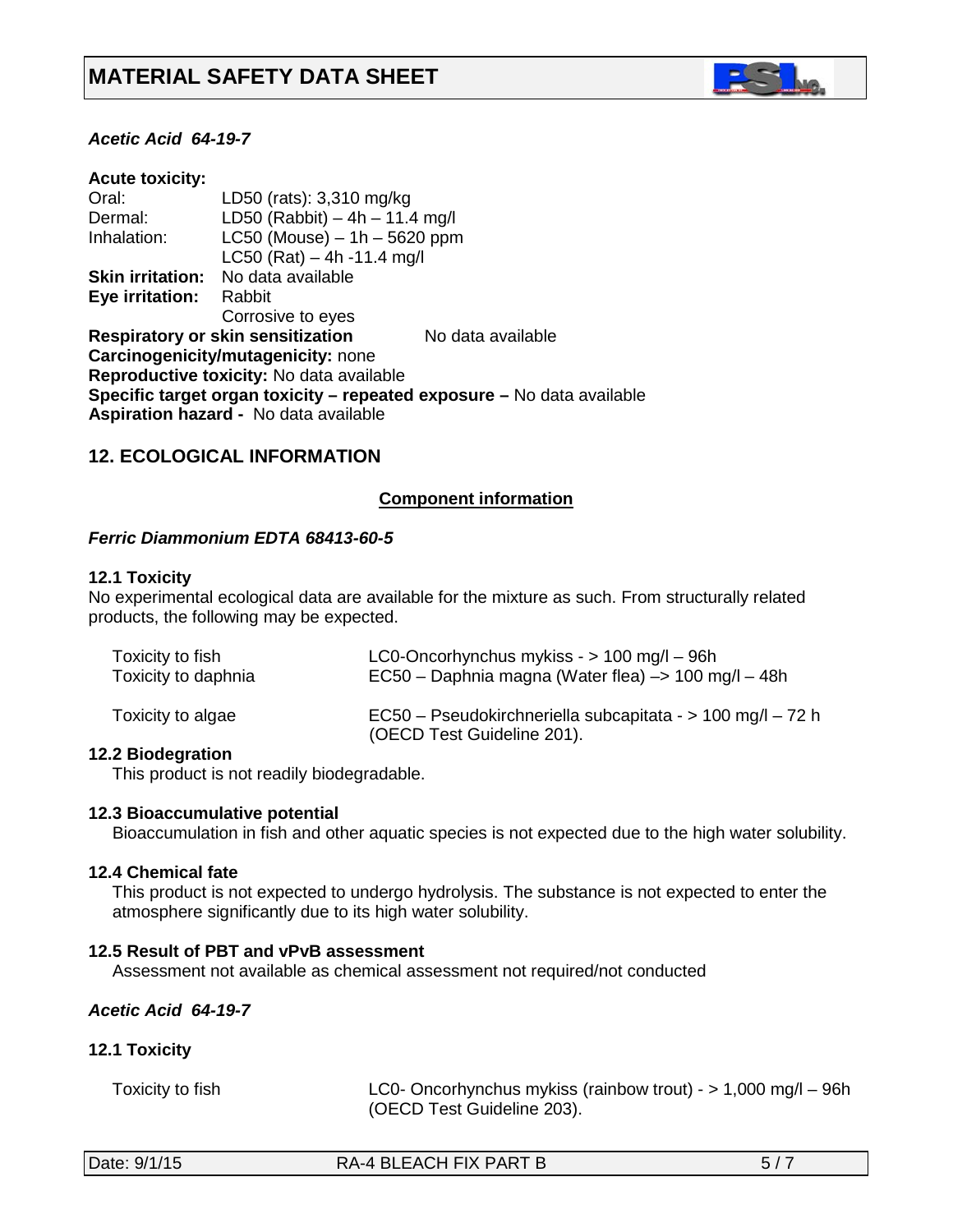# MATERIAL SAFETY DATA SHEET

***Acetic Acid 64-19-7***

**Acute toxicity:**

| | |
|---|---|
| Oral: | LD50 (rats): 3,310 mg/kg |
| Dermal: | LD50 (Rabbit) – 4h – 11.4 mg/l |
| Inhalation: | LC50 (Mouse) – 1h – 5620 ppm |
| | LC50 (Rat) – 4h -11.4 mg/l |
| **Skin irritation:** | No data available |
| **Eye irritation:** | Rabbit |
| | Corrosive to eyes |

**Respiratory or skin sensitization** No data available

**Carcinogenicity/mutagenicity:** none

**Reproductive toxicity:** No data available

**Specific target organ toxicity – repeated exposure –** No data available

**Aspiration hazard -** No data available

## 12. ECOLOGICAL INFORMATION

**Component information**

***Ferric Diammonium EDTA 68413-60-5***

**12.1 Toxicity**

No experimental ecological data are available for the mixture as such. From structurally related products, the following may be expected.

| | |
|---|---|
| Toxicity to fish | LC0-Oncorhynchus mykiss - > 100 mg/l – 96h |
| Toxicity to daphnia | EC50 – Daphnia magna (Water flea) –> 100 mg/l – 48h |
| Toxicity to algae | EC50 – Pseudokirchneriella subcapitata - > 100 mg/l – 72 h (OECD Test Guideline 201). |

**12.2 Biodegration**

This product is not readily biodegradable.

**12.3 Bioaccumulative potential**

Bioaccumulation in fish and other aquatic species is not expected due to the high water solubility.

**12.4 Chemical fate**

This product is not expected to undergo hydrolysis. The substance is not expected to enter the atmosphere significantly due to its high water solubility.

**12.5 Result of PBT and vPvB assessment**

Assessment not available as chemical assessment not required/not conducted

***Acetic Acid 64-19-7***

**12.1 Toxicity**

| | |
|---|---|
| Toxicity to fish | LC0- Oncorhynchus mykiss (rainbow trout) - > 1,000 mg/l – 96h (OECD Test Guideline 203). |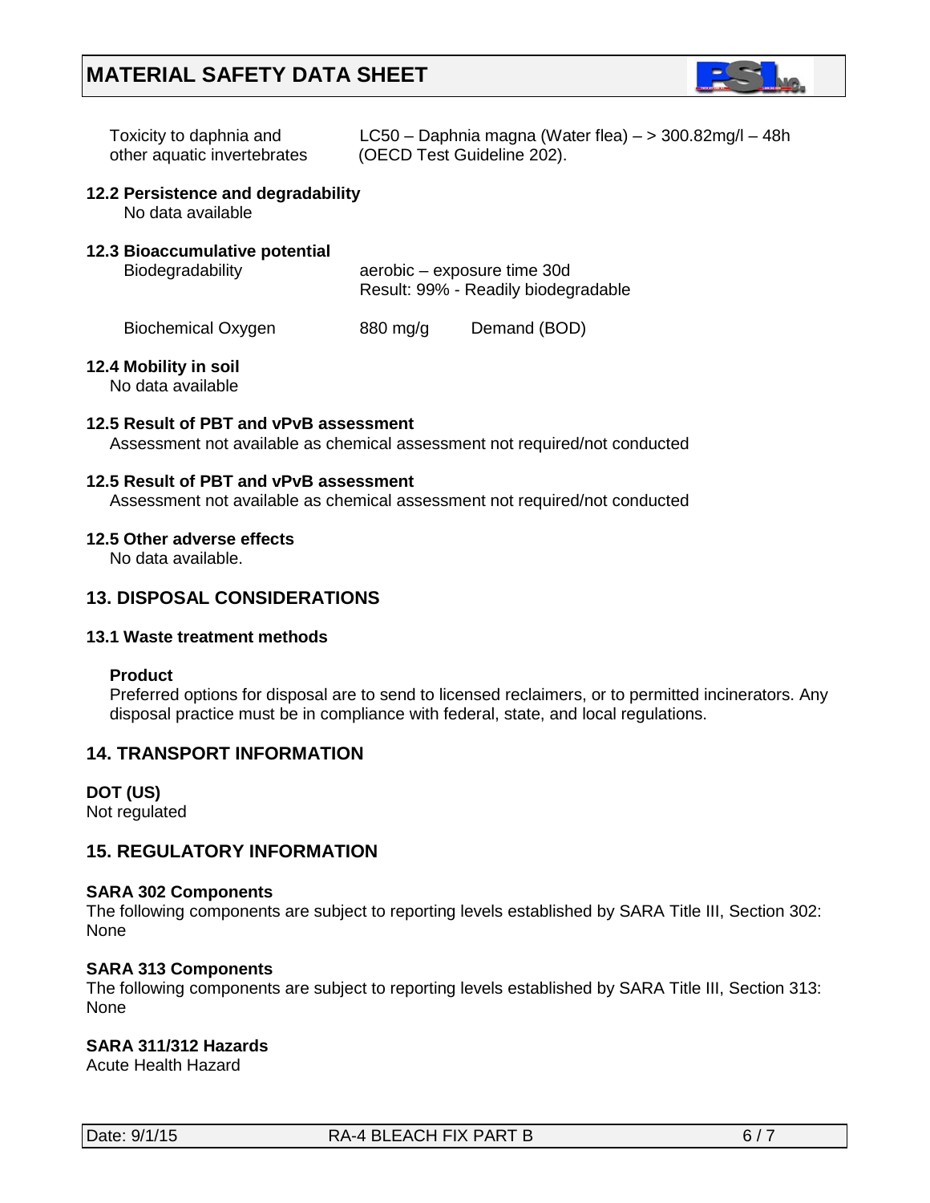| | |
|---|---|
| Toxicity to daphnia and other aquatic invertebrates | LC50 – Daphnia magna (Water flea) – > 300.82mg/l – 48h (OECD Test Guideline 202). |

### 12.2 Persistence and degradability

No data available

### 12.3 Bioaccumulative potential

| | | |
|---|---|---|
| Biodegradability | aerobic – exposure time 30d<br>Result: 99% - Readily biodegradable | |
| Biochemical Oxygen | 880 mg/g | Demand (BOD) |

### 12.4 Mobility in soil

No data available

### 12.5 Result of PBT and vPvB assessment

Assessment not available as chemical assessment not required/not conducted

### 12.5 Result of PBT and vPvB assessment

Assessment not available as chemical assessment not required/not conducted

### 12.5 Other adverse effects

No data available.

## 13. DISPOSAL CONSIDERATIONS

### 13.1 Waste treatment methods

**Product**

Preferred options for disposal are to send to licensed reclaimers, or to permitted incinerators. Any disposal practice must be in compliance with federal, state, and local regulations.

## 14. TRANSPORT INFORMATION

**DOT (US)**

Not regulated

## 15. REGULATORY INFORMATION

**SARA 302 Components**

The following components are subject to reporting levels established by SARA Title III, Section 302: None

**SARA 313 Components**

The following components are subject to reporting levels established by SARA Title III, Section 313: None

**SARA 311/312 Hazards**

Acute Health Hazard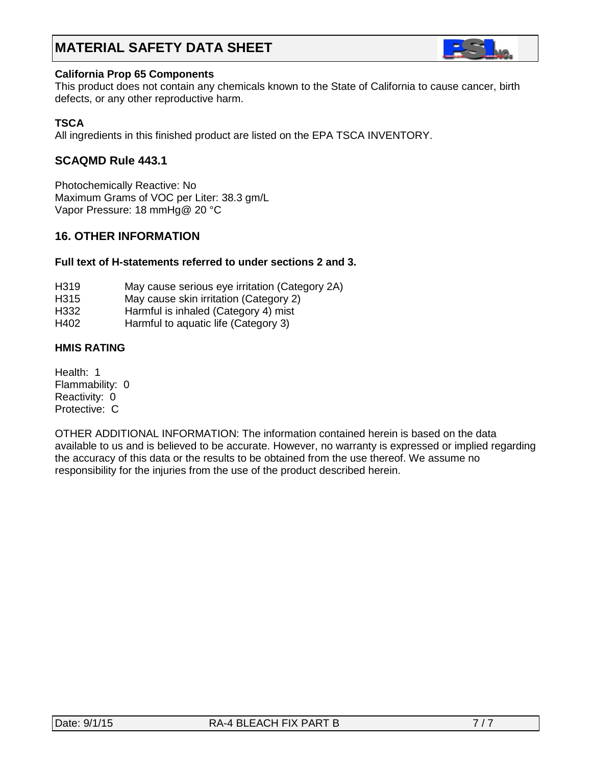**California Prop 65 Components**

This product does not contain any chemicals known to the State of California to cause cancer, birth defects, or any other reproductive harm.

**TSCA**

All ingredients in this finished product are listed on the EPA TSCA INVENTORY.

### SCAQMD Rule 443.1

Photochemically Reactive: No
Maximum Grams of VOC per Liter: 38.3 gm/L
Vapor Pressure: 18 mmHg@ 20 °C

## 16. OTHER INFORMATION

**Full text of H-statements referred to under sections 2 and 3.**

H319 May cause serious eye irritation (Category 2A)
H315 May cause skin irritation (Category 2)
H332 Harmful is inhaled (Category 4) mist
H402 Harmful to aquatic life (Category 3)

**HMIS RATING**

Health: 1
Flammability: 0
Reactivity: 0
Protective: C

OTHER ADDITIONAL INFORMATION: The information contained herein is based on the data available to us and is believed to be accurate. However, no warranty is expressed or implied regarding the accuracy of this data or the results to be obtained from the use thereof. We assume no responsibility for the injuries from the use of the product described herein.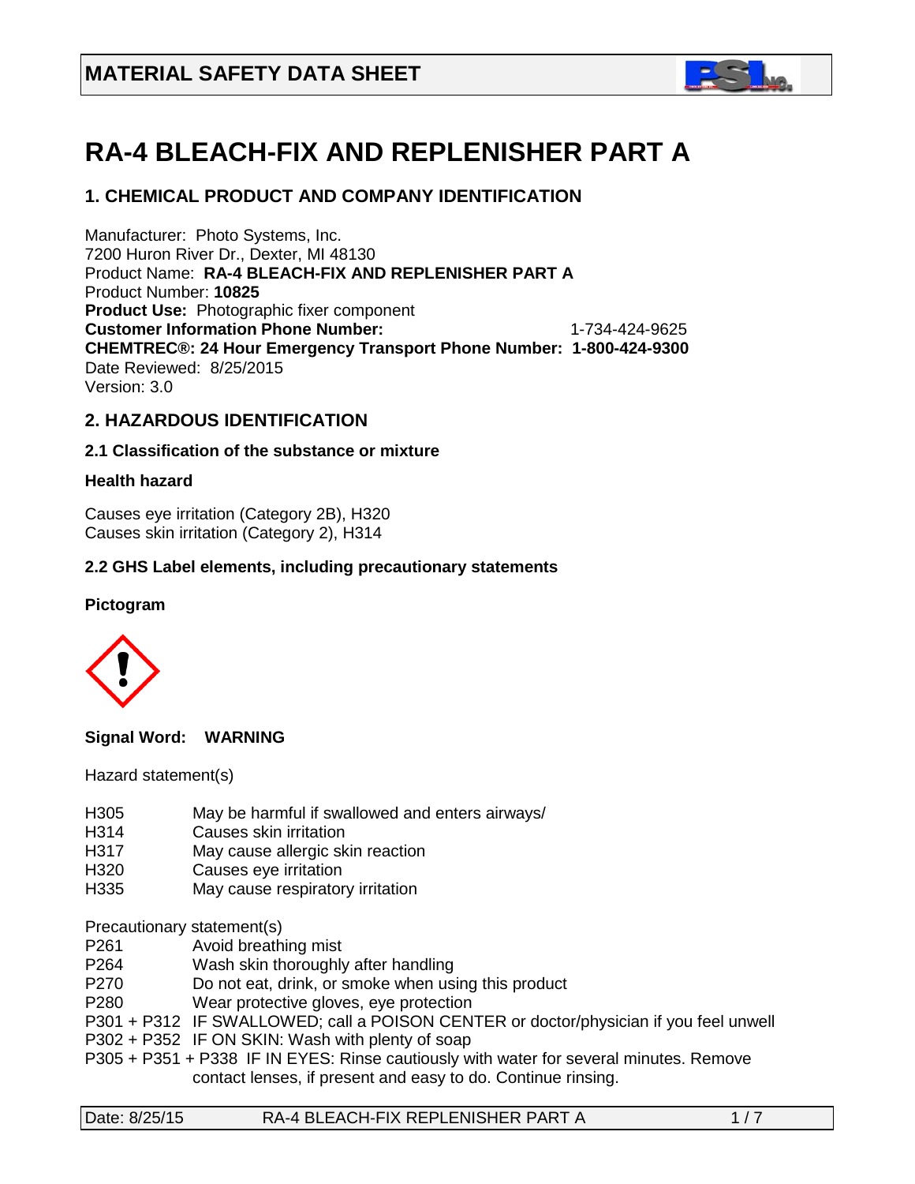# MATERIAL SAFETY DATA SHEET

# RA-4 BLEACH-FIX AND REPLENISHER PART A

## 1. CHEMICAL PRODUCT AND COMPANY IDENTIFICATION

Manufacturer: Photo Systems, Inc.
7200 Huron River Dr., Dexter, MI 48130
Product Name: **RA-4 BLEACH-FIX AND REPLENISHER PART A**
Product Number: **10825**
**Product Use:** Photographic fixer component
**Customer Information Phone Number:** 1-734-424-9625
**CHEMTREC®: 24 Hour Emergency Transport Phone Number: 1-800-424-9300**
Date Reviewed: 8/25/2015
Version: 3.0

## 2. HAZARDOUS IDENTIFICATION

### 2.1 Classification of the substance or mixture

**Health hazard**

Causes eye irritation (Category 2B), H320
Causes skin irritation (Category 2), H314

### 2.2 GHS Label elements, including precautionary statements

**Pictogram**

**Signal Word: WARNING**

Hazard statement(s)

- H305 May be harmful if swallowed and enters airways/
- H314 Causes skin irritation
- H317 May cause allergic skin reaction
- H320 Causes eye irritation
- H335 May cause respiratory irritation

Precautionary statement(s)

- P261 Avoid breathing mist
- P264 Wash skin thoroughly after handling
- P270 Do not eat, drink, or smoke when using this product
- P280 Wear protective gloves, eye protection
- P301 + P312 IF SWALLOWED; call a POISON CENTER or doctor/physician if you feel unwell
- P302 + P352 IF ON SKIN: Wash with plenty of soap
- P305 + P351 + P338 IF IN EYES: Rinse cautiously with water for several minutes. Remove contact lenses, if present and easy to do. Continue rinsing.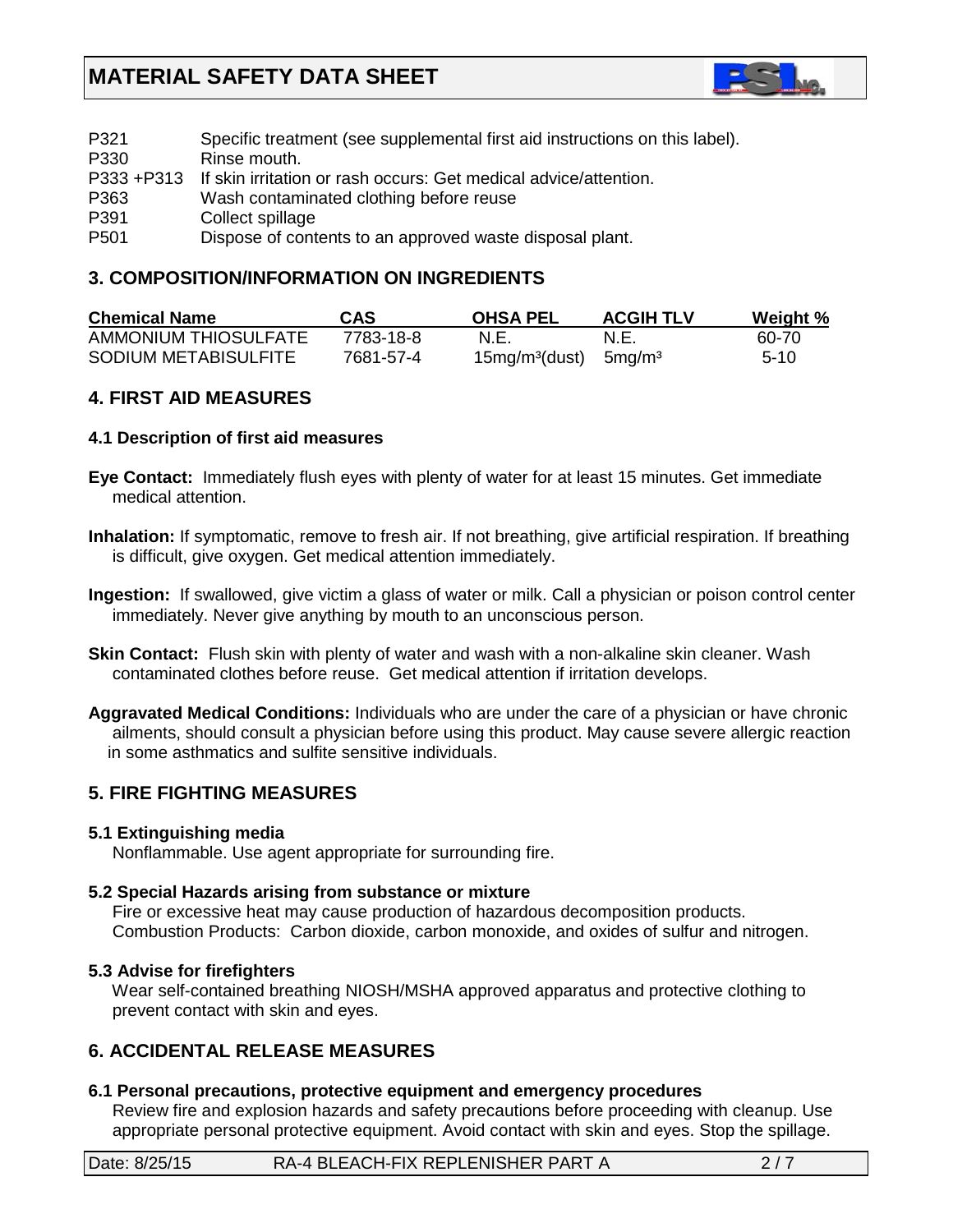P321 Specific treatment (see supplemental first aid instructions on this label).
P330 Rinse mouth.
P333 +P313 If skin irritation or rash occurs: Get medical advice/attention.
P363 Wash contaminated clothing before reuse
P391 Collect spillage
P501 Dispose of contents to an approved waste disposal plant.

## 3. COMPOSITION/INFORMATION ON INGREDIENTS

| Chemical Name | CAS | OHSA PEL | ACGIH TLV | Weight % |
|---|---|---|---|---|
| AMMONIUM THIOSULFATE | 7783-18-8 | N.E. | N.E. | 60-70 |
| SODIUM METABISULFITE | 7681-57-4 | 15mg/m³(dust) | 5mg/m³ | 5-10 |

## 4. FIRST AID MEASURES

### 4.1 Description of first aid measures

**Eye Contact:** Immediately flush eyes with plenty of water for at least 15 minutes. Get immediate medical attention.

**Inhalation:** If symptomatic, remove to fresh air. If not breathing, give artificial respiration. If breathing is difficult, give oxygen. Get medical attention immediately.

**Ingestion:** If swallowed, give victim a glass of water or milk. Call a physician or poison control center immediately. Never give anything by mouth to an unconscious person.

**Skin Contact:** Flush skin with plenty of water and wash with a non-alkaline skin cleaner. Wash contaminated clothes before reuse. Get medical attention if irritation develops.

**Aggravated Medical Conditions:** Individuals who are under the care of a physician or have chronic ailments, should consult a physician before using this product. May cause severe allergic reaction in some asthmatics and sulfite sensitive individuals.

## 5. FIRE FIGHTING MEASURES

### 5.1 Extinguishing media

Nonflammable. Use agent appropriate for surrounding fire.

### 5.2 Special Hazards arising from substance or mixture

Fire or excessive heat may cause production of hazardous decomposition products.
Combustion Products: Carbon dioxide, carbon monoxide, and oxides of sulfur and nitrogen.

### 5.3 Advise for firefighters

Wear self-contained breathing NIOSH/MSHA approved apparatus and protective clothing to prevent contact with skin and eyes.

## 6. ACCIDENTAL RELEASE MEASURES

### 6.1 Personal precautions, protective equipment and emergency procedures

Review fire and explosion hazards and safety precautions before proceeding with cleanup. Use appropriate personal protective equipment. Avoid contact with skin and eyes. Stop the spillage.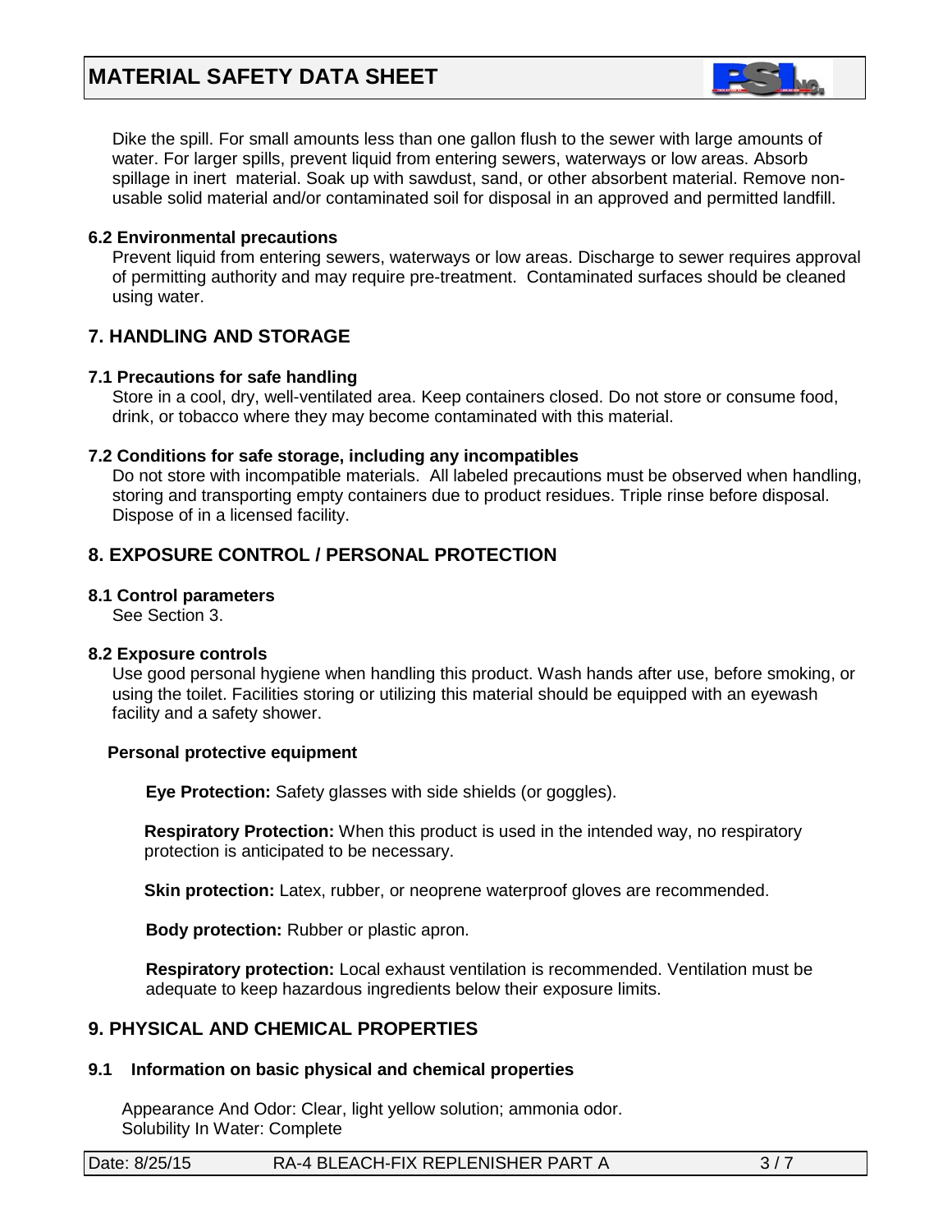Dike the spill. For small amounts less than one gallon flush to the sewer with large amounts of water. For larger spills, prevent liquid from entering sewers, waterways or low areas. Absorb spillage in inert material. Soak up with sawdust, sand, or other absorbent material. Remove non-usable solid material and/or contaminated soil for disposal in an approved and permitted landfill.

### 6.2 Environmental precautions

Prevent liquid from entering sewers, waterways or low areas. Discharge to sewer requires approval of permitting authority and may require pre-treatment. Contaminated surfaces should be cleaned using water.

## 7. HANDLING AND STORAGE

### 7.1 Precautions for safe handling

Store in a cool, dry, well-ventilated area. Keep containers closed. Do not store or consume food, drink, or tobacco where they may become contaminated with this material.

### 7.2 Conditions for safe storage, including any incompatibles

Do not store with incompatible materials. All labeled precautions must be observed when handling, storing and transporting empty containers due to product residues. Triple rinse before disposal. Dispose of in a licensed facility.

## 8. EXPOSURE CONTROL / PERSONAL PROTECTION

### 8.1 Control parameters

See Section 3.

### 8.2 Exposure controls

Use good personal hygiene when handling this product. Wash hands after use, before smoking, or using the toilet. Facilities storing or utilizing this material should be equipped with an eyewash facility and a safety shower.

**Personal protective equipment**

**Eye Protection:** Safety glasses with side shields (or goggles).

**Respiratory Protection:** When this product is used in the intended way, no respiratory protection is anticipated to be necessary.

**Skin protection:** Latex, rubber, or neoprene waterproof gloves are recommended.

**Body protection:** Rubber or plastic apron.

**Respiratory protection:** Local exhaust ventilation is recommended. Ventilation must be adequate to keep hazardous ingredients below their exposure limits.

## 9. PHYSICAL AND CHEMICAL PROPERTIES

### 9.1 Information on basic physical and chemical properties

Appearance And Odor: Clear, light yellow solution; ammonia odor.
Solubility In Water: Complete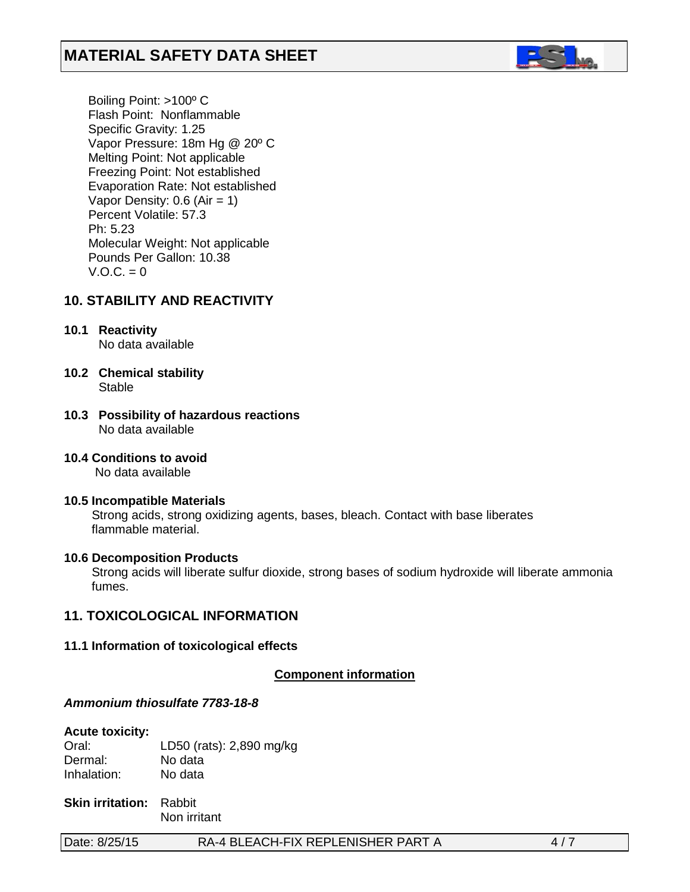Boiling Point: >100º C
Flash Point: Nonflammable
Specific Gravity: 1.25
Vapor Pressure: 18m Hg @ 20º C
Melting Point: Not applicable
Freezing Point: Not established
Evaporation Rate: Not established
Vapor Density: 0.6 (Air = 1)
Percent Volatile: 57.3
Ph: 5.23
Molecular Weight: Not applicable
Pounds Per Gallon: 10.38
V.O.C. = 0

## 10. STABILITY AND REACTIVITY

**10.1 Reactivity**
No data available

**10.2 Chemical stability**
Stable

**10.3 Possibility of hazardous reactions**
No data available

**10.4 Conditions to avoid**
No data available

**10.5 Incompatible Materials**
Strong acids, strong oxidizing agents, bases, bleach. Contact with base liberates flammable material.

**10.6 Decomposition Products**
Strong acids will liberate sulfur dioxide, strong bases of sodium hydroxide will liberate ammonia fumes.

## 11. TOXICOLOGICAL INFORMATION

**11.1 Information of toxicological effects**

**Component information**

***Ammonium thiosulfate 7783-18-8***

**Acute toxicity:**

| | |
|---|---|
| Oral: | LD50 (rats): 2,890 mg/kg |
| Dermal: | No data |
| Inhalation: | No data |

**Skin irritation:** Rabbit
Non irritant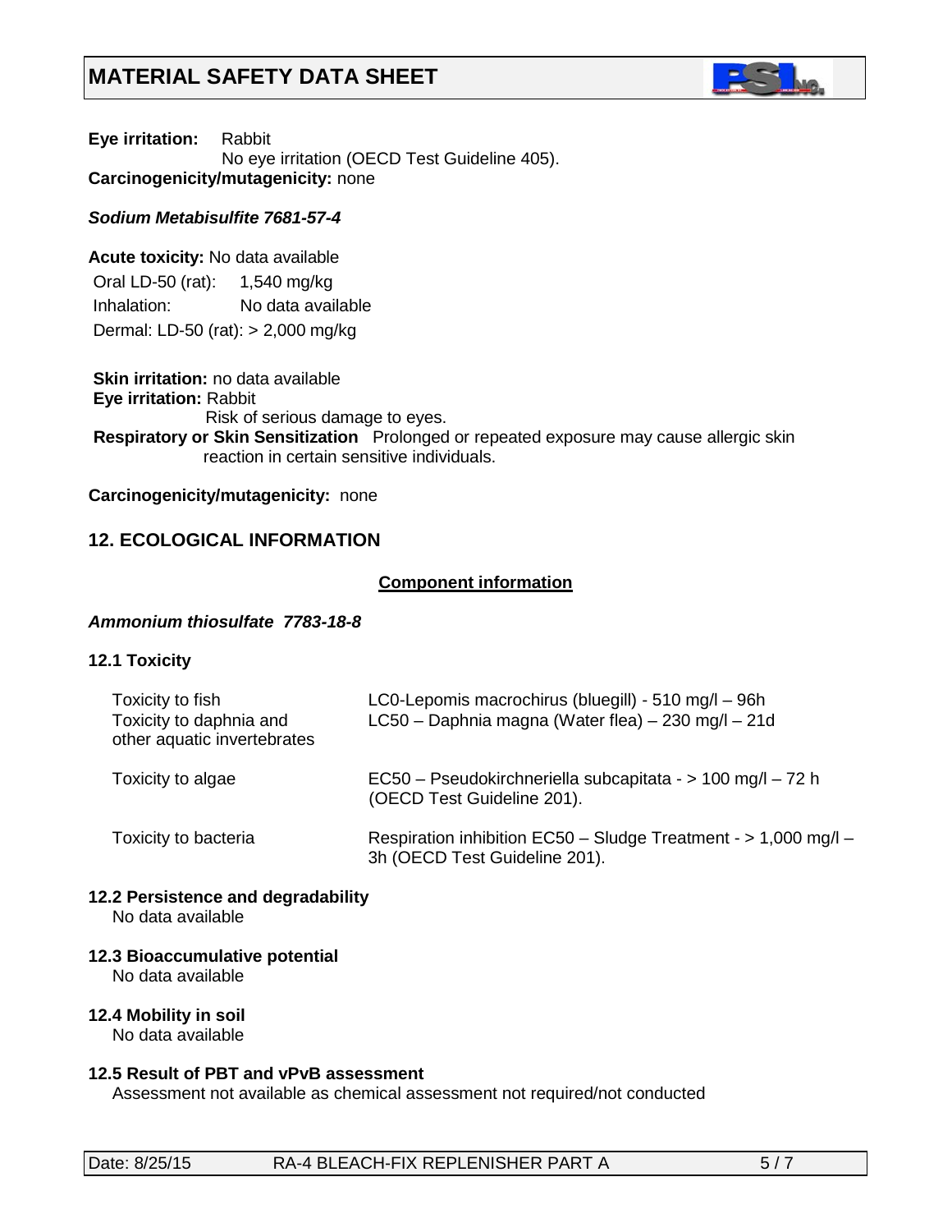**Eye irritation:** Rabbit
No eye irritation (OECD Test Guideline 405).
**Carcinogenicity/mutagenicity:** none

***Sodium Metabisulfite 7681-57-4***

**Acute toxicity:** No data available

Oral LD-50 (rat): 1,540 mg/kg
Inhalation: No data available
Dermal: LD-50 (rat): > 2,000 mg/kg

**Skin irritation:** no data available
**Eye irritation:** Rabbit
Risk of serious damage to eyes.
**Respiratory or Skin Sensitization** Prolonged or repeated exposure may cause allergic skin reaction in certain sensitive individuals.

**Carcinogenicity/mutagenicity:** none

## 12. ECOLOGICAL INFORMATION

**Component information**

***Ammonium thiosulfate 7783-18-8***

**12.1 Toxicity**

| | |
|---|---|
| Toxicity to fish | LC0-Lepomis macrochirus (bluegill) - 510 mg/l – 96h |
| Toxicity to daphnia and other aquatic invertebrates | LC50 – Daphnia magna (Water flea) – 230 mg/l – 21d |
| Toxicity to algae | EC50 – Pseudokirchneriella subcapitata - > 100 mg/l – 72 h (OECD Test Guideline 201). |
| Toxicity to bacteria | Respiration inhibition EC50 – Sludge Treatment - > 1,000 mg/l – 3h (OECD Test Guideline 201). |

**12.2 Persistence and degradability**
No data available

**12.3 Bioaccumulative potential**
No data available

**12.4 Mobility in soil**
No data available

**12.5 Result of PBT and vPvB assessment**
Assessment not available as chemical assessment not required/not conducted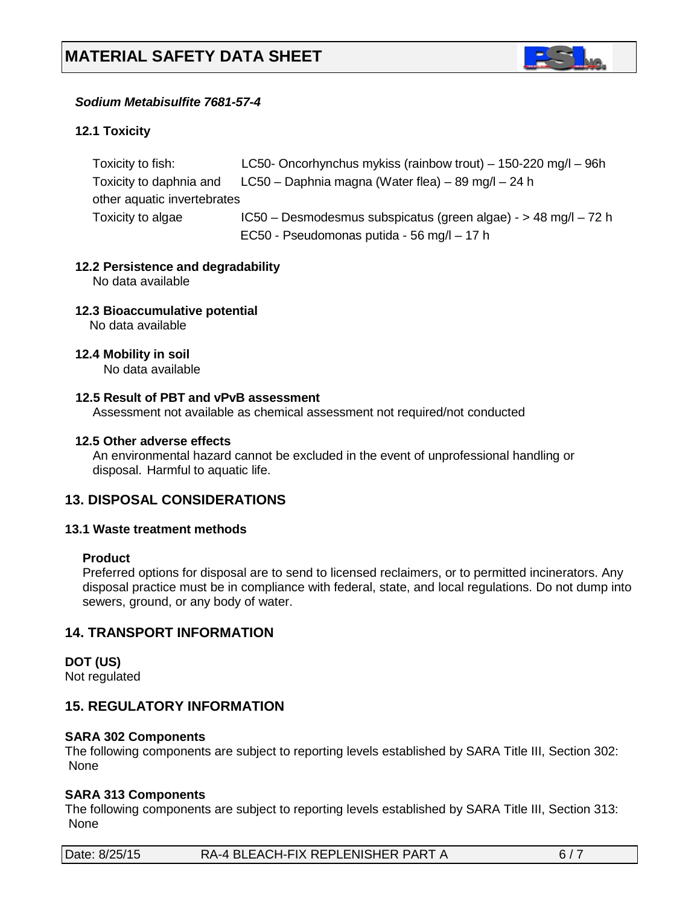*Sodium Metabisulfite 7681-57-4*

**12.1 Toxicity**

| | |
|---|---|
| Toxicity to fish: | LC50- Oncorhynchus mykiss (rainbow trout) – 150-220 mg/l – 96h |
| Toxicity to daphnia and other aquatic invertebrates | LC50 – Daphnia magna (Water flea) – 89 mg/l – 24 h |
| Toxicity to algae | IC50 – Desmodesmus subspicatus (green algae) - > 48 mg/l – 72 h |
| | EC50 - Pseudomonas putida - 56 mg/l – 17 h |

**12.2 Persistence and degradability**

No data available

**12.3 Bioaccumulative potential**

No data available

**12.4 Mobility in soil**

No data available

**12.5 Result of PBT and vPvB assessment**

Assessment not available as chemical assessment not required/not conducted

**12.5 Other adverse effects**

An environmental hazard cannot be excluded in the event of unprofessional handling or disposal. Harmful to aquatic life.

## 13. DISPOSAL CONSIDERATIONS

**13.1 Waste treatment methods**

**Product**

Preferred options for disposal are to send to licensed reclaimers, or to permitted incinerators. Any disposal practice must be in compliance with federal, state, and local regulations. Do not dump into sewers, ground, or any body of water.

## 14. TRANSPORT INFORMATION

**DOT (US)**

Not regulated

## 15. REGULATORY INFORMATION

**SARA 302 Components**

The following components are subject to reporting levels established by SARA Title III, Section 302:
None

**SARA 313 Components**

The following components are subject to reporting levels established by SARA Title III, Section 313:
None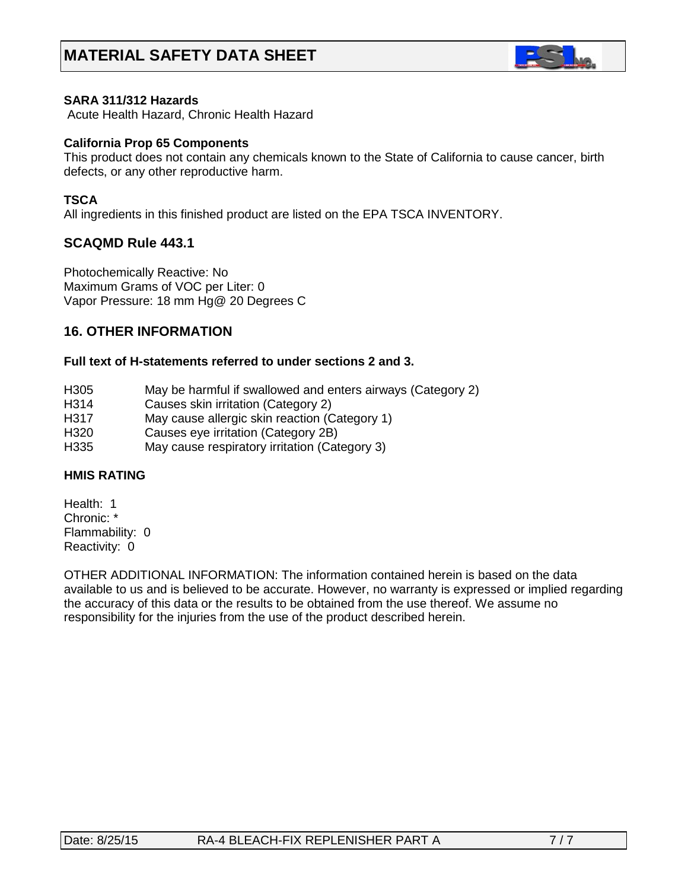**SARA 311/312 Hazards**

Acute Health Hazard, Chronic Health Hazard

**California Prop 65 Components**

This product does not contain any chemicals known to the State of California to cause cancer, birth defects, or any other reproductive harm.

**TSCA**

All ingredients in this finished product are listed on the EPA TSCA INVENTORY.

## SCAQMD Rule 443.1

Photochemically Reactive: No
Maximum Grams of VOC per Liter: 0
Vapor Pressure: 18 mm Hg@ 20 Degrees C

## 16. OTHER INFORMATION

**Full text of H-statements referred to under sections 2 and 3.**

| | |
|---|---|
| H305 | May be harmful if swallowed and enters airways (Category 2) |
| H314 | Causes skin irritation (Category 2) |
| H317 | May cause allergic skin reaction (Category 1) |
| H320 | Causes eye irritation (Category 2B) |
| H335 | May cause respiratory irritation (Category 3) |

**HMIS RATING**

Health: 1
Chronic: *
Flammability: 0
Reactivity: 0

OTHER ADDITIONAL INFORMATION: The information contained herein is based on the data available to us and is believed to be accurate. However, no warranty is expressed or implied regarding the accuracy of this data or the results to be obtained from the use thereof. We assume no responsibility for the injuries from the use of the product described herein.